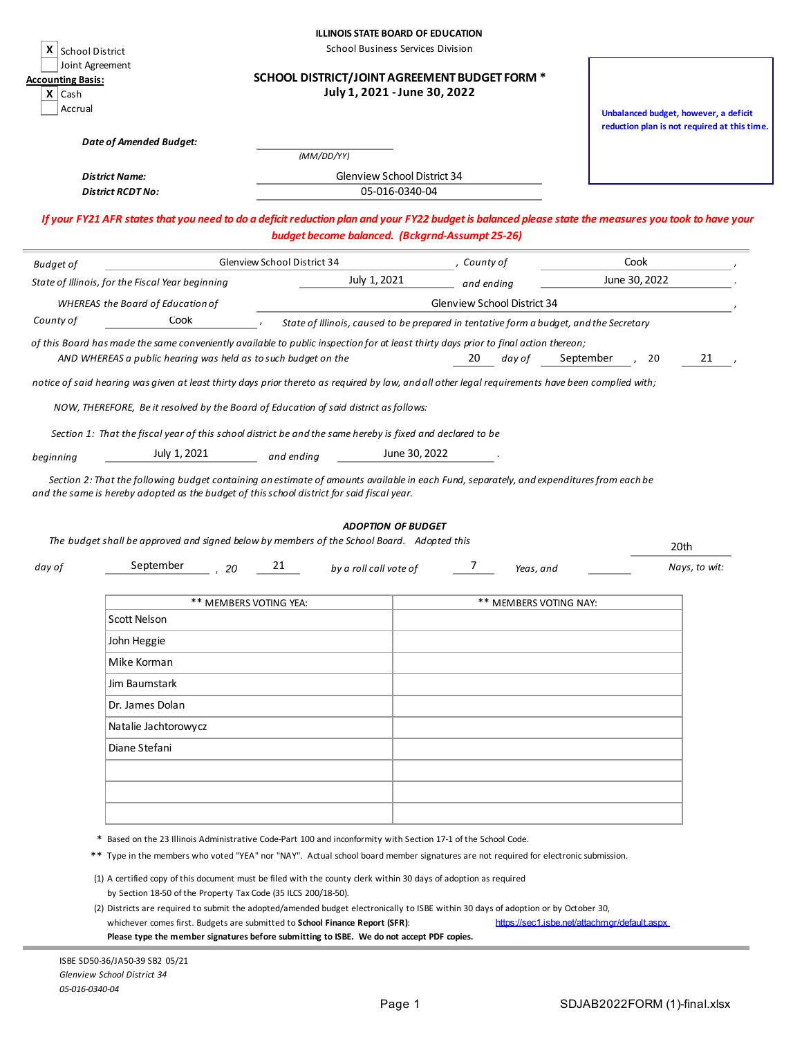ILLINOIS STATE BOARD OF EDUCATION

School Business Services Division

- [X] School District
- [ ] Joint Agreement

**Accounting Basis:**

- [X] Cash
- [ ] Accrual

## SCHOOL DISTRICT/JOINT AGREEMENT BUDGET FORM *

**July 1, 2021 - June 30, 2022**

Unbalanced budget, however, a deficit reduction plan is not required at this time.

***Date of Amended Budget:*** ____________ *(MM/DD/YY)*

***District Name:*** Glenview School District 34

***District RCDT No:*** 05-016-0340-04

*If your FY21 AFR states that you need to do a deficit reduction plan and your FY22 budget is balanced please state the measures you took to have your budget become balanced. (Bckgrnd-Assumpt 25-26)*

---

*Budget of* Glenview School District 34 *, County of* Cook *,*
*State of Illinois, for the Fiscal Year beginning* July 1, 2021 *and ending* June 30, 2022 *.*

*WHEREAS the Board of Education of* Glenview School District 34 *,*
*County of* Cook *, State of Illinois, caused to be prepared in tentative form a budget, and the Secretary of this Board has made the same conveniently available to public inspection for at least thirty days prior to final action thereon;*

*AND WHEREAS a public hearing was held as to such budget on the* 20 *day of* September *, 20* 21 *,*

*notice of said hearing was given at least thirty days prior thereto as required by law, and all other legal requirements have been complied with;*

*NOW, THEREFORE, Be it resolved by the Board of Education of said district as follows:*

*Section 1: That the fiscal year of this school district be and the same hereby is fixed and declared to be beginning* July 1, 2021 *and ending* June 30, 2022 *.*

*Section 2: That the following budget containing an estimate of amounts available in each Fund, separately, and expenditures from each be and the same is hereby adopted as the budget of this school district for said fiscal year.*

***ADOPTION OF BUDGET***

*The budget shall be approved and signed below by members of the School Board. Adopted this* 20th *day of* September *, 20* 21 *by a roll call vote of* 7 *Yeas, and* ____ *Nays, to wit:*

| ** MEMBERS VOTING YEA: | ** MEMBERS VOTING NAY: |
|---|---|
| Scott Nelson | |
| John Heggie | |
| Mike Korman | |
| Jim Baumstark | |
| Dr. James Dolan | |
| Natalie Jachtorowycz | |
| Diane Stefani | |
| | |
| | |
| | |

\* Based on the 23 Illinois Administrative Code-Part 100 and inconformity with Section 17-1 of the School Code.

\*\* Type in the members who voted "YEA" nor "NAY". Actual school board member signatures are not required for electronic submission.

(1) A certified copy of this document must be filed with the county clerk within 30 days of adoption as required by Section 18-50 of the Property Tax Code (35 ILCS 200/18-50).

(2) Districts are required to submit the adopted/amended budget electronically to ISBE within 30 days of adoption or by October 30, whichever comes first. Budgets are submitted to **School Finance Report (SFR)**: https://sec1.isbe.net/attachmgr/default.aspx
**Please type the member signatures before submitting to ISBE. We do not accept PDF copies.**

ISBE SD50-36/JA50-39 SB2 05/21
*Glenview School District 34*
*05-016-0340-04*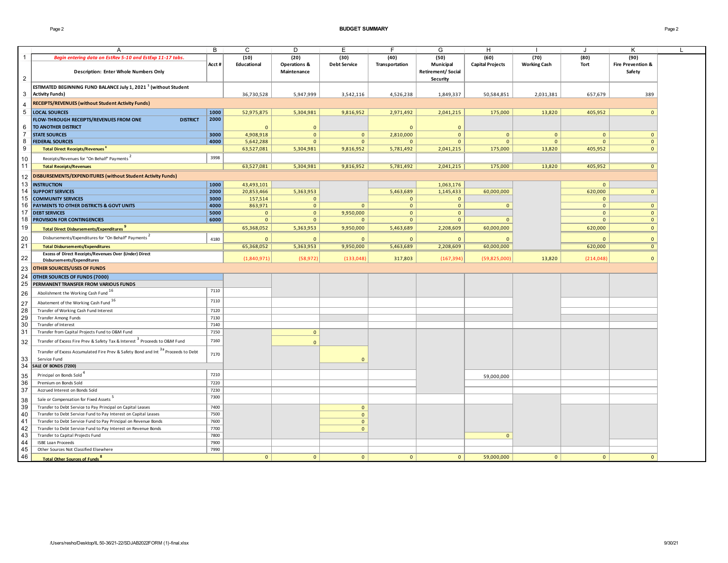## BUDGET SUMMARY

| | A | B | C | D | E | F | G | H | I | J | K |
|---|---|---|---|---|---|---|---|---|---|---|---|
| 1 | *Begin entering data on EstRev 5-10 and EstExp 11-17 tabs.* | | (10) | (20) | (30) | (40) | (50) | (60) | (70) | (80) | (90) |
| 2 | Description: Enter Whole Numbers Only | Acct # | Educational | Operations & Maintenance | Debt Service | Transportation | Municipal Retirement/ Social Security | Capital Projects | Working Cash | Tort | Fire Prevention & Safety |
| 3 | ESTIMATED BEGINNING FUND BALANCE July 1, 2021 [1] (without Student Activity Funds) | | 36,730,528 | 5,947,999 | 3,542,116 | 4,526,238 | 1,849,337 | 50,584,851 | 2,031,381 | 657,679 | 389 |
| 4 | **RECEIPTS/REVENUES (without Student Activity Funds)** | | | | | | | | | | |
| 5 | **LOCAL SOURCES** | 1000 | 52,975,875 | 5,304,981 | 9,816,952 | 2,971,492 | 2,041,215 | 175,000 | 13,820 | 405,952 | 0 |
| 6 | **FLOW-THROUGH RECEIPTS/REVENUES FROM ONE DISTRICT TO ANOTHER DISTRICT** | 2000 | 0 | 0 | | 0 | 0 | | | | |
| 7 | **STATE SOURCES** | 3000 | 4,908,918 | 0 | 0 | 2,810,000 | 0 | 0 | 0 | 0 | 0 |
| 8 | **FEDERAL SOURCES** | 4000 | 5,642,288 | 0 | 0 | 0 | 0 | 0 | 0 | 0 | 0 |
| 9 | **Total Direct Receipts/Revenues** [8] | | 63,527,081 | 5,304,981 | 9,816,952 | 5,781,492 | 2,041,215 | 175,000 | 13,820 | 405,952 | 0 |
| 10 | Receipts/Revenues for "On Behalf" Payments [2] | 3998 | | | | | | | | | |
| 11 | **Total Receipts/Revenues** | | 63,527,081 | 5,304,981 | 9,816,952 | 5,781,492 | 2,041,215 | 175,000 | 13,820 | 405,952 | 0 |
| 12 | **DISBURSEMENTS/EXPENDITURES (without Student Activity Funds)** | | | | | | | | | | |
| 13 | **INSTRUCTION** | 1000 | 43,493,101 | | | | 1,063,176 | | | 0 | |
| 14 | **SUPPORT SERVICES** | 2000 | 20,853,466 | 5,363,953 | | 5,463,689 | 1,145,433 | 60,000,000 | | 620,000 | 0 |
| 15 | **COMMUNITY SERVICES** | 3000 | 157,514 | 0 | | 0 | 0 | | | 0 | |
| 16 | **PAYMENTS TO OTHER DISTRICTS & GOVT UNITS** | 4000 | 863,971 | 0 | 0 | 0 | 0 | 0 | | 0 | 0 |
| 17 | **DEBT SERVICES** | 5000 | 0 | 0 | 9,950,000 | 0 | 0 | | | 0 | 0 |
| 18 | **PROVISION FOR CONTINGENCIES** | 6000 | 0 | 0 | 0 | 0 | 0 | 0 | | 0 | 0 |
| 19 | **Total Direct Disbursements/Expenditures** [9] | | 65,368,052 | 5,363,953 | 9,950,000 | 5,463,689 | 2,208,609 | 60,000,000 | | 620,000 | 0 |
| 20 | Disbursements/Expenditures for "On Behalf" Payments [2] | 4180 | 0 | 0 | 0 | 0 | 0 | 0 | | 0 | 0 |
| 21 | **Total Disbursements/Expenditures** | | 65,368,052 | 5,363,953 | 9,950,000 | 5,463,689 | 2,208,609 | 60,000,000 | | 620,000 | 0 |
| 22 | **Excess of Direct Receipts/Revenues Over (Under) Direct Disbursements/Expenditures** | | (1,840,971) | (58,972) | (133,048) | 317,803 | (167,394) | (59,825,000) | 13,820 | (214,048) | 0 |
| 23 | **OTHER SOURCES/USES OF FUNDS** | | | | | | | | | | |
| 24 | **OTHER SOURCES OF FUNDS (7000)** | | | | | | | | | | |
| 25 | **PERMANENT TRANSFER FROM VARIOUS FUNDS** | | | | | | | | | | |
| 26 | Abolishment the Working Cash Fund [16] | 7110 | | | | | | | | | |
| 27 | Abatement of the Working Cash Fund [16] | 7110 | | | | | | | | | |
| 28 | Transfer of Working Cash Fund Interest | 7120 | | | | | | | | | |
| 29 | Transfer Among Funds | 7130 | | | | | | | | | |
| 30 | Transfer of Interest | 7140 | | | | | | | | | |
| 31 | Transfer from Capital Projects Fund to O&M Fund | 7150 | | 0 | | | | | | | |
| 32 | Transfer of Excess Fire Prev & Safety Tax & Interest [3] Proceeds to O&M Fund | 7160 | | 0 | | | | | | | |
| 33 | Transfer of Excess Accumulated Fire Prev & Safety Bond and Int [3a] Proceeds to Debt Service Fund | 7170 | | | 0 | | | | | | |
| 34 | **SALE OF BONDS (7200)** | | | | | | | | | | |
| 35 | Principal on Bonds Sold [4] | 7210 | | | | | | 59,000,000 | | | |
| 36 | Premium on Bonds Sold | 7220 | | | | | | | | | |
| 37 | Accrued Interest on Bonds Sold | 7230 | | | | | | | | | |
| 38 | Sale or Compensation for Fixed Assets [5] | 7300 | | | | | | | | | |
| 39 | Transfer to Debt Service to Pay Principal on Capital Leases | 7400 | | | 0 | | | | | | |
| 40 | Transfer to Debt Service Fund to Pay Interest on Capital Leases | 7500 | | | 0 | | | | | | |
| 41 | Transfer to Debt Service Fund to Pay Principal on Revenue Bonds | 7600 | | | 0 | | | | | | |
| 42 | Transfer to Debt Service Fund to Pay Interest on Revenue Bonds | 7700 | | | 0 | | | | | | |
| 43 | Transfer to Capital Projects Fund | 7800 | | | | | | 0 | | | |
| 44 | ISBE Loan Proceeds | 7900 | | | | | | | | | |
| 45 | Other Sources Not Classified Elsewhere | 7990 | | | | | | | | | |
| 46 | **Total Other Sources of Funds** [8] | | 0 | 0 | 0 | 0 | 0 | 59,000,000 | 0 | 0 | 0 |

/Users/resho/Desktop/IL 50-36/21-22/SDJAB2022FORM (1)-final.xlsx

9/30/21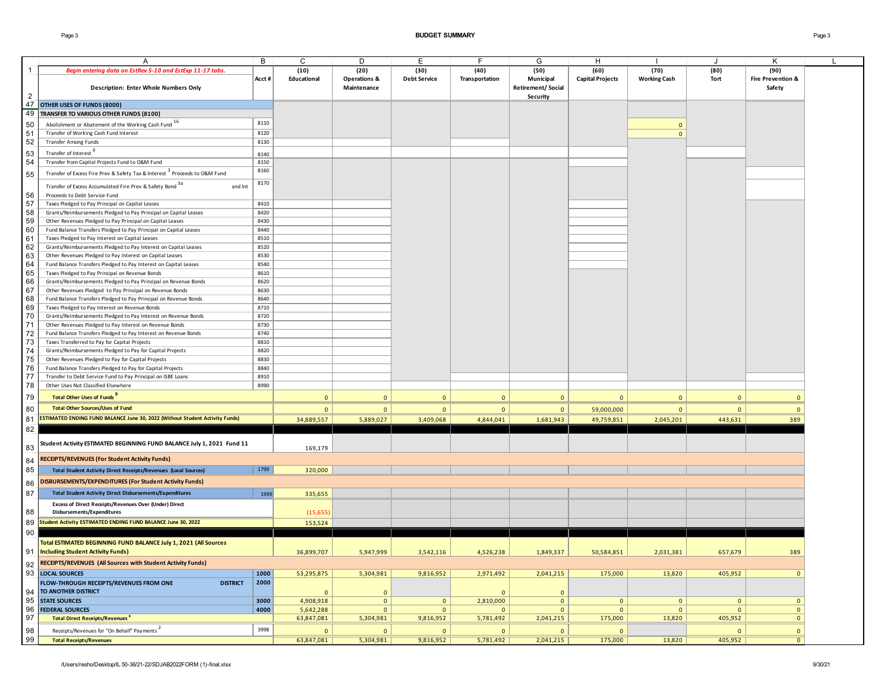## BUDGET SUMMARY

| | A | B | C | D | E | F | G | H | I | J | K |
|---|---|---|---|---|---|---|---|---|---|---|---|
| 1 | *Begin entering data on EstRev 5-10 and EstExp 11-17 tabs.* | Acct # | (10) Educational | (20) Operations & Maintenance | (30) Debt Service | (40) Transportation | (50) Municipal Retirement/ Social Security | (60) Capital Projects | (70) Working Cash | (80) Tort | (90) Fire Prevention & Safety |
| 2 | Description: Enter Whole Numbers Only | | | | | | | | | | |
| 47 | **OTHER USES OF FUNDS (8000)** | | | | | | | | | | |
| 49 | **TRANSFER TO VARIOUS OTHER FUNDS (8100)** | | | | | | | | | | |
| 50 | Abolishment or Abatement of the Working Cash Fund [16] | 8110 | | | | | | | 0 | | |
| 51 | Transfer of Working Cash Fund Interest | 8120 | | | | | | | 0 | | |
| 52 | Transfer Among Funds | 8130 | | | | | | | | | |
| 53 | Transfer of Interest [6] | 8140 | | | | | | | | | |
| 54 | Transfer from Capital Projects Fund to O&M Fund | 8150 | | | | | | | | | |
| 55 | Transfer of Excess Fire Prev & Safety Tax & Interest [3] Proceeds to O&M Fund | 8160 | | | | | | | | | |
| 56 | Transfer of Excess Accumulated Fire Prev & Safety Bond [3a] and Int Proceeds to Debt Service Fund | 8170 | | | | | | | | | |
| 57 | Taxes Pledged to Pay Principal on Capital Leases | 8410 | | | | | | | | | |
| 58 | Grants/Reimbursements Pledged to Pay Principal on Capital Leases | 8420 | | | | | | | | | |
| 59 | Other Revenues Pledged to Pay Principal on Capital Leases | 8430 | | | | | | | | | |
| 60 | Fund Balance Transfers Pledged to Pay Principal on Capital Leases | 8440 | | | | | | | | | |
| 61 | Taxes Pledged to Pay Interest on Capital Leases | 8510 | | | | | | | | | |
| 62 | Grants/Reimbursements Pledged to Pay Interest on Capital Leases | 8520 | | | | | | | | | |
| 63 | Other Revenues Pledged to Pay Interest on Capital Leases | 8530 | | | | | | | | | |
| 64 | Fund Balance Transfers Pledged to Pay Interest on Capital Leases | 8540 | | | | | | | | | |
| 65 | Taxes Pledged to Pay Principal on Revenue Bonds | 8610 | | | | | | | | | |
| 66 | Grants/Reimbursements Pledged to Pay Principal on Revenue Bonds | 8620 | | | | | | | | | |
| 67 | Other Revenues Pledged to Pay Principal on Revenue Bonds | 8630 | | | | | | | | | |
| 68 | Fund Balance Transfers Pledged to Pay Principal on Revenue Bonds | 8640 | | | | | | | | | |
| 69 | Taxes Pledged to Pay Interest on Revenue Bonds | 8710 | | | | | | | | | |
| 70 | Grants/Reimbursements Pledged to Pay Interest on Revenue Bonds | 8720 | | | | | | | | | |
| 71 | Other Revenues Pledged to Pay Interest on Revenue Bonds | 8730 | | | | | | | | | |
| 72 | Fund Balance Transfers Pledged to Pay Interest on Revenue Bonds | 8740 | | | | | | | | | |
| 73 | Taxes Transferred to Pay for Capital Projects | 8810 | | | | | | | | | |
| 74 | Grants/Reimbursements Pledged to Pay for Capital Projects | 8820 | | | | | | | | | |
| 75 | Other Revenues Pledged to Pay for Capital Projects | 8830 | | | | | | | | | |
| 76 | Fund Balance Transfers Pledged to Pay for Capital Projects | 8840 | | | | | | | | | |
| 77 | Transfer to Debt Service Fund to Pay Principal on ISBE Loans | 8910 | | | | | | | | | |
| 78 | Other Uses Not Classified Elsewhere | 8990 | | | | | | | | | |
| 79 | **Total Other Uses of Funds [9]** | | 0 | 0 | 0 | 0 | 0 | 0 | 0 | 0 | 0 |
| 80 | **Total Other Sources/Uses of Fund** | | 0 | 0 | 0 | 0 | 0 | 59,000,000 | 0 | 0 | 0 |
| 81 | **ESTIMATED ENDING FUND BALANCE June 30, 2022 (Without Student Activity Funds)** | | 34,889,557 | 5,889,027 | 3,409,068 | 4,844,041 | 1,681,943 | 49,759,851 | 2,045,201 | 443,631 | 389 |
| 82 | | | | | | | | | | | |
| 83 | **Student Activity ESTIMATED BEGINNING FUND BALANCE July 1, 2021 Fund 11** | | 169,179 | | | | | | | | |
| 84 | **RECEIPTS/REVENUES (For Student Activity Funds)** | | | | | | | | | | |
| 85 | **Total Student Activity Direct Receipts/Revenues (Local Sources)** | 1799 | 320,000 | | | | | | | | |
| 86 | **DISBURSEMENTS/EXPENDITURES (For Student Activity Funds)** | | | | | | | | | | |
| 87 | **Total Student Activity Direct Disbursements/Expenditures** | 1999 | 335,655 | | | | | | | | |
| 88 | **Excess of Direct Receipts/Revenues Over (Under) Direct Disbursements/Expenditures** | | (15,655) | | | | | | | | |
| 89 | **Student Activity ESTIMATED ENDING FUND BALANCE June 30, 2022** | | 153,524 | | | | | | | | |
| 90 | | | | | | | | | | | |
| 91 | **Total ESTIMATED BEGINNING FUND BALANCE July 1, 2021 (All Sources Including Student Activity Funds)** | | 36,899,707 | 5,947,999 | 3,542,116 | 4,526,238 | 1,849,337 | 50,584,851 | 2,031,381 | 657,679 | 389 |
| 92 | **RECEIPTS/REVENUES (All Sources with Student Activity Funds)** | | | | | | | | | | |
| 93 | **LOCAL SOURCES** | 1000 | 53,295,875 | 5,304,981 | 9,816,952 | 2,971,492 | 2,041,215 | 175,000 | 13,820 | 405,952 | 0 |
| 94 | **FLOW-THROUGH RECEIPTS/REVENUES FROM ONE DISTRICT TO ANOTHER DISTRICT** | 2000 | 0 | 0 | | 0 | 0 | | | | |
| 95 | **STATE SOURCES** | 3000 | 4,908,918 | 0 | 0 | 2,810,000 | 0 | 0 | 0 | 0 | 0 |
| 96 | **FEDERAL SOURCES** | 4000 | 5,642,288 | 0 | 0 | 0 | 0 | 0 | 0 | 0 | 0 |
| 97 | **Total Direct Receipts/Revenues [8]** | | 63,847,081 | 5,304,981 | 9,816,952 | 5,781,492 | 2,041,215 | 175,000 | 13,820 | 405,952 | 0 |
| 98 | Receipts/Revenues for "On Behalf" Payments [2] | 3998 | 0 | 0 | 0 | 0 | 0 | 0 | | 0 | 0 |
| 99 | **Total Receipts/Revenues** | | 63,847,081 | 5,304,981 | 9,816,952 | 5,781,492 | 2,041,215 | 175,000 | 13,820 | 405,952 | 0 |

/Users/resho/Desktop/IL 50-36/21-22/SDJAB2022FORM (1)-final.xlsx

9/30/21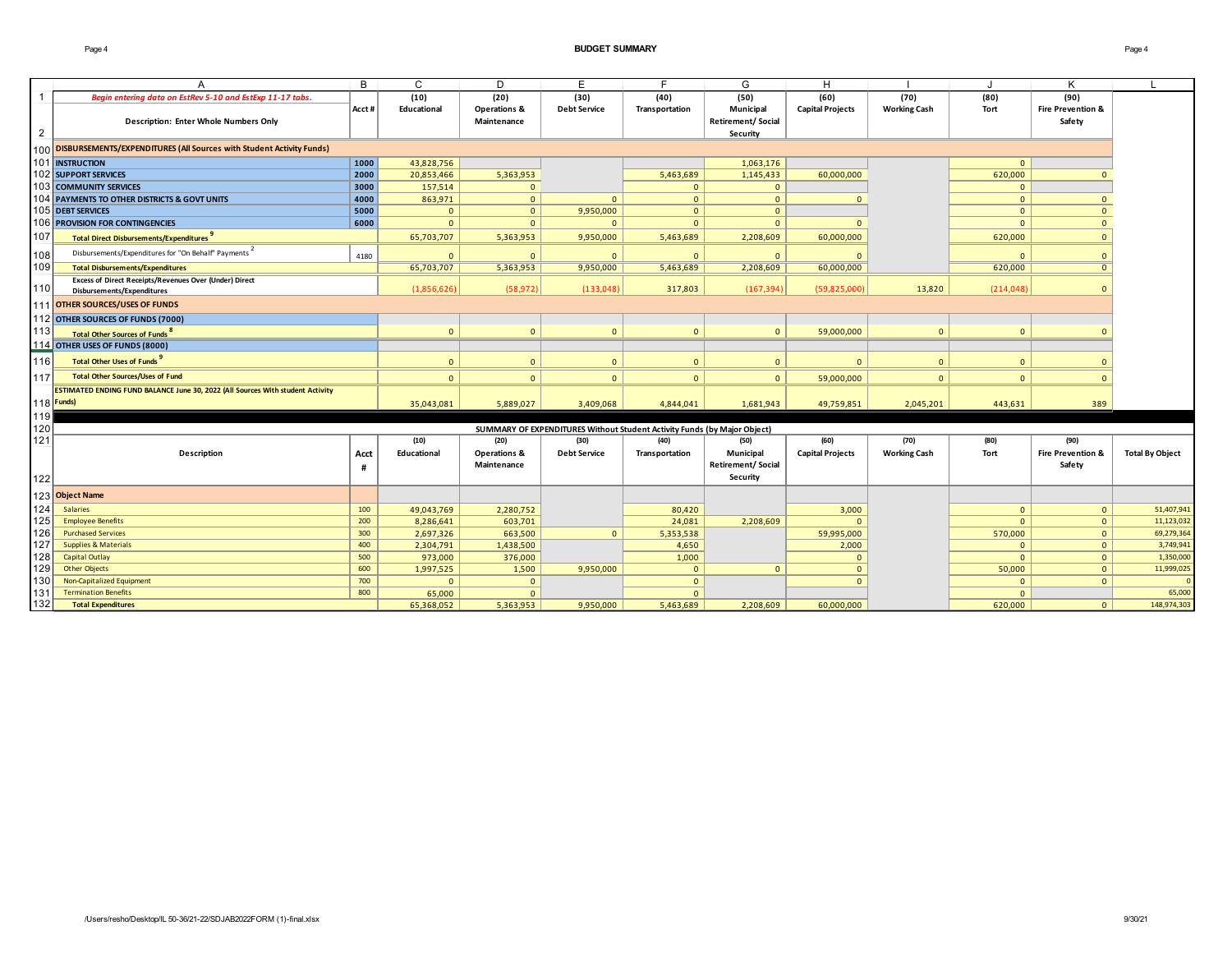## BUDGET SUMMARY

| | A | B | C | D | E | F | G | H | I | J | K | L |
|---|---|---|---|---|---|---|---|---|---|---|---|---|
| 1 | *Begin entering data on EstRev 5-10 and EstExp 11-17 tabs.* | Acct # | (10) | (20) | (30) | (40) | (50) | (60) | (70) | (80) | (90) | |
| 2 | Description: Enter Whole Numbers Only | | Educational | Operations & Maintenance | Debt Service | Transportation | Municipal Retirement/ Social Security | Capital Projects | Working Cash | Tort | Fire Prevention & Safety | |
| 100 | **DISBURSEMENTS/EXPENDITURES (All Sources with Student Activity Funds)** | | | | | | | | | | | |
| 101 | **INSTRUCTION** | 1000 | 43,828,756 | | | | 1,063,176 | | | 0 | | |
| 102 | **SUPPORT SERVICES** | 2000 | 20,853,466 | 5,363,953 | | 5,463,689 | 1,145,433 | 60,000,000 | | 620,000 | 0 | |
| 103 | **COMMUNITY SERVICES** | 3000 | 157,514 | 0 | | 0 | 0 | | | 0 | | |
| 104 | **PAYMENTS TO OTHER DISTRICTS & GOVT UNITS** | 4000 | 863,971 | 0 | 0 | 0 | 0 | 0 | | 0 | 0 | |
| 105 | **DEBT SERVICES** | 5000 | 0 | 0 | 9,950,000 | 0 | 0 | | | 0 | 0 | |
| 106 | **PROVISION FOR CONTINGENCIES** | 6000 | 0 | 0 | 0 | 0 | 0 | 0 | | 0 | 0 | |
| 107 | **Total Direct Disbursements/Expenditures** [9] | | 65,703,707 | 5,363,953 | 9,950,000 | 5,463,689 | 2,208,609 | 60,000,000 | | 620,000 | 0 | |
| 108 | Disbursements/Expenditures for "On Behalf" Payments [2] | 4180 | 0 | 0 | 0 | 0 | 0 | 0 | | 0 | 0 | |
| 109 | **Total Disbursements/Expenditures** | | 65,703,707 | 5,363,953 | 9,950,000 | 5,463,689 | 2,208,609 | 60,000,000 | | 620,000 | 0 | |
| 110 | **Excess of Direct Receipts/Revenues Over (Under) Direct Disbursements/Expenditures** | | (1,856,626) | (58,972) | (133,048) | 317,803 | (167,394) | (59,825,000) | 13,820 | (214,048) | 0 | |
| 111 | **OTHER SOURCES/USES OF FUNDS** | | | | | | | | | | | |
| 112 | **OTHER SOURCES OF FUNDS (7000)** | | | | | | | | | | | |
| 113 | **Total Other Sources of Funds** [8] | | 0 | 0 | 0 | 0 | 0 | 59,000,000 | 0 | 0 | 0 | |
| 114 | **OTHER USES OF FUNDS (8000)** | | | | | | | | | | | |
| 116 | **Total Other Uses of Funds** [9] | | 0 | 0 | 0 | 0 | 0 | 0 | 0 | 0 | 0 | |
| 117 | **Total Other Sources/Uses of Fund** | | 0 | 0 | 0 | 0 | 0 | 59,000,000 | 0 | 0 | 0 | |
| 118 | **ESTIMATED ENDING FUND BALANCE June 30, 2022 (All Sources With student Activity Funds)** | | 35,043,081 | 5,889,027 | 3,409,068 | 4,844,041 | 1,681,943 | 49,759,851 | 2,045,201 | 443,631 | 389 | |

**SUMMARY OF EXPENDITURES Without Student Activity Funds (by Major Object)**

| | Description | Acct # | (10) Educational | (20) Operations & Maintenance | (30) Debt Service | (40) Transportation | (50) Municipal Retirement/ Social Security | (60) Capital Projects | (70) Working Cash | (80) Tort | (90) Fire Prevention & Safety | Total By Object |
|---|---|---|---|---|---|---|---|---|---|---|---|---|
| 123 | **Object Name** | | | | | | | | | | | |
| 124 | Salaries | 100 | 49,043,769 | 2,280,752 | | 80,420 | | 3,000 | | 0 | 0 | 51,407,941 |
| 125 | Employee Benefits | 200 | 8,286,641 | 603,701 | | 24,081 | 2,208,609 | 0 | | 0 | 0 | 11,123,032 |
| 126 | Purchased Services | 300 | 2,697,326 | 663,500 | 0 | 5,353,538 | | 59,995,000 | | 570,000 | 0 | 69,279,364 |
| 127 | Supplies & Materials | 400 | 2,304,791 | 1,438,500 | | 4,650 | | 2,000 | | 0 | 0 | 3,749,941 |
| 128 | Capital Outlay | 500 | 973,000 | 376,000 | | 1,000 | | 0 | | 0 | 0 | 1,350,000 |
| 129 | Other Objects | 600 | 1,997,525 | 1,500 | 9,950,000 | 0 | 0 | 0 | | 50,000 | 0 | 11,999,025 |
| 130 | Non-Capitalized Equipment | 700 | 0 | 0 | | 0 | | 0 | | 0 | 0 | 0 |
| 131 | Termination Benefits | 800 | 65,000 | 0 | | 0 | | | | 0 | | 65,000 |
| 132 | **Total Expenditures** | | 65,368,052 | 5,363,953 | 9,950,000 | 5,463,689 | 2,208,609 | 60,000,000 | | 620,000 | 0 | 148,974,303 |

/Users/resho/Desktop/IL 50-36/21-22/SDJAB2022FORM (1)-final.xlsx

9/30/21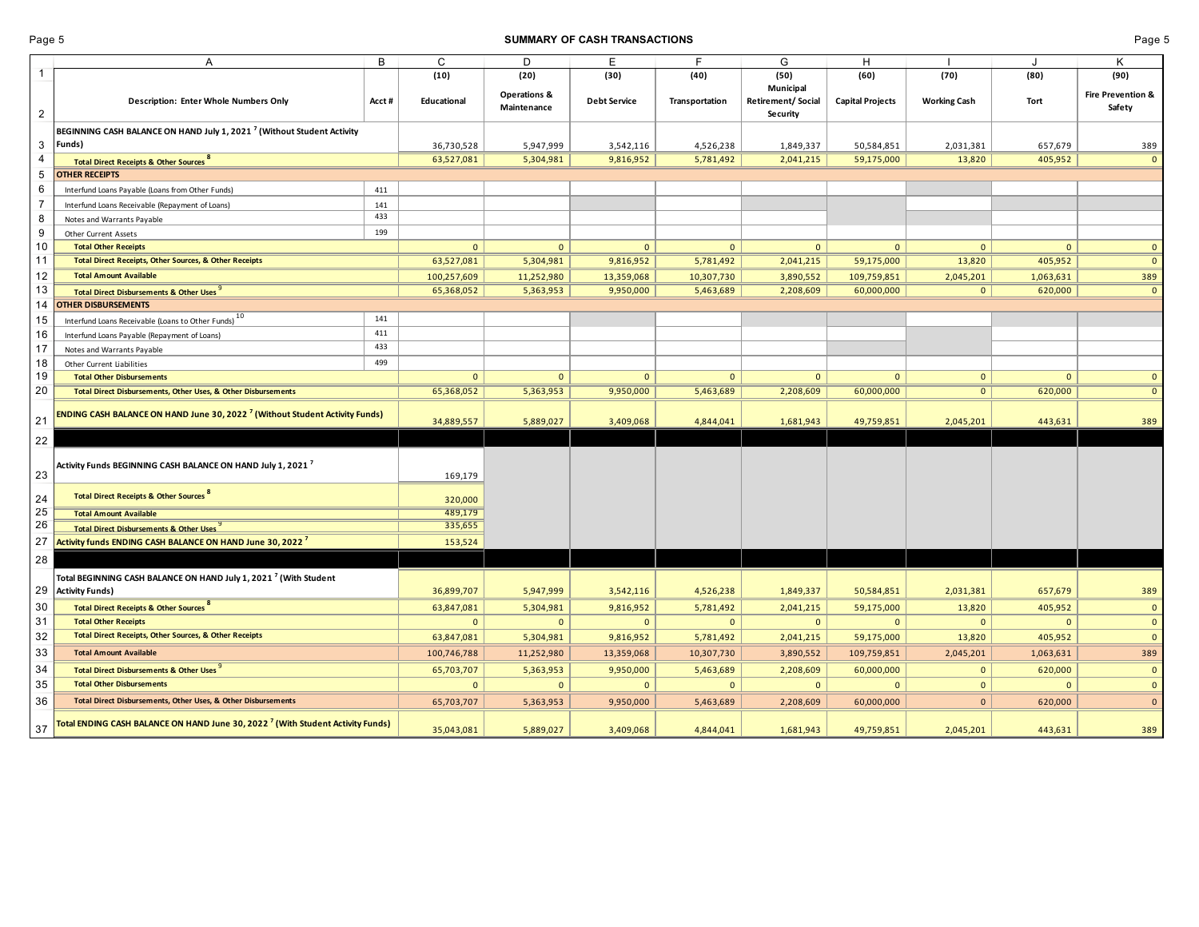# SUMMARY OF CASH TRANSACTIONS

| | A | B | C | D | E | F | G | H | I | J | K |
|---|---|---|---|---|---|---|---|---|---|---|---|
| 1 | | | (10) | (20) | (30) | (40) | (50) | (60) | (70) | (80) | (90) |
| 2 | Description: Enter Whole Numbers Only | Acct # | Educational | Operations & Maintenance | Debt Service | Transportation | Municipal Retirement/ Social Security | Capital Projects | Working Cash | Tort | Fire Prevention & Safety |
| 3 | BEGINNING CASH BALANCE ON HAND July 1, 2021 [7] (Without Student Activity Funds) | | 36,730,528 | 5,947,999 | 3,542,116 | 4,526,238 | 1,849,337 | 50,584,851 | 2,031,381 | 657,679 | 389 |
| 4 | Total Direct Receipts & Other Sources [8] | | 63,527,081 | 5,304,981 | 9,816,952 | 5,781,492 | 2,041,215 | 59,175,000 | 13,820 | 405,952 | 0 |
| 5 | OTHER RECEIPTS | | | | | | | | | | |
| 6 | Interfund Loans Payable (Loans from Other Funds) | 411 | | | | | | | | | |
| 7 | Interfund Loans Receivable (Repayment of Loans) | 141 | | | | | | | | | |
| 8 | Notes and Warrants Payable | 433 | | | | | | | | | |
| 9 | Other Current Assets | 199 | | | | | | | | | |
| 10 | Total Other Receipts | | 0 | 0 | 0 | 0 | 0 | 0 | 0 | 0 | 0 |
| 11 | Total Direct Receipts, Other Sources, & Other Receipts | | 63,527,081 | 5,304,981 | 9,816,952 | 5,781,492 | 2,041,215 | 59,175,000 | 13,820 | 405,952 | 0 |
| 12 | Total Amount Available | | 100,257,609 | 11,252,980 | 13,359,068 | 10,307,730 | 3,890,552 | 109,759,851 | 2,045,201 | 1,063,631 | 389 |
| 13 | Total Direct Disbursements & Other Uses [9] | | 65,368,052 | 5,363,953 | 9,950,000 | 5,463,689 | 2,208,609 | 60,000,000 | 0 | 620,000 | 0 |
| 14 | OTHER DISBURSEMENTS | | | | | | | | | | |
| 15 | Interfund Loans Receivable (Loans to Other Funds) [10] | 141 | | | | | | | | | |
| 16 | Interfund Loans Payable (Repayment of Loans) | 411 | | | | | | | | | |
| 17 | Notes and Warrants Payable | 433 | | | | | | | | | |
| 18 | Other Current Liabilities | 499 | | | | | | | | | |
| 19 | Total Other Disbursements | | 0 | 0 | 0 | 0 | 0 | 0 | 0 | 0 | 0 |
| 20 | Total Direct Disbursements, Other Uses, & Other Disbursements | | 65,368,052 | 5,363,953 | 9,950,000 | 5,463,689 | 2,208,609 | 60,000,000 | 0 | 620,000 | 0 |
| 21 | ENDING CASH BALANCE ON HAND June 30, 2022 [7] (Without Student Activity Funds) | | 34,889,557 | 5,889,027 | 3,409,068 | 4,844,041 | 1,681,943 | 49,759,851 | 2,045,201 | 443,631 | 389 |
| 22 | | | | | | | | | | | |
| 23 | Activity Funds BEGINNING CASH BALANCE ON HAND July 1, 2021 [7] | | 169,179 | | | | | | | | |
| 24 | Total Direct Receipts & Other Sources [8] | | 320,000 | | | | | | | | |
| 25 | Total Amount Available | | 489,179 | | | | | | | | |
| 26 | Total Direct Disbursements & Other Uses [9] | | 335,655 | | | | | | | | |
| 27 | Activity funds ENDING CASH BALANCE ON HAND June 30, 2022 [7] | | 153,524 | | | | | | | | |
| 28 | | | | | | | | | | | |
| 29 | Total BEGINNING CASH BALANCE ON HAND July 1, 2021 [7] (With Student Activity Funds) | | 36,899,707 | 5,947,999 | 3,542,116 | 4,526,238 | 1,849,337 | 50,584,851 | 2,031,381 | 657,679 | 389 |
| 30 | Total Direct Receipts & Other Sources [8] | | 63,847,081 | 5,304,981 | 9,816,952 | 5,781,492 | 2,041,215 | 59,175,000 | 13,820 | 405,952 | 0 |
| 31 | Total Other Receipts | | 0 | 0 | 0 | 0 | 0 | 0 | 0 | 0 | 0 |
| 32 | Total Direct Receipts, Other Sources, & Other Receipts | | 63,847,081 | 5,304,981 | 9,816,952 | 5,781,492 | 2,041,215 | 59,175,000 | 13,820 | 405,952 | 0 |
| 33 | Total Amount Available | | 100,746,788 | 11,252,980 | 13,359,068 | 10,307,730 | 3,890,552 | 109,759,851 | 2,045,201 | 1,063,631 | 389 |
| 34 | Total Direct Disbursements & Other Uses [9] | | 65,703,707 | 5,363,953 | 9,950,000 | 5,463,689 | 2,208,609 | 60,000,000 | 0 | 620,000 | 0 |
| 35 | Total Other Disbursements | | 0 | 0 | 0 | 0 | 0 | 0 | 0 | 0 | 0 |
| 36 | Total Direct Disbursements, Other Uses, & Other Disbursements | | 65,703,707 | 5,363,953 | 9,950,000 | 5,463,689 | 2,208,609 | 60,000,000 | 0 | 620,000 | 0 |
| 37 | Total ENDING CASH BALANCE ON HAND June 30, 2022 [7] (With Student Activity Funds) | | 35,043,081 | 5,889,027 | 3,409,068 | 4,844,041 | 1,681,943 | 49,759,851 | 2,045,201 | 443,631 | 389 |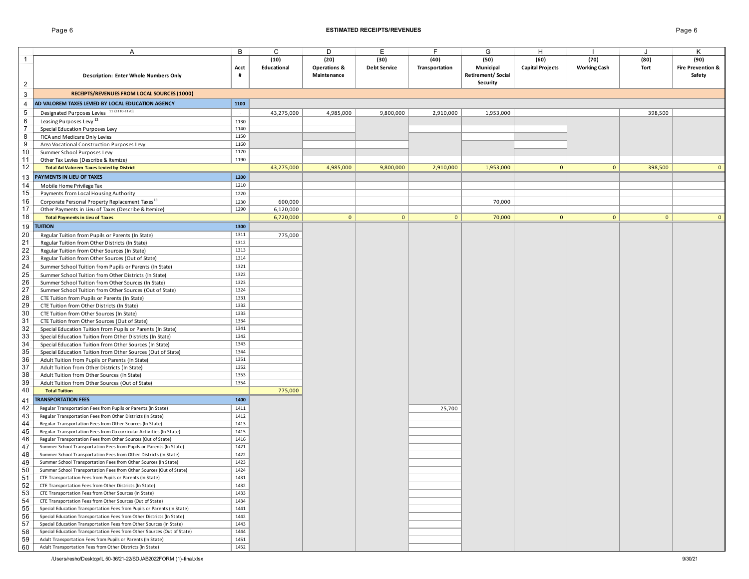## ESTIMATED RECEIPTS/REVENUES

| | A | B | C | D | E | F | G | H | I | J | K |
|---|---|---|---|---|---|---|---|---|---|---|---|
| 1-2 | Description: Enter Whole Numbers Only | Acct # | (10) Educational | (20) Operations & Maintenance | (30) Debt Service | (40) Transportation | (50) Municipal Retirement/ Social Security | (60) Capital Projects | (70) Working Cash | (80) Tort | (90) Fire Prevention & Safety |
| 3 | **RECEIPTS/REVENUES FROM LOCAL SOURCES (1000)** | | | | | | | | | | |
| 4 | **AD VALOREM TAXES LEVIED BY LOCAL EDUCATION AGENCY** | 1100 | | | | | | | | | |
| 5 | Designated Purposes Levies [11] (1110-1120) | - | 43,275,000 | 4,985,000 | 9,800,000 | 2,910,000 | 1,953,000 | | | 398,500 | |
| 6 | Leasing Purposes Levy [12] | 1130 | | | | | | | | | |
| 7 | Special Education Purposes Levy | 1140 | | | | | | | | | |
| 8 | FICA and Medicare Only Levies | 1150 | | | | | | | | | |
| 9 | Area Vocational Construction Purposes Levy | 1160 | | | | | | | | | |
| 10 | Summer School Purposes Levy | 1170 | | | | | | | | | |
| 11 | Other Tax Levies (Describe & Itemize) | 1190 | | | | | | | | | |
| 12 | **Total Ad Valorem Taxes Levied by District** | | 43,275,000 | 4,985,000 | 9,800,000 | 2,910,000 | 1,953,000 | 0 | 0 | 398,500 | 0 |
| 13 | **PAYMENTS IN LIEU OF TAXES** | 1200 | | | | | | | | | |
| 14 | Mobile Home Privilege Tax | 1210 | | | | | | | | | |
| 15 | Payments from Local Housing Authority | 1220 | | | | | | | | | |
| 16 | Corporate Personal Property Replacement Taxes [13] | 1230 | 600,000 | | | | 70,000 | | | | |
| 17 | Other Payments in Lieu of Taxes (Describe & Itemize) | 1290 | 6,120,000 | | | | | | | | |
| 18 | **Total Payments in Lieu of Taxes** | | 6,720,000 | 0 | 0 | 0 | 70,000 | 0 | 0 | 0 | 0 |
| 19 | **TUITION** | 1300 | | | | | | | | | |
| 20 | Regular Tuition from Pupils or Parents (In State) | 1311 | 775,000 | | | | | | | | |
| 21 | Regular Tuition from Other Districts (In State) | 1312 | | | | | | | | | |
| 22 | Regular Tuition from Other Sources (In State) | 1313 | | | | | | | | | |
| 23 | Regular Tuition from Other Sources (Out of State) | 1314 | | | | | | | | | |
| 24 | Summer School Tuition from Pupils or Parents (In State) | 1321 | | | | | | | | | |
| 25 | Summer School Tuition from Other Districts (In State) | 1322 | | | | | | | | | |
| 26 | Summer School Tuition from Other Sources (In State) | 1323 | | | | | | | | | |
| 27 | Summer School Tuition from Other Sources (Out of State) | 1324 | | | | | | | | | |
| 28 | CTE Tuition from Pupils or Parents (In State) | 1331 | | | | | | | | | |
| 29 | CTE Tuition from Other Districts (In State) | 1332 | | | | | | | | | |
| 30 | CTE Tuition from Other Sources (In State) | 1333 | | | | | | | | | |
| 31 | CTE Tuition from Other Sources (Out of State) | 1334 | | | | | | | | | |
| 32 | Special Education Tuition from Pupils or Parents (In State) | 1341 | | | | | | | | | |
| 33 | Special Education Tuition from Other Districts (In State) | 1342 | | | | | | | | | |
| 34 | Special Education Tuition from Other Sources (In State) | 1343 | | | | | | | | | |
| 35 | Special Education Tuition from Other Sources (Out of State) | 1344 | | | | | | | | | |
| 36 | Adult Tuition from Pupils or Parents (In State) | 1351 | | | | | | | | | |
| 37 | Adult Tuition from Other Districts (In State) | 1352 | | | | | | | | | |
| 38 | Adult Tuition from Other Sources (In State) | 1353 | | | | | | | | | |
| 39 | Adult Tuition from Other Sources (Out of State) | 1354 | | | | | | | | | |
| 40 | **Total Tuition** | | 775,000 | | | | | | | | |
| 41 | **TRANSPORTATION FEES** | 1400 | | | | | | | | | |
| 42 | Regular Transportation Fees from Pupils or Parents (In State) | 1411 | | | | 25,700 | | | | | |
| 43 | Regular Transportation Fees from Other Districts (In State) | 1412 | | | | | | | | | |
| 44 | Regular Transportation Fees from Other Sources (In State) | 1413 | | | | | | | | | |
| 45 | Regular Transportation Fees from Co-curricular Activities (In State) | 1415 | | | | | | | | | |
| 46 | Regular Transportation Fees from Other Sources (Out of State) | 1416 | | | | | | | | | |
| 47 | Summer School Transportation Fees from Pupils or Parents (In State) | 1421 | | | | | | | | | |
| 48 | Summer School Transportation Fees from Other Districts (In State) | 1422 | | | | | | | | | |
| 49 | Summer School Transportation Fees from Other Sources (In State) | 1423 | | | | | | | | | |
| 50 | Summer School Transportation Fees from Other Sources (Out of State) | 1424 | | | | | | | | | |
| 51 | CTE Transportation Fees from Pupils or Parents (In State) | 1431 | | | | | | | | | |
| 52 | CTE Transportation Fees from Other Districts (In State) | 1432 | | | | | | | | | |
| 53 | CTE Transportation Fees from Other Sources (In State) | 1433 | | | | | | | | | |
| 54 | CTE Transportation Fees from Other Sources (Out of State) | 1434 | | | | | | | | | |
| 55 | Special Education Transportation Fees from Pupils or Parents (In State) | 1441 | | | | | | | | | |
| 56 | Special Education Transportation Fees from Other Districts (In State) | 1442 | | | | | | | | | |
| 57 | Special Education Transportation Fees from Other Sources (In State) | 1443 | | | | | | | | | |
| 58 | Special Education Transportation Fees from Other Sources (Out of State) | 1444 | | | | | | | | | |
| 59 | Adult Transportation Fees from Pupils or Parents (In State) | 1451 | | | | | | | | | |
| 60 | Adult Transportation Fees from Other Districts (In State) | 1452 | | | | | | | | | |

/Users/resho/Desktop/IL 50-36/21-22/SDJAB2022FORM (1)-final.xlsx

9/30/21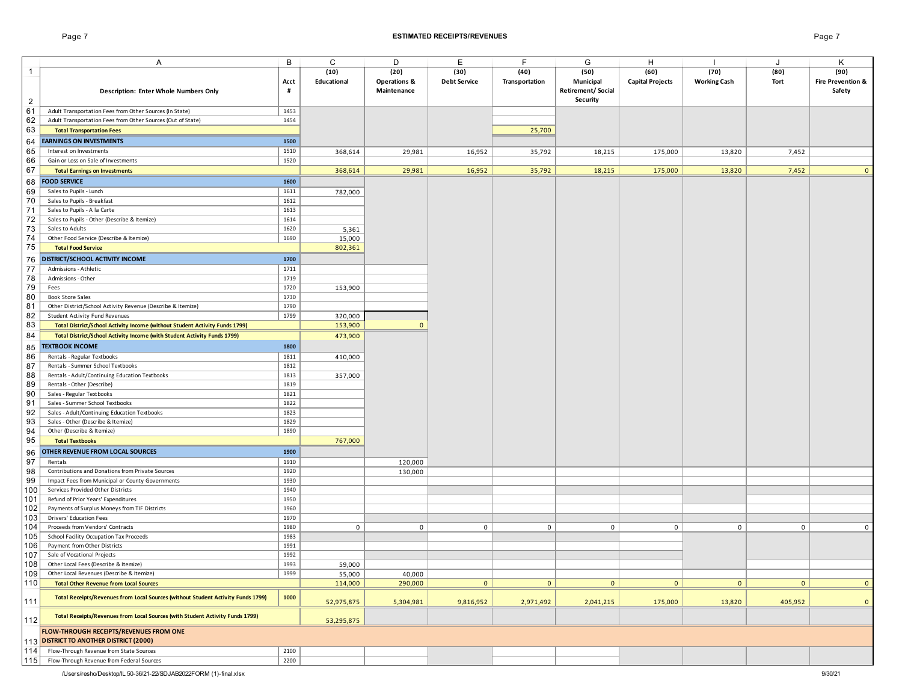# ESTIMATED RECEIPTS/REVENUES

| | A | B | C | D | E | F | G | H | I | J | K |
|---|---|---|---|---|---|---|---|---|---|---|---|
| 1 | | | (10) | (20) | (30) | (40) | (50) | (60) | (70) | (80) | (90) |
| 2 | **Description: Enter Whole Numbers Only** | **Acct #** | **Educational** | **Operations & Maintenance** | **Debt Service** | **Transportation** | **Municipal Retirement/ Social Security** | **Capital Projects** | **Working Cash** | **Tort** | **Fire Prevention & Safety** |
| 61 | Adult Transportation Fees from Other Sources (In State) | 1453 | | | | | | | | | |
| 62 | Adult Transportation Fees from Other Sources (Out of State) | 1454 | | | | | | | | | |
| 63 | **Total Transportation Fees** | | | | | 25,700 | | | | | |
| 64 | **EARNINGS ON INVESTMENTS** | **1500** | | | | | | | | | |
| 65 | Interest on Investments | 1510 | 368,614 | 29,981 | 16,952 | 35,792 | 18,215 | 175,000 | 13,820 | 7,452 | |
| 66 | Gain or Loss on Sale of Investments | 1520 | | | | | | | | | |
| 67 | **Total Earnings on Investments** | | 368,614 | 29,981 | 16,952 | 35,792 | 18,215 | 175,000 | 13,820 | 7,452 | 0 |
| 68 | **FOOD SERVICE** | **1600** | | | | | | | | | |
| 69 | Sales to Pupils - Lunch | 1611 | 782,000 | | | | | | | | |
| 70 | Sales to Pupils - Breakfast | 1612 | | | | | | | | | |
| 71 | Sales to Pupils - A la Carte | 1613 | | | | | | | | | |
| 72 | Sales to Pupils - Other (Describe & Itemize) | 1614 | | | | | | | | | |
| 73 | Sales to Adults | 1620 | 5,361 | | | | | | | | |
| 74 | Other Food Service (Describe & Itemize) | 1690 | 15,000 | | | | | | | | |
| 75 | **Total Food Service** | | 802,361 | | | | | | | | |
| 76 | **DISTRICT/SCHOOL ACTIVITY INCOME** | **1700** | | | | | | | | | |
| 77 | Admissions - Athletic | 1711 | | | | | | | | | |
| 78 | Admissions - Other | 1719 | | | | | | | | | |
| 79 | Fees | 1720 | 153,900 | | | | | | | | |
| 80 | Book Store Sales | 1730 | | | | | | | | | |
| 81 | Other District/School Activity Revenue (Describe & Itemize) | 1790 | | | | | | | | | |
| 82 | Student Activity Fund Revenues | 1799 | 320,000 | | | | | | | | |
| 83 | **Total District/School Activity Income (without Student Activity Funds 1799)** | | 153,900 | 0 | | | | | | | |
| 84 | **Total District/School Activity Income (with Student Activity Funds 1799)** | | 473,900 | | | | | | | | |
| 85 | **TEXTBOOK INCOME** | **1800** | | | | | | | | | |
| 86 | Rentals - Regular Textbooks | 1811 | 410,000 | | | | | | | | |
| 87 | Rentals - Summer School Textbooks | 1812 | | | | | | | | | |
| 88 | Rentals - Adult/Continuing Education Textbooks | 1813 | 357,000 | | | | | | | | |
| 89 | Rentals - Other (Describe) | 1819 | | | | | | | | | |
| 90 | Sales - Regular Textbooks | 1821 | | | | | | | | | |
| 91 | Sales - Summer School Textbooks | 1822 | | | | | | | | | |
| 92 | Sales - Adult/Continuing Education Textbooks | 1823 | | | | | | | | | |
| 93 | Sales - Other (Describe & Itemize) | 1829 | | | | | | | | | |
| 94 | Other (Describe & Itemize) | 1890 | | | | | | | | | |
| 95 | **Total Textbooks** | | 767,000 | | | | | | | | |
| 96 | **OTHER REVENUE FROM LOCAL SOURCES** | **1900** | | | | | | | | | |
| 97 | Rentals | 1910 | | 120,000 | | | | | | | |
| 98 | Contributions and Donations from Private Sources | 1920 | | 130,000 | | | | | | | |
| 99 | Impact Fees from Municipal or County Governments | 1930 | | | | | | | | | |
| 100 | Services Provided Other Districts | 1940 | | | | | | | | | |
| 101 | Refund of Prior Years' Expenditures | 1950 | | | | | | | | | |
| 102 | Payments of Surplus Moneys from TIF Districts | 1960 | | | | | | | | | |
| 103 | Drivers' Education Fees | 1970 | | | | | | | | | |
| 104 | Proceeds from Vendors' Contracts | 1980 | 0 | 0 | 0 | 0 | 0 | 0 | 0 | 0 | 0 |
| 105 | School Facility Occupation Tax Proceeds | 1983 | | | | | | | | | |
| 106 | Payment from Other Districts | 1991 | | | | | | | | | |
| 107 | Sale of Vocational Projects | 1992 | | | | | | | | | |
| 108 | Other Local Fees (Describe & Itemize) | 1993 | 59,000 | | | | | | | | |
| 109 | Other Local Revenues (Describe & Itemize) | 1999 | 55,000 | 40,000 | | | | | | | |
| 110 | **Total Other Revenue from Local Sources** | | 114,000 | 290,000 | 0 | 0 | 0 | 0 | 0 | 0 | 0 |
| 111 | **Total Receipts/Revenues from Local Sources (without Student Activity Funds 1799)** | **1000** | 52,975,875 | 5,304,981 | 9,816,952 | 2,971,492 | 2,041,215 | 175,000 | 13,820 | 405,952 | 0 |
| 112 | **Total Receipts/Revenues from Local Sources (with Student Activity Funds 1799)** | | 53,295,875 | | | | | | | | |
| 113 | **FLOW-THROUGH RECEIPTS/REVENUES FROM ONE DISTRICT TO ANOTHER DISTRICT (2000)** | | | | | | | | | | |
| 114 | Flow-Through Revenue from State Sources | 2100 | | | | | | | | | |
| 115 | Flow-Through Revenue from Federal Sources | 2200 | | | | | | | | | |

/Users/resho/Desktop/IL 50-36/21-22/SDJAB2022FORM (1)-final.xlsx 9/30/21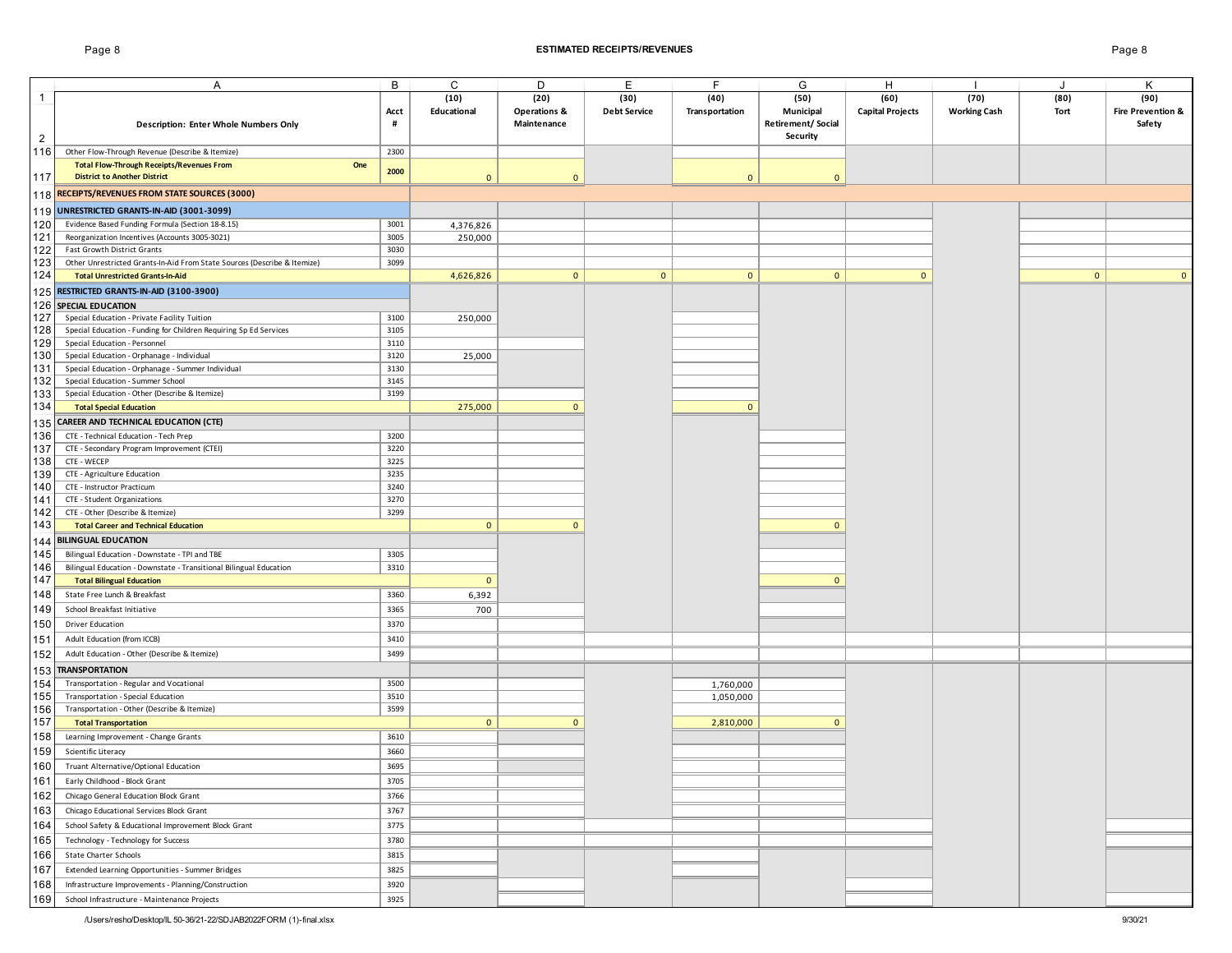## ESTIMATED RECEIPTS/REVENUES

| | A | B | C | D | E | F | G | H | I | J | K |
|---|---|---|---|---|---|---|---|---|---|---|---|
| 1 | Description: Enter Whole Numbers Only | Acct # | (10) Educational | (20) Operations & Maintenance | (30) Debt Service | (40) Transportation | (50) Municipal Retirement/ Social Security | (60) Capital Projects | (70) Working Cash | (80) Tort | (90) Fire Prevention & Safety |
| 116 | Other Flow-Through Revenue (Describe & Itemize) | 2300 | | | | | | | | | |
| 117 | **Total Flow-Through Receipts/Revenues From One District to Another District** | 2000 | 0 | 0 | | 0 | 0 | | | | |
| 118 | **RECEIPTS/REVENUES FROM STATE SOURCES (3000)** | | | | | | | | | | |
| 119 | **UNRESTRICTED GRANTS-IN-AID (3001-3099)** | | | | | | | | | | |
| 120 | Evidence Based Funding Formula (Section 18-8.15) | 3001 | 4,376,826 | | | | | | | | |
| 121 | Reorganization Incentives (Accounts 3005-3021) | 3005 | 250,000 | | | | | | | | |
| 122 | Fast Growth District Grants | 3030 | | | | | | | | | |
| 123 | Other Unrestricted Grants-In-Aid From State Sources (Describe & Itemize) | 3099 | | | | | | | | | |
| 124 | **Total Unrestricted Grants-In-Aid** | | 4,626,826 | 0 | 0 | 0 | 0 | 0 | | 0 | 0 |
| 125 | **RESTRICTED GRANTS-IN-AID (3100-3900)** | | | | | | | | | | |
| 126 | **SPECIAL EDUCATION** | | | | | | | | | | |
| 127 | Special Education - Private Facility Tuition | 3100 | 250,000 | | | | | | | | |
| 128 | Special Education - Funding for Children Requiring Sp Ed Services | 3105 | | | | | | | | | |
| 129 | Special Education - Personnel | 3110 | | | | | | | | | |
| 130 | Special Education - Orphanage - Individual | 3120 | 25,000 | | | | | | | | |
| 131 | Special Education - Orphanage - Summer Individual | 3130 | | | | | | | | | |
| 132 | Special Education - Summer School | 3145 | | | | | | | | | |
| 133 | Special Education - Other (Describe & Itemize) | 3199 | | | | | | | | | |
| 134 | **Total Special Education** | | 275,000 | 0 | | 0 | | | | | |
| 135 | **CAREER AND TECHNICAL EDUCATION (CTE)** | | | | | | | | | | |
| 136 | CTE - Technical Education - Tech Prep | 3200 | | | | | | | | | |
| 137 | CTE - Secondary Program Improvement (CTEI) | 3220 | | | | | | | | | |
| 138 | CTE - WECEP | 3225 | | | | | | | | | |
| 139 | CTE - Agriculture Education | 3235 | | | | | | | | | |
| 140 | CTE - Instructor Practicum | 3240 | | | | | | | | | |
| 141 | CTE - Student Organizations | 3270 | | | | | | | | | |
| 142 | CTE - Other (Describe & Itemize) | 3299 | | | | | | | | | |
| 143 | **Total Career and Technical Education** | | 0 | 0 | | | 0 | | | | |
| 144 | **BILINGUAL EDUCATION** | | | | | | | | | | |
| 145 | Bilingual Education - Downstate - TPI and TBE | 3305 | | | | | | | | | |
| 146 | Bilingual Education - Downstate - Transitional Bilingual Education | 3310 | | | | | | | | | |
| 147 | **Total Bilingual Education** | | 0 | | | | 0 | | | | |
| 148 | State Free Lunch & Breakfast | 3360 | 6,392 | | | | | | | | |
| 149 | School Breakfast Initiative | 3365 | 700 | | | | | | | | |
| 150 | Driver Education | 3370 | | | | | | | | | |
| 151 | Adult Education (from ICCB) | 3410 | | | | | | | | | |
| 152 | Adult Education - Other (Describe & Itemize) | 3499 | | | | | | | | | |
| 153 | **TRANSPORTATION** | | | | | | | | | | |
| 154 | Transportation - Regular and Vocational | 3500 | | | | 1,760,000 | | | | | |
| 155 | Transportation - Special Education | 3510 | | | | 1,050,000 | | | | | |
| 156 | Transportation - Other (Describe & Itemize) | 3599 | | | | | | | | | |
| 157 | **Total Transportation** | | 0 | 0 | | 2,810,000 | 0 | | | | |
| 158 | Learning Improvement - Change Grants | 3610 | | | | | | | | | |
| 159 | Scientific Literacy | 3660 | | | | | | | | | |
| 160 | Truant Alternative/Optional Education | 3695 | | | | | | | | | |
| 161 | Early Childhood - Block Grant | 3705 | | | | | | | | | |
| 162 | Chicago General Education Block Grant | 3766 | | | | | | | | | |
| 163 | Chicago Educational Services Block Grant | 3767 | | | | | | | | | |
| 164 | School Safety & Educational Improvement Block Grant | 3775 | | | | | | | | | |
| 165 | Technology - Technology for Success | 3780 | | | | | | | | | |
| 166 | State Charter Schools | 3815 | | | | | | | | | |
| 167 | Extended Learning Opportunities - Summer Bridges | 3825 | | | | | | | | | |
| 168 | Infrastructure Improvements - Planning/Construction | 3920 | | | | | | | | | |
| 169 | School Infrastructure - Maintenance Projects | 3925 | | | | | | | | | |

/Users/resho/Desktop/IL 50-36/21-22/SDJAB2022FORM (1)-final.xlsx 9/30/21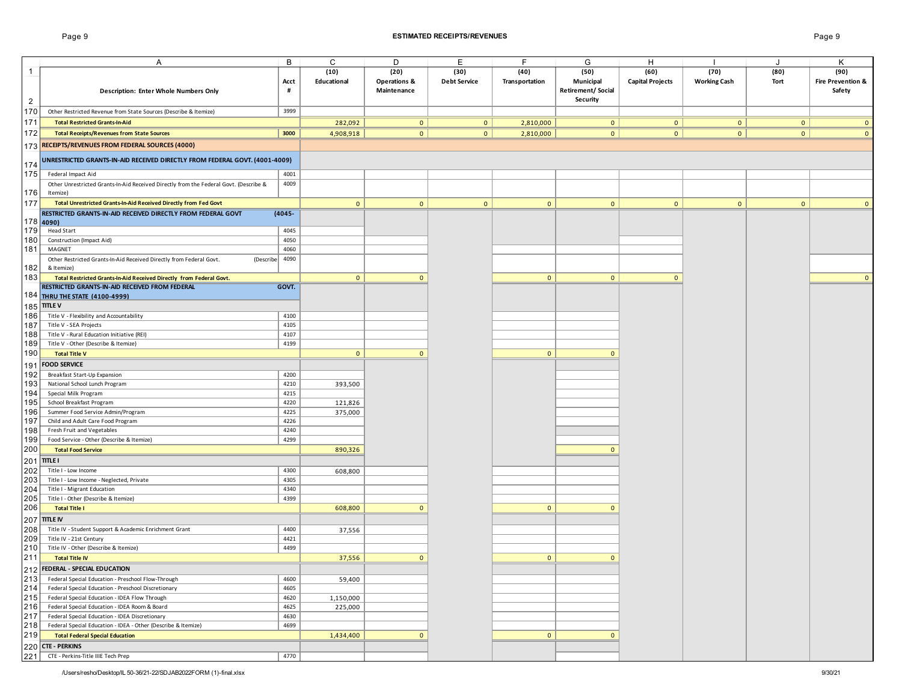## ESTIMATED RECEIPTS/REVENUES

| | A | B | C | D | E | F | G | H | I | J | K |
|---|---|---|---|---|---|---|---|---|---|---|---|
| 1 | | | (10) | (20) | (30) | (40) | (50) | (60) | (70) | (80) | (90) |
| 2 | Description: Enter Whole Numbers Only | Acct # | Educational | Operations & Maintenance | Debt Service | Transportation | Municipal Retirement/ Social Security | Capital Projects | Working Cash | Tort | Fire Prevention & Safety |
| 170 | Other Restricted Revenue from State Sources (Describe & Itemize) | 3999 | | | | | | | | | |
| 171 | **Total Restricted Grants-In-Aid** | | 282,092 | 0 | 0 | 2,810,000 | 0 | 0 | 0 | 0 | 0 |
| 172 | **Total Receipts/Revenues from State Sources** | **3000** | 4,908,918 | 0 | 0 | 2,810,000 | 0 | 0 | 0 | 0 | 0 |
| 173 | **RECEIPTS/REVENUES FROM FEDERAL SOURCES (4000)** | | | | | | | | | | |
| 174 | **UNRESTRICTED GRANTS-IN-AID RECEIVED DIRECTLY FROM FEDERAL GOVT. (4001-4009)** | | | | | | | | | | |
| 175 | Federal Impact Aid | 4001 | | | | | | | | | |
| 176 | Other Unrestricted Grants-In-Aid Received Directly from the Federal Govt. (Describe & Itemize) | 4009 | | | | | | | | | |
| 177 | **Total Unrestricted Grants-In-Aid Received Directly from Fed Govt** | | 0 | 0 | 0 | 0 | 0 | 0 | 0 | 0 | 0 |
| 178 | **RESTRICTED GRANTS-IN-AID RECEIVED DIRECTLY FROM FEDERAL GOVT (4045-4090)** | | | | | | | | | | |
| 179 | Head Start | 4045 | | | | | | | | | |
| 180 | Construction (Impact Aid) | 4050 | | | | | | | | | |
| 181 | MAGNET | 4060 | | | | | | | | | |
| 182 | Other Restricted Grants-In-Aid Received Directly from Federal Govt. (Describe & Itemize) | 4090 | | | | | | | | | |
| 183 | **Total Restricted Grants-In-Aid Received Directly from Federal Govt.** | | 0 | 0 | | 0 | 0 | 0 | | | 0 |
| 184 | **RESTRICTED GRANTS-IN-AID RECEIVED FROM FEDERAL GOVT. THRU THE STATE (4100-4999)** | | | | | | | | | | |
| 185 | **TITLE V** | | | | | | | | | | |
| 186 | Title V - Flexibility and Accountability | 4100 | | | | | | | | | |
| 187 | Title V - SEA Projects | 4105 | | | | | | | | | |
| 188 | Title V - Rural Education Initiative (REI) | 4107 | | | | | | | | | |
| 189 | Title V - Other (Describe & Itemize) | 4199 | | | | | | | | | |
| 190 | **Total Title V** | | 0 | 0 | | 0 | 0 | | | | |
| 191 | **FOOD SERVICE** | | | | | | | | | | |
| 192 | Breakfast Start-Up Expansion | 4200 | | | | | | | | | |
| 193 | National School Lunch Program | 4210 | 393,500 | | | | | | | | |
| 194 | Special Milk Program | 4215 | | | | | | | | | |
| 195 | School Breakfast Program | 4220 | 121,826 | | | | | | | | |
| 196 | Summer Food Service Admin/Program | 4225 | 375,000 | | | | | | | | |
| 197 | Child and Adult Care Food Program | 4226 | | | | | | | | | |
| 198 | Fresh Fruit and Vegetables | 4240 | | | | | | | | | |
| 199 | Food Service - Other (Describe & Itemize) | 4299 | | | | | | | | | |
| 200 | **Total Food Service** | | 890,326 | | | | 0 | | | | |
| 201 | **TITLE I** | | | | | | | | | | |
| 202 | Title I - Low Income | 4300 | 608,800 | | | | | | | | |
| 203 | Title I - Low Income - Neglected, Private | 4305 | | | | | | | | | |
| 204 | Title I - Migrant Education | 4340 | | | | | | | | | |
| 205 | Title I - Other (Describe & Itemize) | 4399 | | | | | | | | | |
| 206 | **Total Title I** | | 608,800 | 0 | | 0 | 0 | | | | |
| 207 | **TITLE IV** | | | | | | | | | | |
| 208 | Title IV - Student Support & Academic Enrichment Grant | 4400 | 37,556 | | | | | | | | |
| 209 | Title IV - 21st Century | 4421 | | | | | | | | | |
| 210 | Title IV - Other (Describe & Itemize) | 4499 | | | | | | | | | |
| 211 | **Total Title IV** | | 37,556 | 0 | | 0 | 0 | | | | |
| 212 | **FEDERAL - SPECIAL EDUCATION** | | | | | | | | | | |
| 213 | Federal Special Education - Preschool Flow-Through | 4600 | 59,400 | | | | | | | | |
| 214 | Federal Special Education - Preschool Discretionary | 4605 | | | | | | | | | |
| 215 | Federal Special Education - IDEA Flow Through | 4620 | 1,150,000 | | | | | | | | |
| 216 | Federal Special Education - IDEA Room & Board | 4625 | 225,000 | | | | | | | | |
| 217 | Federal Special Education - IDEA Discretionary | 4630 | | | | | | | | | |
| 218 | Federal Special Education - IDEA - Other (Describe & Itemize) | 4699 | | | | | | | | | |
| 219 | **Total Federal Special Education** | | 1,434,400 | 0 | | 0 | 0 | | | | |
| 220 | **CTE - PERKINS** | | | | | | | | | | |
| 221 | CTE - Perkins-Title IIIE Tech Prep | 4770 | | | | | | | | | |

/Users/resho/Desktop/IL 50-36/21-22/SDJAB2022FORM (1)-final.xlsx

9/30/21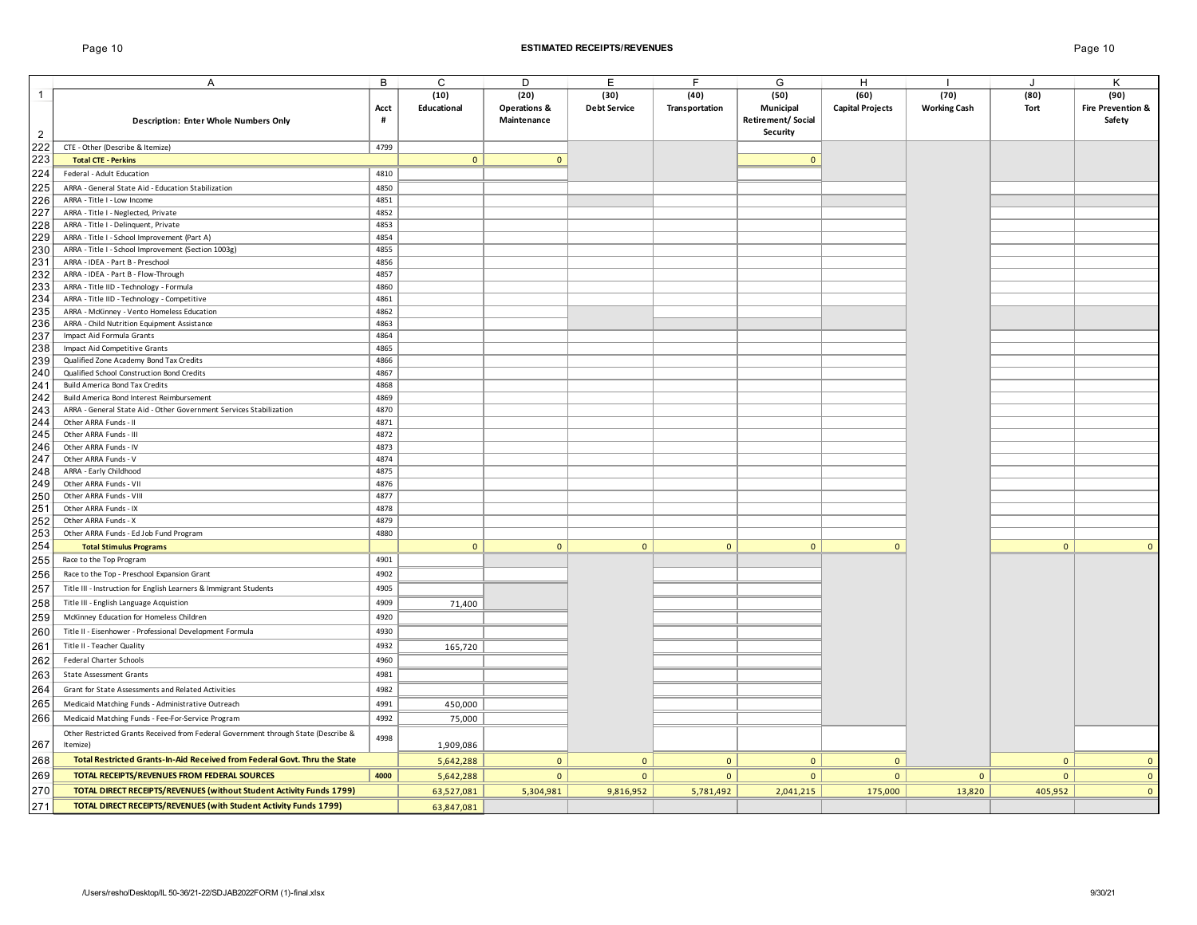# ESTIMATED RECEIPTS/REVENUES

| | A | B | C | D | E | F | G | H | I | J | K |
|---|---|---|---|---|---|---|---|---|---|---|---|
| 1 | | | (10) | (20) | (30) | (40) | (50) | (60) | (70) | (80) | (90) |
| 2 | Description: Enter Whole Numbers Only | Acct # | Educational | Operations & Maintenance | Debt Service | Transportation | Municipal Retirement/ Social Security | Capital Projects | Working Cash | Tort | Fire Prevention & Safety |
| 222 | CTE - Other (Describe & Itemize) | 4799 | | | | | | | | | |
| 223 | **Total CTE - Perkins** | | 0 | 0 | | | 0 | | | | |
| 224 | Federal - Adult Education | 4810 | | | | | | | | | |
| 225 | ARRA - General State Aid - Education Stabilization | 4850 | | | | | | | | | |
| 226 | ARRA - Title I - Low Income | 4851 | | | | | | | | | |
| 227 | ARRA - Title I - Neglected, Private | 4852 | | | | | | | | | |
| 228 | ARRA - Title I - Delinquent, Private | 4853 | | | | | | | | | |
| 229 | ARRA - Title I - School Improvement (Part A) | 4854 | | | | | | | | | |
| 230 | ARRA - Title I - School Improvement (Section 1003g) | 4855 | | | | | | | | | |
| 231 | ARRA - IDEA - Part B - Preschool | 4856 | | | | | | | | | |
| 232 | ARRA - IDEA - Part B - Flow-Through | 4857 | | | | | | | | | |
| 233 | ARRA - Title IID - Technology - Formula | 4860 | | | | | | | | | |
| 234 | ARRA - Title IID - Technology - Competitive | 4861 | | | | | | | | | |
| 235 | ARRA - McKinney - Vento Homeless Education | 4862 | | | | | | | | | |
| 236 | ARRA - Child Nutrition Equipment Assistance | 4863 | | | | | | | | | |
| 237 | Impact Aid Formula Grants | 4864 | | | | | | | | | |
| 238 | Impact Aid Competitive Grants | 4865 | | | | | | | | | |
| 239 | Qualified Zone Academy Bond Tax Credits | 4866 | | | | | | | | | |
| 240 | Qualified School Construction Bond Credits | 4867 | | | | | | | | | |
| 241 | Build America Bond Tax Credits | 4868 | | | | | | | | | |
| 242 | Build America Bond Interest Reimbursement | 4869 | | | | | | | | | |
| 243 | ARRA - General State Aid - Other Government Services Stabilization | 4870 | | | | | | | | | |
| 244 | Other ARRA Funds - II | 4871 | | | | | | | | | |
| 245 | Other ARRA Funds - III | 4872 | | | | | | | | | |
| 246 | Other ARRA Funds - IV | 4873 | | | | | | | | | |
| 247 | Other ARRA Funds - V | 4874 | | | | | | | | | |
| 248 | ARRA - Early Childhood | 4875 | | | | | | | | | |
| 249 | Other ARRA Funds - VII | 4876 | | | | | | | | | |
| 250 | Other ARRA Funds - VIII | 4877 | | | | | | | | | |
| 251 | Other ARRA Funds - IX | 4878 | | | | | | | | | |
| 252 | Other ARRA Funds - X | 4879 | | | | | | | | | |
| 253 | Other ARRA Funds - Ed Job Fund Program | 4880 | | | | | | | | | |
| 254 | **Total Stimulus Programs** | | 0 | 0 | 0 | 0 | 0 | 0 | | 0 | 0 |
| 255 | Race to the Top Program | 4901 | | | | | | | | | |
| 256 | Race to the Top - Preschool Expansion Grant | 4902 | | | | | | | | | |
| 257 | Title III - Instruction for English Learners & Immigrant Students | 4905 | | | | | | | | | |
| 258 | Title III - English Language Acquistion | 4909 | 71,400 | | | | | | | | |
| 259 | McKinney Education for Homeless Children | 4920 | | | | | | | | | |
| 260 | Title II - Eisenhower - Professional Development Formula | 4930 | | | | | | | | | |
| 261 | Title II - Teacher Quality | 4932 | 165,720 | | | | | | | | |
| 262 | Federal Charter Schools | 4960 | | | | | | | | | |
| 263 | State Assessment Grants | 4981 | | | | | | | | | |
| 264 | Grant for State Assessments and Related Activities | 4982 | | | | | | | | | |
| 265 | Medicaid Matching Funds - Administrative Outreach | 4991 | 450,000 | | | | | | | | |
| 266 | Medicaid Matching Funds - Fee-For-Service Program | 4992 | 75,000 | | | | | | | | |
| 267 | Other Restricted Grants Received from Federal Government through State (Describe & Itemize) | 4998 | 1,909,086 | | | | | | | | |
| 268 | **Total Restricted Grants-In-Aid Received from Federal Govt. Thru the State** | | 5,642,288 | 0 | 0 | 0 | 0 | 0 | | 0 | 0 |
| 269 | **TOTAL RECEIPTS/REVENUES FROM FEDERAL SOURCES** | **4000** | 5,642,288 | 0 | 0 | 0 | 0 | 0 | 0 | 0 | 0 |
| 270 | **TOTAL DIRECT RECEIPTS/REVENUES (without Student Activity Funds 1799)** | | 63,527,081 | 5,304,981 | 9,816,952 | 5,781,492 | 2,041,215 | 175,000 | 13,820 | 405,952 | 0 |
| 271 | **TOTAL DIRECT RECEIPTS/REVENUES (with Student Activity Funds 1799)** | | 63,847,081 | | | | | | | | |

/Users/resho/Desktop/IL 50-36/21-22/SDJAB2022FORM (1)-final.xlsx 9/30/21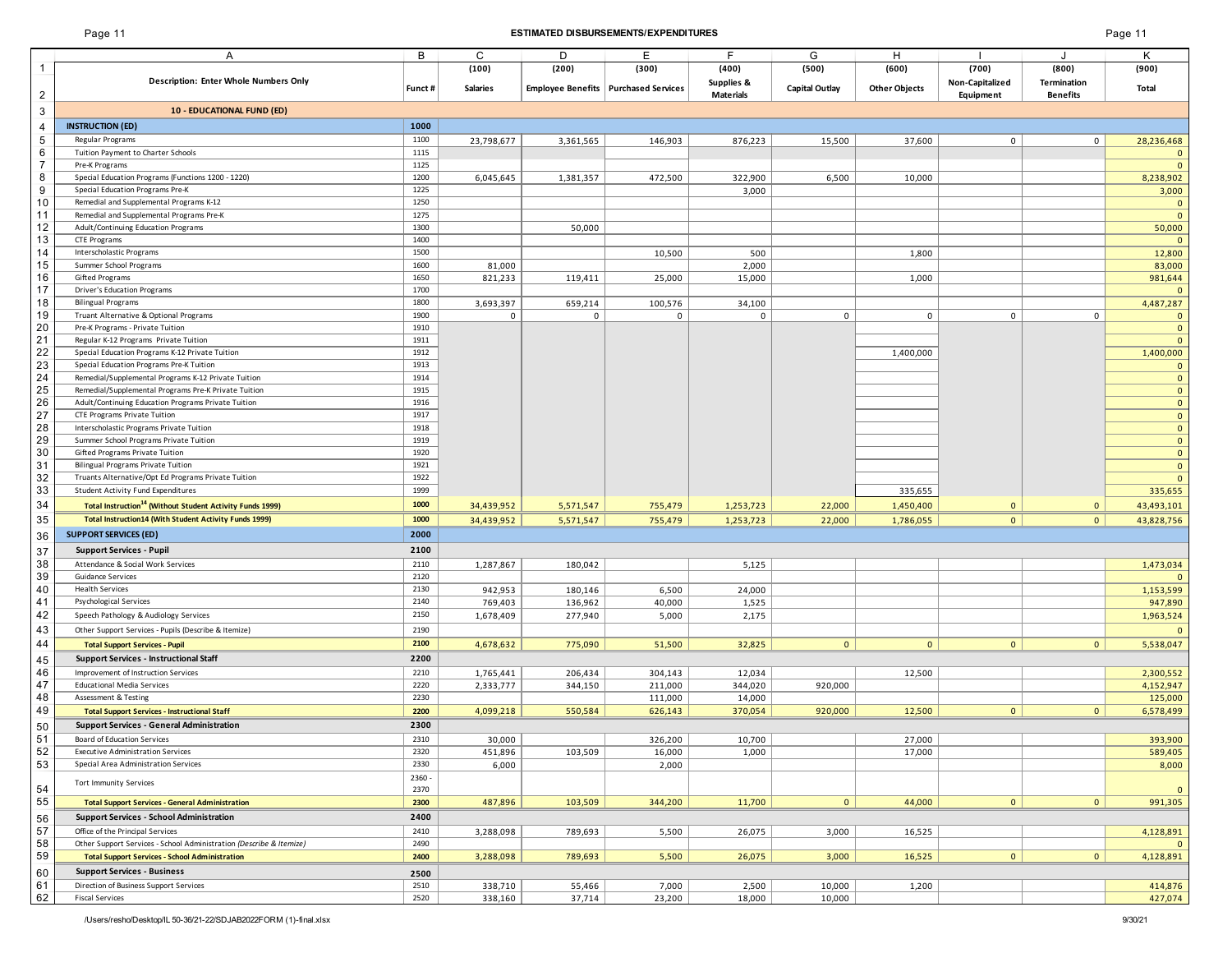## ESTIMATED DISBURSEMENTS/EXPENDITURES

| Description: Enter Whole Numbers Only | Funct # | (100) Salaries | (200) Employee Benefits | (300) Purchased Services | (400) Supplies & Materials | (500) Capital Outlay | (600) Other Objects | (700) Non-Capitalized Equipment | (800) Termination Benefits | (900) Total |
|---|---|---|---|---|---|---|---|---|---|---|
| **10 - EDUCATIONAL FUND (ED)** | | | | | | | | | | |
| **INSTRUCTION (ED)** | **1000** | | | | | | | | | |
| Regular Programs | 1100 | 23,798,677 | 3,361,565 | 146,903 | 876,223 | 15,500 | 37,600 | 0 | 0 | 28,236,468 |
| Tuition Payment to Charter Schools | 1115 | | | | | | | | | 0 |
| Pre-K Programs | 1125 | | | | | | | | | 0 |
| Special Education Programs (Functions 1200 - 1220) | 1200 | 6,045,645 | 1,381,357 | 472,500 | 322,900 | 6,500 | 10,000 | | | 8,238,902 |
| Special Education Programs Pre-K | 1225 | | | | 3,000 | | | | | 3,000 |
| Remedial and Supplemental Programs K-12 | 1250 | | | | | | | | | 0 |
| Remedial and Supplemental Programs Pre-K | 1275 | | | | | | | | | 0 |
| Adult/Continuing Education Programs | 1300 | | 50,000 | | | | | | | 50,000 |
| CTE Programs | 1400 | | | | | | | | | 0 |
| Interscholastic Programs | 1500 | | | 10,500 | 500 | | 1,800 | | | 12,800 |
| Summer School Programs | 1600 | 81,000 | | | 2,000 | | | | | 83,000 |
| Gifted Programs | 1650 | 821,233 | 119,411 | 25,000 | 15,000 | | 1,000 | | | 981,644 |
| Driver's Education Programs | 1700 | | | | | | | | | 0 |
| Bilingual Programs | 1800 | 3,693,397 | 659,214 | 100,576 | 34,100 | | | | | 4,487,287 |
| Truant Alternative & Optional Programs | 1900 | 0 | 0 | 0 | 0 | 0 | 0 | 0 | 0 | 0 |
| Pre-K Programs - Private Tuition | 1910 | | | | | | | | | 0 |
| Regular K-12 Programs Private Tuition | 1911 | | | | | | | | | 0 |
| Special Education Programs K-12 Private Tuition | 1912 | | | | | | 1,400,000 | | | 1,400,000 |
| Special Education Programs Pre-K Tuition | 1913 | | | | | | | | | 0 |
| Remedial/Supplemental Programs K-12 Private Tuition | 1914 | | | | | | | | | 0 |
| Remedial/Supplemental Programs Pre-K Private Tuition | 1915 | | | | | | | | | 0 |
| Adult/Continuing Education Programs Private Tuition | 1916 | | | | | | | | | 0 |
| CTE Programs Private Tuition | 1917 | | | | | | | | | 0 |
| Interscholastic Programs Private Tuition | 1918 | | | | | | | | | 0 |
| Summer School Programs Private Tuition | 1919 | | | | | | | | | 0 |
| Gifted Programs Private Tuition | 1920 | | | | | | | | | 0 |
| Bilingual Programs Private Tuition | 1921 | | | | | | | | | 0 |
| Truants Alternative/Opt Ed Programs Private Tuition | 1922 | | | | | | | | | 0 |
| Student Activity Fund Expenditures | 1999 | | | | | | 335,655 | | | 335,655 |
| **Total Instruction[14] (Without Student Activity Funds 1999)** | **1000** | 34,439,952 | 5,571,547 | 755,479 | 1,253,723 | 22,000 | 1,450,400 | 0 | 0 | 43,493,101 |
| **Total Instruction14 (With Student Activity Funds 1999)** | **1000** | 34,439,952 | 5,571,547 | 755,479 | 1,253,723 | 22,000 | 1,786,055 | 0 | 0 | 43,828,756 |
| **SUPPORT SERVICES (ED)** | **2000** | | | | | | | | | |
| **Support Services - Pupil** | **2100** | | | | | | | | | |
| Attendance & Social Work Services | 2110 | 1,287,867 | 180,042 | | 5,125 | | | | | 1,473,034 |
| Guidance Services | 2120 | | | | | | | | | 0 |
| Health Services | 2130 | 942,953 | 180,146 | 6,500 | 24,000 | | | | | 1,153,599 |
| Psychological Services | 2140 | 769,403 | 136,962 | 40,000 | 1,525 | | | | | 947,890 |
| Speech Pathology & Audiology Services | 2150 | 1,678,409 | 277,940 | 5,000 | 2,175 | | | | | 1,963,524 |
| Other Support Services - Pupils (Describe & Itemize) | 2190 | | | | | | | | | 0 |
| **Total Support Services - Pupil** | **2100** | 4,678,632 | 775,090 | 51,500 | 32,825 | 0 | 0 | 0 | 0 | 5,538,047 |
| **Support Services - Instructional Staff** | **2200** | | | | | | | | | |
| Improvement of Instruction Services | 2210 | 1,765,441 | 206,434 | 304,143 | 12,034 | | 12,500 | | | 2,300,552 |
| Educational Media Services | 2220 | 2,333,777 | 344,150 | 211,000 | 344,020 | 920,000 | | | | 4,152,947 |
| Assessment & Testing | 2230 | | | 111,000 | 14,000 | | | | | 125,000 |
| **Total Support Services - Instructional Staff** | **2200** | 4,099,218 | 550,584 | 626,143 | 370,054 | 920,000 | 12,500 | 0 | 0 | 6,578,499 |
| **Support Services - General Administration** | **2300** | | | | | | | | | |
| Board of Education Services | 2310 | 30,000 | | 326,200 | 10,700 | | 27,000 | | | 393,900 |
| Executive Administration Services | 2320 | 451,896 | 103,509 | 16,000 | 1,000 | | 17,000 | | | 589,405 |
| Special Area Administration Services | 2330 | 6,000 | | 2,000 | | | | | | 8,000 |
| Tort Immunity Services | 2360 - 2370 | | | | | | | | | 0 |
| **Total Support Services - General Administration** | **2300** | 487,896 | 103,509 | 344,200 | 11,700 | 0 | 44,000 | 0 | 0 | 991,305 |
| **Support Services - School Administration** | **2400** | | | | | | | | | |
| Office of the Principal Services | 2410 | 3,288,098 | 789,693 | 5,500 | 26,075 | 3,000 | 16,525 | | | 4,128,891 |
| Other Support Services - School Administration *(Describe & Itemize)* | 2490 | | | | | | | | | 0 |
| **Total Support Services - School Administration** | **2400** | 3,288,098 | 789,693 | 5,500 | 26,075 | 3,000 | 16,525 | 0 | 0 | 4,128,891 |
| **Support Services - Business** | **2500** | | | | | | | | | |
| Direction of Business Support Services | 2510 | 338,710 | 55,466 | 7,000 | 2,500 | 10,000 | 1,200 | | | 414,876 |
| Fiscal Services | 2520 | 338,160 | 37,714 | 23,200 | 18,000 | 10,000 | | | | 427,074 |

/Users/resho/Desktop/IL 50-36/21-22/SDJAB2022FORM (1)-final.xlsx — 9/30/21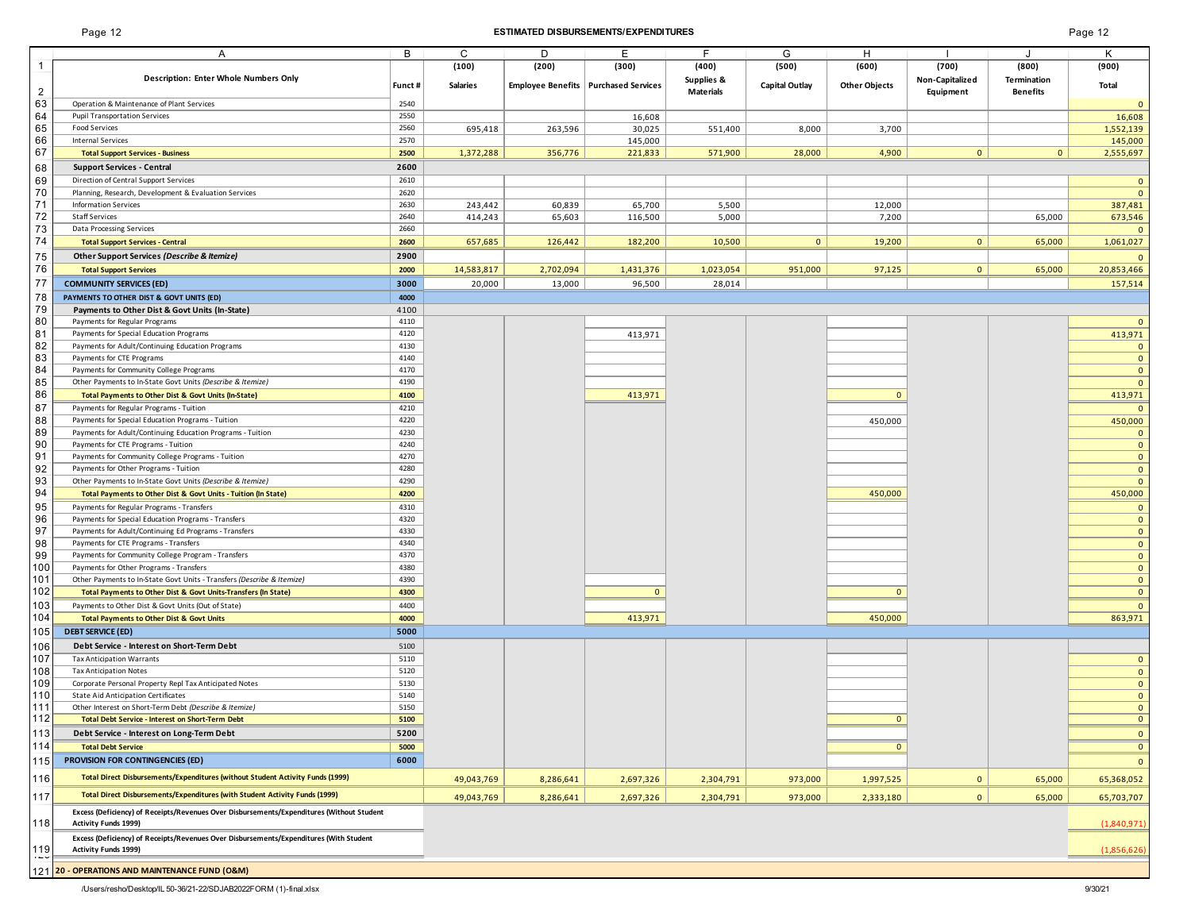## ESTIMATED DISBURSEMENTS/EXPENDITURES

| | A | B | C | D | E | F | G | H | I | J | K |
|---|---|---|---|---|---|---|---|---|---|---|---|
| 1 | | | (100) | (200) | (300) | (400) | (500) | (600) | (700) | (800) | (900) |
| 2 | Description: Enter Whole Numbers Only | Funct # | Salaries | Employee Benefits | Purchased Services | Supplies & Materials | Capital Outlay | Other Objects | Non-Capitalized Equipment | Termination Benefits | Total |
| 63 | Operation & Maintenance of Plant Services | 2540 | | | | | | | | | 0 |
| 64 | Pupil Transportation Services | 2550 | | | 16,608 | | | | | | 16,608 |
| 65 | Food Services | 2560 | 695,418 | 263,596 | 30,025 | 551,400 | 8,000 | 3,700 | | | 1,552,139 |
| 66 | Internal Services | 2570 | | | 145,000 | | | | | | 145,000 |
| 67 | **Total Support Services - Business** | **2500** | 1,372,288 | 356,776 | 221,833 | 571,900 | 28,000 | 4,900 | 0 | 0 | 2,555,697 |
| 68 | **Support Services - Central** | **2600** | | | | | | | | | |
| 69 | Direction of Central Support Services | 2610 | | | | | | | | | 0 |
| 70 | Planning, Research, Development & Evaluation Services | 2620 | | | | | | | | | 0 |
| 71 | Information Services | 2630 | 243,442 | 60,839 | 65,700 | 5,500 | | 12,000 | | | 387,481 |
| 72 | Staff Services | 2640 | 414,243 | 65,603 | 116,500 | 5,000 | | 7,200 | | 65,000 | 673,546 |
| 73 | Data Processing Services | 2660 | | | | | | | | | 0 |
| 74 | **Total Support Services - Central** | **2600** | 657,685 | 126,442 | 182,200 | 10,500 | 0 | 19,200 | 0 | 65,000 | 1,061,027 |
| 75 | **Other Support Services *(Describe & Itemize)*** | **2900** | | | | | | | | | 0 |
| 76 | **Total Support Services** | **2000** | 14,583,817 | 2,702,094 | 1,431,376 | 1,023,054 | 951,000 | 97,125 | 0 | 65,000 | 20,853,466 |
| 77 | **COMMUNITY SERVICES (ED)** | **3000** | 20,000 | 13,000 | 96,500 | 28,014 | | | | | 157,514 |
| 78 | **PAYMENTS TO OTHER DIST & GOVT UNITS (ED)** | **4000** | | | | | | | | | |
| 79 | **Payments to Other Dist & Govt Units (In-State)** | 4100 | | | | | | | | | |
| 80 | Payments for Regular Programs | 4110 | | | | | | | | | 0 |
| 81 | Payments for Special Education Programs | 4120 | | | 413,971 | | | | | | 413,971 |
| 82 | Payments for Adult/Continuing Education Programs | 4130 | | | | | | | | | 0 |
| 83 | Payments for CTE Programs | 4140 | | | | | | | | | 0 |
| 84 | Payments for Community College Programs | 4170 | | | | | | | | | 0 |
| 85 | Other Payments to In-State Govt Units *(Describe & Itemize)* | 4190 | | | | | | | | | 0 |
| 86 | **Total Payments to Other Dist & Govt Units (In-State)** | **4100** | | | 413,971 | | | 0 | | | 413,971 |
| 87 | Payments for Regular Programs - Tuition | 4210 | | | | | | | | | 0 |
| 88 | Payments for Special Education Programs - Tuition | 4220 | | | | | | 450,000 | | | 450,000 |
| 89 | Payments for Adult/Continuing Education Programs - Tuition | 4230 | | | | | | | | | 0 |
| 90 | Payments for CTE Programs - Tuition | 4240 | | | | | | | | | 0 |
| 91 | Payments for Community College Programs - Tuition | 4270 | | | | | | | | | 0 |
| 92 | Payments for Other Programs - Tuition | 4280 | | | | | | | | | 0 |
| 93 | Other Payments to In-State Govt Units *(Describe & Itemize)* | 4290 | | | | | | | | | 0 |
| 94 | **Total Payments to Other Dist & Govt Units - Tuition (In State)** | **4200** | | | | | | 450,000 | | | 450,000 |
| 95 | Payments for Regular Programs - Transfers | 4310 | | | | | | | | | 0 |
| 96 | Payments for Special Education Programs - Transfers | 4320 | | | | | | | | | 0 |
| 97 | Payments for Adult/Continuing Ed Programs - Transfers | 4330 | | | | | | | | | 0 |
| 98 | Payments for CTE Programs - Transfers | 4340 | | | | | | | | | 0 |
| 99 | Payments for Community College Program - Transfers | 4370 | | | | | | | | | 0 |
| 100 | Payments for Other Programs - Transfers | 4380 | | | | | | | | | 0 |
| 101 | Other Payments to In-State Govt Units - Transfers *(Describe & Itemize)* | 4390 | | | | | | | | | 0 |
| 102 | **Total Payments to Other Dist & Govt Units-Transfers (In State)** | **4300** | | | 0 | | | 0 | | | 0 |
| 103 | Payments to Other Dist & Govt Units (Out of State) | 4400 | | | | | | | | | 0 |
| 104 | **Total Payments to Other Dist & Govt Units** | **4000** | | | 413,971 | | | 450,000 | | | 863,971 |
| 105 | **DEBT SERVICE (ED)** | **5000** | | | | | | | | | |
| 106 | **Debt Service - Interest on Short-Term Debt** | 5100 | | | | | | | | | |
| 107 | Tax Anticipation Warrants | 5110 | | | | | | | | | 0 |
| 108 | Tax Anticipation Notes | 5120 | | | | | | | | | 0 |
| 109 | Corporate Personal Property Repl Tax Anticipated Notes | 5130 | | | | | | | | | 0 |
| 110 | State Aid Anticipation Certificates | 5140 | | | | | | | | | 0 |
| 111 | Other Interest on Short-Term Debt *(Describe & Itemize)* | 5150 | | | | | | | | | 0 |
| 112 | **Total Debt Service - Interest on Short-Term Debt** | **5100** | | | | | | 0 | | | 0 |
| 113 | **Debt Service - Interest on Long-Term Debt** | **5200** | | | | | | | | | 0 |
| 114 | **Total Debt Service** | **5000** | | | | | | 0 | | | 0 |
| 115 | **PROVISION FOR CONTINGENCIES (ED)** | **6000** | | | | | | | | | 0 |
| 116 | **Total Direct Disbursements/Expenditures (without Student Activity Funds (1999)** | | 49,043,769 | 8,286,641 | 2,697,326 | 2,304,791 | 973,000 | 1,997,525 | 0 | 65,000 | 65,368,052 |
| 117 | **Total Direct Disbursements/Expenditures (with Student Activity Funds (1999)** | | 49,043,769 | 8,286,641 | 2,697,326 | 2,304,791 | 973,000 | 2,333,180 | 0 | 65,000 | 65,703,707 |
| 118 | **Excess (Deficiency) of Receipts/Revenues Over Disbursements/Expenditures (Without Student Activity Funds 1999)** | | | | | | | | | | (1,840,971) |
| 119 | **Excess (Deficiency) of Receipts/Revenues Over Disbursements/Expenditures (With Student Activity Funds 1999)** | | | | | | | | | | (1,856,626) |
| 121 | **20 - OPERATIONS AND MAINTENANCE FUND (O&M)** | | | | | | | | | | |

/Users/resho/Desktop/IL 50-36/21-22/SDJAB2022FORM (1)-final.xlsx 9/30/21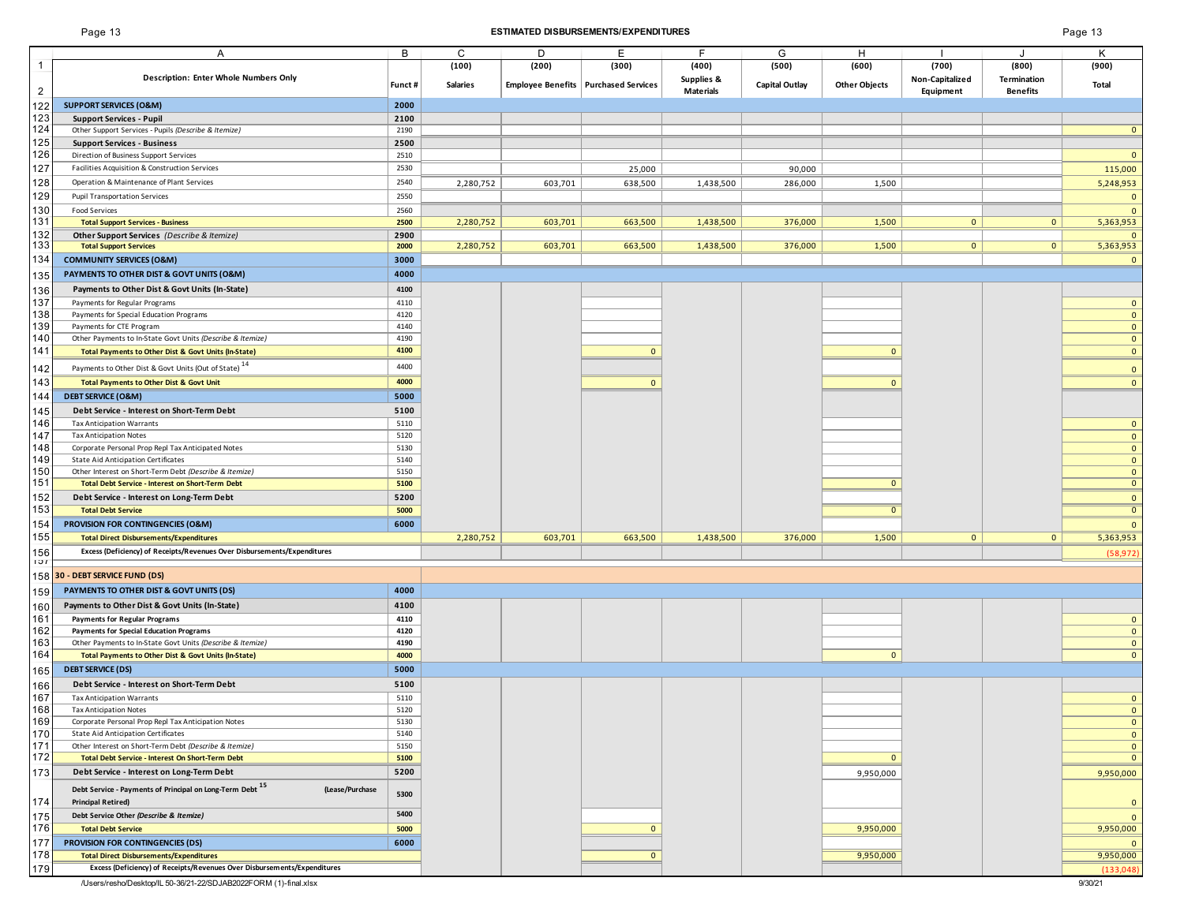# ESTIMATED DISBURSEMENTS/EXPENDITURES

| | A | B | C | D | E | F | G | H | I | J | K |
|---|---|---|---|---|---|---|---|---|---|---|---|
| 1 | | | (100) | (200) | (300) | (400) | (500) | (600) | (700) | (800) | (900) |
| 2 | **Description: Enter Whole Numbers Only** | **Funct #** | **Salaries** | **Employee Benefits** | **Purchased Services** | **Supplies & Materials** | **Capital Outlay** | **Other Objects** | **Non-Capitalized Equipment** | **Termination Benefits** | **Total** |
| 122 | **SUPPORT SERVICES (O&M)** | **2000** | | | | | | | | | |
| 123 | **Support Services - Pupil** | **2100** | | | | | | | | | |
| 124 | Other Support Services - Pupils *(Describe & Itemize)* | 2190 | | | | | | | | | 0 |
| 125 | **Support Services - Business** | **2500** | | | | | | | | | |
| 126 | Direction of Business Support Services | 2510 | | | | | | | | | 0 |
| 127 | Facilities Acquisition & Construction Services | 2530 | | | 25,000 | | 90,000 | | | | 115,000 |
| 128 | Operation & Maintenance of Plant Services | 2540 | 2,280,752 | 603,701 | 638,500 | 1,438,500 | 286,000 | 1,500 | | | 5,248,953 |
| 129 | Pupil Transportation Services | 2550 | | | | | | | | | 0 |
| 130 | Food Services | 2560 | | | | | | | | | 0 |
| 131 | **Total Support Services - Business** | **2500** | 2,280,752 | 603,701 | 663,500 | 1,438,500 | 376,000 | 1,500 | 0 | 0 | 5,363,953 |
| 132 | **Other Support Services** *(Describe & Itemize)* | **2900** | | | | | | | | | 0 |
| 133 | **Total Support Services** | **2000** | 2,280,752 | 603,701 | 663,500 | 1,438,500 | 376,000 | 1,500 | 0 | 0 | 5,363,953 |
| 134 | **COMMUNITY SERVICES (O&M)** | **3000** | | | | | | | | | 0 |
| 135 | **PAYMENTS TO OTHER DIST & GOVT UNITS (O&M)** | **4000** | | | | | | | | | |
| 136 | **Payments to Other Dist & Govt Units (In-State)** | **4100** | | | | | | | | | |
| 137 | Payments for Regular Programs | 4110 | | | | | | | | | 0 |
| 138 | Payments for Special Education Programs | 4120 | | | | | | | | | 0 |
| 139 | Payments for CTE Program | 4140 | | | | | | | | | 0 |
| 140 | Other Payments to In-State Govt Units *(Describe & Itemize)* | 4190 | | | | | | | | | 0 |
| 141 | **Total Payments to Other Dist & Govt Units (In-State)** | **4100** | | | 0 | | | 0 | | | 0 |
| 142 | Payments to Other Dist & Govt Units (Out of State) [14] | 4400 | | | | | | | | | 0 |
| 143 | **Total Payments to Other Dist & Govt Unit** | **4000** | | | 0 | | | 0 | | | 0 |
| 144 | **DEBT SERVICE (O&M)** | **5000** | | | | | | | | | |
| 145 | **Debt Service - Interest on Short-Term Debt** | **5100** | | | | | | | | | |
| 146 | Tax Anticipation Warrants | 5110 | | | | | | | | | 0 |
| 147 | Tax Anticipation Notes | 5120 | | | | | | | | | 0 |
| 148 | Corporate Personal Prop Repl Tax Anticipated Notes | 5130 | | | | | | | | | 0 |
| 149 | State Aid Anticipation Certificates | 5140 | | | | | | | | | 0 |
| 150 | Other Interest on Short-Term Debt *(Describe & Itemize)* | 5150 | | | | | | | | | 0 |
| 151 | **Total Debt Service - Interest on Short-Term Debt** | **5100** | | | | | | 0 | | | 0 |
| 152 | **Debt Service - Interest on Long-Term Debt** | **5200** | | | | | | | | | 0 |
| 153 | **Total Debt Service** | **5000** | | | | | | 0 | | | 0 |
| 154 | **PROVISION FOR CONTINGENCIES (O&M)** | **6000** | | | | | | | | | 0 |
| 155 | **Total Direct Disbursements/Expenditures** | | 2,280,752 | 603,701 | 663,500 | 1,438,500 | 376,000 | 1,500 | 0 | 0 | 5,363,953 |
| 156 | **Excess (Deficiency) of Receipts/Revenues Over Disbursements/Expenditures** | | | | | | | | | | (58,972) |
| 158 | **30 - DEBT SERVICE FUND (DS)** | | | | | | | | | | |
| 159 | **PAYMENTS TO OTHER DIST & GOVT UNITS (DS)** | **4000** | | | | | | | | | |
| 160 | **Payments to Other Dist & Govt Units (In-State)** | **4100** | | | | | | | | | |
| 161 | **Payments for Regular Programs** | **4110** | | | | | | | | | 0 |
| 162 | **Payments for Special Education Programs** | **4120** | | | | | | | | | 0 |
| 163 | Other Payments to In-State Govt Units *(Describe & Itemize)* | **4190** | | | | | | | | | 0 |
| 164 | **Total Payments to Other Dist & Govt Units (In-State)** | **4000** | | | | | | 0 | | | 0 |
| 165 | **DEBT SERVICE (DS)** | **5000** | | | | | | | | | |
| 166 | **Debt Service - Interest on Short-Term Debt** | **5100** | | | | | | | | | |
| 167 | Tax Anticipation Warrants | 5110 | | | | | | | | | 0 |
| 168 | Tax Anticipation Notes | 5120 | | | | | | | | | 0 |
| 169 | Corporate Personal Prop Repl Tax Anticipation Notes | 5130 | | | | | | | | | 0 |
| 170 | State Aid Anticipation Certificates | 5140 | | | | | | | | | 0 |
| 171 | Other Interest on Short-Term Debt *(Describe & Itemize)* | 5150 | | | | | | | | | 0 |
| 172 | **Total Debt Service - Interest On Short-Term Debt** | **5100** | | | | | | 0 | | | 0 |
| 173 | **Debt Service - Interest on Long-Term Debt** | **5200** | | | | | | 9,950,000 | | | 9,950,000 |
| 174 | **Debt Service - Payments of Principal on Long-Term Debt [15] (Lease/Purchase Principal Retired)** | **5300** | | | | | | | | | 0 |
| 175 | **Debt Service Other** *(Describe & Itemize)* | **5400** | | | | | | | | | 0 |
| 176 | **Total Debt Service** | **5000** | | | 0 | | | 9,950,000 | | | 9,950,000 |
| 177 | **PROVISION FOR CONTINGENCIES (DS)** | **6000** | | | | | | | | | 0 |
| 178 | **Total Direct Disbursements/Expenditures** | | | | 0 | | | 9,950,000 | | | 9,950,000 |
| 179 | **Excess (Deficiency) of Receipts/Revenues Over Disbursements/Expenditures** | | | | | | | | | | (133,048) |

/Users/resho/Desktop/IL 50-36/21-22/SDJAB2022FORM (1)-final.xlsx 9/30/21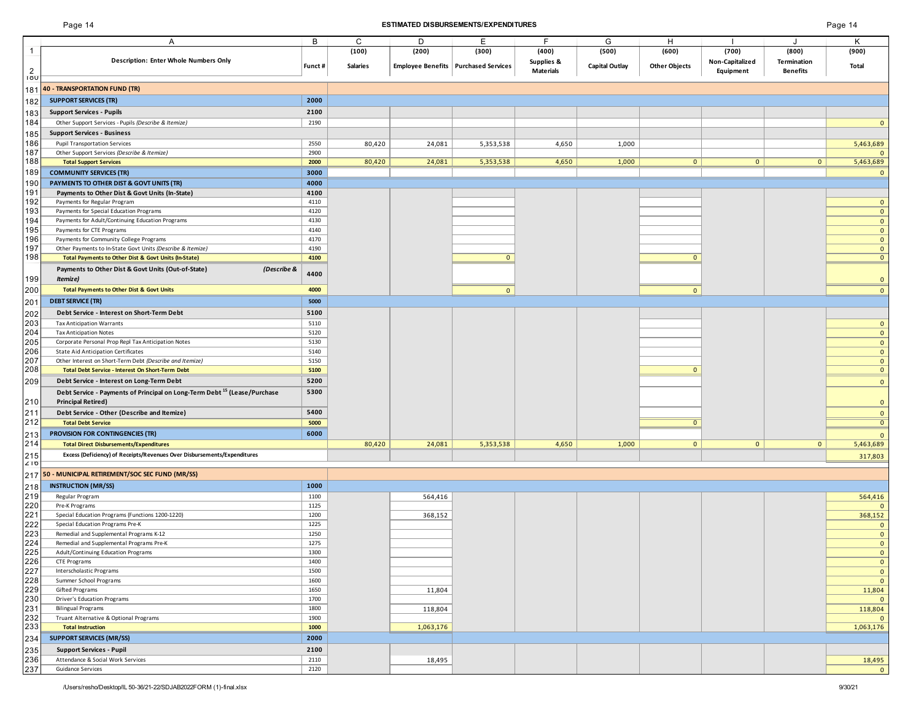## ESTIMATED DISBURSEMENTS/EXPENDITURES

| Description: Enter Whole Numbers Only | Funct # | (100) Salaries | (200) Employee Benefits | (300) Purchased Services | (400) Supplies & Materials | (500) Capital Outlay | (600) Other Objects | (700) Non-Capitalized Equipment | (800) Termination Benefits | (900) Total |
|---|---|---|---|---|---|---|---|---|---|---|
| **40 - TRANSPORTATION FUND (TR)** | | | | | | | | | | |
| **SUPPORT SERVICES (TR)** | 2000 | | | | | | | | | |
| **Support Services - Pupils** | 2100 | | | | | | | | | |
| Other Support Services - Pupils *(Describe & Itemize)* | 2190 | | | | | | | | | 0 |
| **Support Services - Business** | | | | | | | | | | |
| Pupil Transportation Services | 2550 | 80,420 | 24,081 | 5,353,538 | 4,650 | 1,000 | | | | 5,463,689 |
| Other Support Services *(Describe & Itemize)* | 2900 | | | | | | | | | 0 |
| **Total Support Services** | 2000 | 80,420 | 24,081 | 5,353,538 | 4,650 | 1,000 | 0 | 0 | 0 | 5,463,689 |
| **COMMUNITY SERVICES (TR)** | 3000 | | | | | | | | | 0 |
| **PAYMENTS TO OTHER DIST & GOVT UNITS (TR)** | 4000 | | | | | | | | | |
| **Payments to Other Dist & Govt Units (In-State)** | 4100 | | | | | | | | | |
| Payments for Regular Program | 4110 | | | | | | | | | 0 |
| Payments for Special Education Programs | 4120 | | | | | | | | | 0 |
| Payments for Adult/Continuing Education Programs | 4130 | | | | | | | | | 0 |
| Payments for CTE Programs | 4140 | | | | | | | | | 0 |
| Payments for Community College Programs | 4170 | | | | | | | | | 0 |
| Other Payments to In-State Govt Units *(Describe & Itemize)* | 4190 | | | | | | | | | 0 |
| **Total Payments to Other Dist & Govt Units (In-State)** | 4100 | | | 0 | | | 0 | | | 0 |
| **Payments to Other Dist & Govt Units (Out-of-State)** *(Describe & Itemize)* | 4400 | | | | | | | | | 0 |
| **Total Payments to Other Dist & Govt Units** | 4000 | | | 0 | | | 0 | | | 0 |
| **DEBT SERVICE (TR)** | 5000 | | | | | | | | | |
| **Debt Service - Interest on Short-Term Debt** | 5100 | | | | | | | | | |
| Tax Anticipation Warrants | 5110 | | | | | | | | | 0 |
| Tax Anticipation Notes | 5120 | | | | | | | | | 0 |
| Corporate Personal Prop Repl Tax Anticipation Notes | 5130 | | | | | | | | | 0 |
| State Aid Anticipation Certificates | 5140 | | | | | | | | | 0 |
| Other Interest on Short-Term Debt *(Describe and Itemize)* | 5150 | | | | | | | | | 0 |
| **Total Debt Service - Interest On Short-Term Debt** | 5100 | | | | | | 0 | | | 0 |
| **Debt Service - Interest on Long-Term Debt** | 5200 | | | | | | | | | 0 |
| **Debt Service - Payments of Principal on Long-Term Debt [15] (Lease/Purchase Principal Retired)** | 5300 | | | | | | | | | 0 |
| **Debt Service - Other (Describe and Itemize)** | 5400 | | | | | | | | | 0 |
| **Total Debt Service** | 5000 | | | | | | 0 | | | 0 |
| **PROVISION FOR CONTINGENCIES (TR)** | 6000 | | | | | | | | | 0 |
| **Total Direct Disbursements/Expenditures** | | 80,420 | 24,081 | 5,353,538 | 4,650 | 1,000 | 0 | 0 | 0 | 5,463,689 |
| **Excess (Deficiency) of Receipts/Revenues Over Disbursements/Expenditures** | | | | | | | | | | 317,803 |
| **50 - MUNICIPAL RETIREMENT/SOC SEC FUND (MR/SS)** | | | | | | | | | | |
| **INSTRUCTION (MR/SS)** | 1000 | | | | | | | | | |
| Regular Program | 1100 | | 564,416 | | | | | | | 564,416 |
| Pre-K Programs | 1125 | | | | | | | | | 0 |
| Special Education Programs (Functions 1200-1220) | 1200 | | 368,152 | | | | | | | 368,152 |
| Special Education Programs Pre-K | 1225 | | | | | | | | | 0 |
| Remedial and Supplemental Programs K-12 | 1250 | | | | | | | | | 0 |
| Remedial and Supplemental Programs Pre-K | 1275 | | | | | | | | | 0 |
| Adult/Continuing Education Programs | 1300 | | | | | | | | | 0 |
| CTE Programs | 1400 | | | | | | | | | 0 |
| Interscholastic Programs | 1500 | | | | | | | | | 0 |
| Summer School Programs | 1600 | | | | | | | | | 0 |
| Gifted Programs | 1650 | | 11,804 | | | | | | | 11,804 |
| Driver's Education Programs | 1700 | | | | | | | | | 0 |
| Bilingual Programs | 1800 | | 118,804 | | | | | | | 118,804 |
| Truant Alternative & Optional Programs | 1900 | | | | | | | | | 0 |
| **Total Instruction** | 1000 | | 1,063,176 | | | | | | | 1,063,176 |
| **SUPPORT SERVICES (MR/SS)** | 2000 | | | | | | | | | |
| **Support Services - Pupil** | 2100 | | | | | | | | | |
| Attendance & Social Work Services | 2110 | | 18,495 | | | | | | | 18,495 |
| Guidance Services | 2120 | | | | | | | | | 0 |

/Users/resho/Desktop/IL 50-36/21-22/SDJAB2022FORM (1)-final.xlsx 9/30/21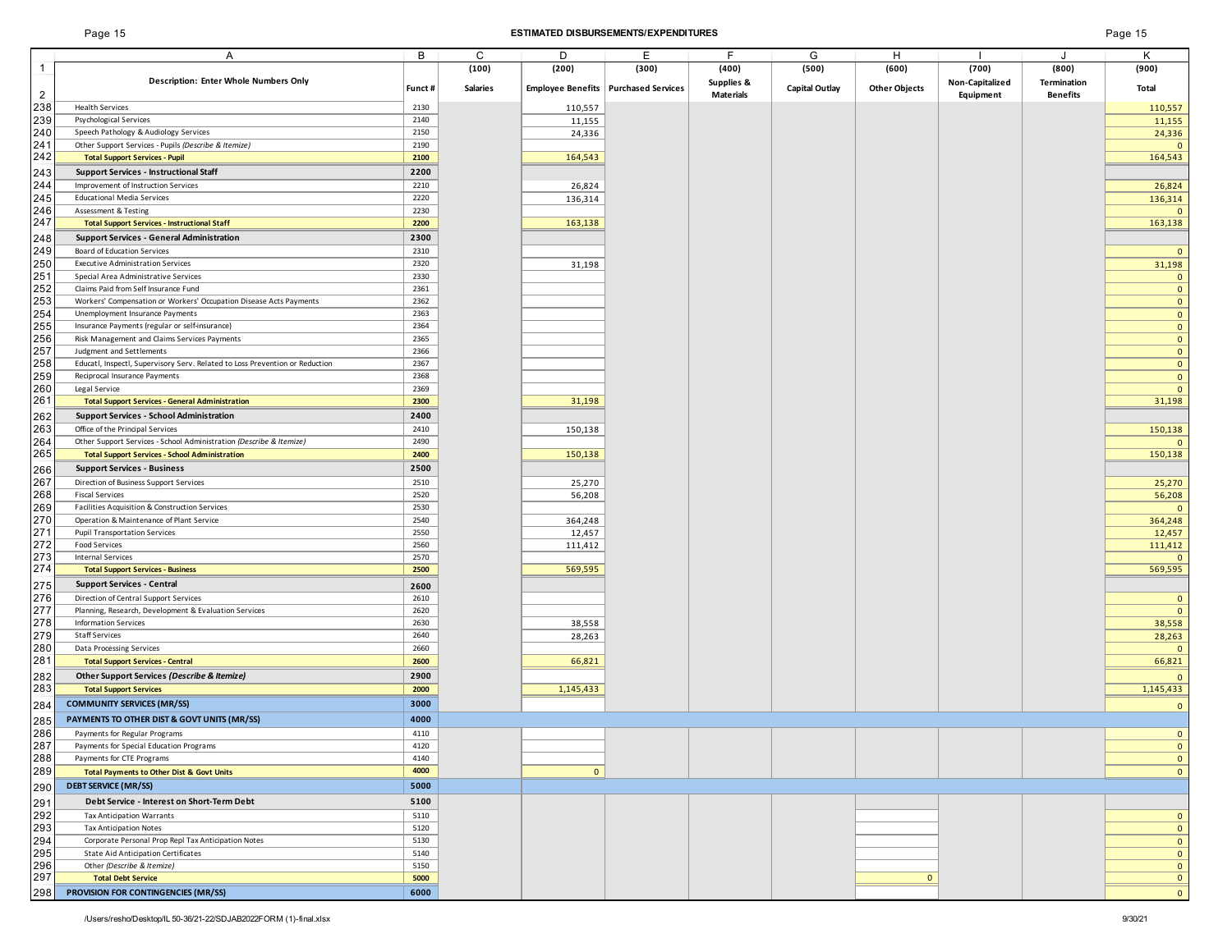## ESTIMATED DISBURSEMENTS/EXPENDITURES

| | A | B | C | D | E | F | G | H | I | J | K |
|---|---|---|---|---|---|---|---|---|---|---|---|
| 1 | | | (100) | (200) | (300) | (400) | (500) | (600) | (700) | (800) | (900) |
| 2 | Description: Enter Whole Numbers Only | Funct # | Salaries | Employee Benefits | Purchased Services | Supplies & Materials | Capital Outlay | Other Objects | Non-Capitalized Equipment | Termination Benefits | Total |
| 238 | Health Services | 2130 | | 110,557 | | | | | | | 110,557 |
| 239 | Psychological Services | 2140 | | 11,155 | | | | | | | 11,155 |
| 240 | Speech Pathology & Audiology Services | 2150 | | 24,336 | | | | | | | 24,336 |
| 241 | Other Support Services - Pupils *(Describe & Itemize)* | 2190 | | | | | | | | | 0 |
| 242 | **Total Support Services - Pupil** | **2100** | | 164,543 | | | | | | | 164,543 |
| 243 | **Support Services - Instructional Staff** | **2200** | | | | | | | | | |
| 244 | Improvement of Instruction Services | 2210 | | 26,824 | | | | | | | 26,824 |
| 245 | Educational Media Services | 2220 | | 136,314 | | | | | | | 136,314 |
| 246 | Assessment & Testing | 2230 | | | | | | | | | 0 |
| 247 | **Total Support Services - Instructional Staff** | **2200** | | 163,138 | | | | | | | 163,138 |
| 248 | **Support Services - General Administration** | **2300** | | | | | | | | | |
| 249 | Board of Education Services | 2310 | | | | | | | | | 0 |
| 250 | Executive Administration Services | 2320 | | 31,198 | | | | | | | 31,198 |
| 251 | Special Area Administrative Services | 2330 | | | | | | | | | 0 |
| 252 | Claims Paid from Self Insurance Fund | 2361 | | | | | | | | | 0 |
| 253 | Workers' Compensation or Workers' Occupation Disease Acts Payments | 2362 | | | | | | | | | 0 |
| 254 | Unemployment Insurance Payments | 2363 | | | | | | | | | 0 |
| 255 | Insurance Payments (regular or self-insurance) | 2364 | | | | | | | | | 0 |
| 256 | Risk Management and Claims Services Payments | 2365 | | | | | | | | | 0 |
| 257 | Judgment and Settlements | 2366 | | | | | | | | | 0 |
| 258 | Educatl, Inspectl, Supervisory Serv. Related to Loss Prevention or Reduction | 2367 | | | | | | | | | 0 |
| 259 | Reciprocal Insurance Payments | 2368 | | | | | | | | | 0 |
| 260 | Legal Service | 2369 | | | | | | | | | 0 |
| 261 | **Total Support Services - General Administration** | **2300** | | 31,198 | | | | | | | 31,198 |
| 262 | **Support Services - School Administration** | **2400** | | | | | | | | | |
| 263 | Office of the Principal Services | 2410 | | 150,138 | | | | | | | 150,138 |
| 264 | Other Support Services - School Administration *(Describe & Itemize)* | 2490 | | | | | | | | | 0 |
| 265 | **Total Support Services - School Administration** | **2400** | | 150,138 | | | | | | | 150,138 |
| 266 | **Support Services - Business** | **2500** | | | | | | | | | |
| 267 | Direction of Business Support Services | 2510 | | 25,270 | | | | | | | 25,270 |
| 268 | Fiscal Services | 2520 | | 56,208 | | | | | | | 56,208 |
| 269 | Facilities Acquisition & Construction Services | 2530 | | | | | | | | | 0 |
| 270 | Operation & Maintenance of Plant Service | 2540 | | 364,248 | | | | | | | 364,248 |
| 271 | Pupil Transportation Services | 2550 | | 12,457 | | | | | | | 12,457 |
| 272 | Food Services | 2560 | | 111,412 | | | | | | | 111,412 |
| 273 | Internal Services | 2570 | | | | | | | | | 0 |
| 274 | **Total Support Services - Business** | **2500** | | 569,595 | | | | | | | 569,595 |
| 275 | **Support Services - Central** | **2600** | | | | | | | | | |
| 276 | Direction of Central Support Services | 2610 | | | | | | | | | 0 |
| 277 | Planning, Research, Development & Evaluation Services | 2620 | | | | | | | | | 0 |
| 278 | Information Services | 2630 | | 38,558 | | | | | | | 38,558 |
| 279 | Staff Services | 2640 | | 28,263 | | | | | | | 28,263 |
| 280 | Data Processing Services | 2660 | | | | | | | | | 0 |
| 281 | **Total Support Services - Central** | **2600** | | 66,821 | | | | | | | 66,821 |
| 282 | **Other Support Services *(Describe & Itemize)*** | **2900** | | | | | | | | | 0 |
| 283 | **Total Support Services** | **2000** | | 1,145,433 | | | | | | | 1,145,433 |
| 284 | **COMMUNITY SERVICES (MR/SS)** | **3000** | | | | | | | | | 0 |
| 285 | **PAYMENTS TO OTHER DIST & GOVT UNITS (MR/SS)** | **4000** | | | | | | | | | |
| 286 | Payments for Regular Programs | 4110 | | | | | | | | | 0 |
| 287 | Payments for Special Education Programs | 4120 | | | | | | | | | 0 |
| 288 | Payments for CTE Programs | 4140 | | | | | | | | | 0 |
| 289 | **Total Payments to Other Dist & Govt Units** | **4000** | | 0 | | | | | | | 0 |
| 290 | **DEBT SERVICE (MR/SS)** | **5000** | | | | | | | | | |
| 291 | **Debt Service - Interest on Short-Term Debt** | **5100** | | | | | | | | | |
| 292 | Tax Anticipation Warrants | 5110 | | | | | | | | | 0 |
| 293 | Tax Anticipation Notes | 5120 | | | | | | | | | 0 |
| 294 | Corporate Personal Prop Repl Tax Anticipation Notes | 5130 | | | | | | | | | 0 |
| 295 | State Aid Anticipation Certificates | 5140 | | | | | | | | | 0 |
| 296 | Other *(Describe & Itemize)* | 5150 | | | | | | | | | 0 |
| 297 | **Total Debt Service** | **5000** | | | | | | 0 | | | 0 |
| 298 | **PROVISION FOR CONTINGENCIES (MR/SS)** | **6000** | | | | | | | | | 0 |

/Users/resho/Desktop/IL 50-36/21-22/SDJAB2022FORM (1)-final.xlsx 9/30/21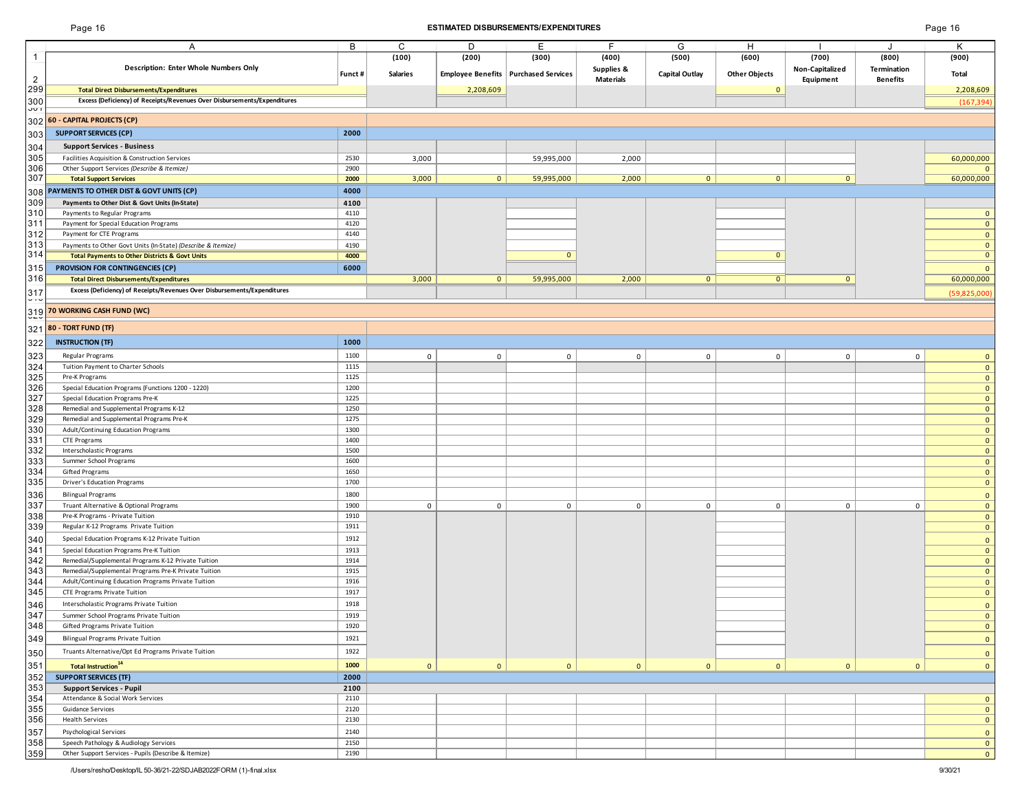## ESTIMATED DISBURSEMENTS/EXPENDITURES

| | A | B | C | D | E | F | G | H | I | J | K |
|---|---|---|---|---|---|---|---|---|---|---|---|
| 1 | Description: Enter Whole Numbers Only | Funct # | (100) Salaries | (200) Employee Benefits | (300) Purchased Services | (400) Supplies & Materials | (500) Capital Outlay | (600) Other Objects | (700) Non-Capitalized Equipment | (800) Termination Benefits | (900) Total |
| 299 | **Total Direct Disbursements/Expenditures** | | | 2,208,609 | | | | 0 | | | 2,208,609 |
| 300 | **Excess (Deficiency) of Receipts/Revenues Over Disbursements/Expenditures** | | | | | | | | | | (167,394) |
| 302 | **60 - CAPITAL PROJECTS (CP)** | | | | | | | | | | |
| 303 | **SUPPORT SERVICES (CP)** | 2000 | | | | | | | | | |
| 304 | **Support Services - Business** | | | | | | | | | | |
| 305 | Facilities Acquisition & Construction Services | 2530 | 3,000 | | 59,995,000 | 2,000 | | | | | 60,000,000 |
| 306 | Other Support Services *(Describe & Itemize)* | 2900 | | | | | | | | | 0 |
| 307 | **Total Support Services** | 2000 | 3,000 | 0 | 59,995,000 | 2,000 | 0 | 0 | 0 | | 60,000,000 |
| 308 | **PAYMENTS TO OTHER DIST & GOVT UNITS (CP)** | 4000 | | | | | | | | | |
| 309 | **Payments to Other Dist & Govt Units (In-State)** | 4100 | | | | | | | | | |
| 310 | Payments to Regular Programs | 4110 | | | | | | | | | 0 |
| 311 | Payment for Special Education Programs | 4120 | | | | | | | | | 0 |
| 312 | Payment for CTE Programs | 4140 | | | | | | | | | 0 |
| 313 | Payments to Other Govt Units (In-State) *(Describe & Itemize)* | 4190 | | | | | | | | | 0 |
| 314 | **Total Payments to Other Districts & Govt Units** | 4000 | | | 0 | | | 0 | | | 0 |
| 315 | **PROVISION FOR CONTINGENCIES (CP)** | 6000 | | | | | | | | | 0 |
| 316 | **Total Direct Disbursements/Expenditures** | | 3,000 | 0 | 59,995,000 | 2,000 | 0 | 0 | 0 | | 60,000,000 |
| 317 | **Excess (Deficiency) of Receipts/Revenues Over Disbursements/Expenditures** | | | | | | | | | | (59,825,000) |
| 319 | **70 WORKING CASH FUND (WC)** | | | | | | | | | | |
| 321 | **80 - TORT FUND (TF)** | | | | | | | | | | |
| 322 | **INSTRUCTION (TF)** | 1000 | | | | | | | | | |
| 323 | Regular Programs | 1100 | 0 | 0 | 0 | 0 | 0 | 0 | 0 | 0 | 0 |
| 324 | Tuition Payment to Charter Schools | 1115 | | | | | | | | | 0 |
| 325 | Pre-K Programs | 1125 | | | | | | | | | 0 |
| 326 | Special Education Programs (Functions 1200 - 1220) | 1200 | | | | | | | | | 0 |
| 327 | Special Education Programs Pre-K | 1225 | | | | | | | | | 0 |
| 328 | Remedial and Supplemental Programs K-12 | 1250 | | | | | | | | | 0 |
| 329 | Remedial and Supplemental Programs Pre-K | 1275 | | | | | | | | | 0 |
| 330 | Adult/Continuing Education Programs | 1300 | | | | | | | | | 0 |
| 331 | CTE Programs | 1400 | | | | | | | | | 0 |
| 332 | Interscholastic Programs | 1500 | | | | | | | | | 0 |
| 333 | Summer School Programs | 1600 | | | | | | | | | 0 |
| 334 | Gifted Programs | 1650 | | | | | | | | | 0 |
| 335 | Driver's Education Programs | 1700 | | | | | | | | | 0 |
| 336 | Bilingual Programs | 1800 | | | | | | | | | 0 |
| 337 | Truant Alternative & Optional Programs | 1900 | 0 | 0 | 0 | 0 | 0 | 0 | 0 | 0 | 0 |
| 338 | Pre-K Programs - Private Tuition | 1910 | | | | | | | | | 0 |
| 339 | Regular K-12 Programs Private Tuition | 1911 | | | | | | | | | 0 |
| 340 | Special Education Programs K-12 Private Tuition | 1912 | | | | | | | | | 0 |
| 341 | Special Education Programs Pre-K Tuition | 1913 | | | | | | | | | 0 |
| 342 | Remedial/Supplemental Programs K-12 Private Tuition | 1914 | | | | | | | | | 0 |
| 343 | Remedial/Supplemental Programs Pre-K Private Tuition | 1915 | | | | | | | | | 0 |
| 344 | Adult/Continuing Education Programs Private Tuition | 1916 | | | | | | | | | 0 |
| 345 | CTE Programs Private Tuition | 1917 | | | | | | | | | 0 |
| 346 | Interscholastic Programs Private Tuition | 1918 | | | | | | | | | 0 |
| 347 | Summer School Programs Private Tuition | 1919 | | | | | | | | | 0 |
| 348 | Gifted Programs Private Tuition | 1920 | | | | | | | | | 0 |
| 349 | Bilingual Programs Private Tuition | 1921 | | | | | | | | | 0 |
| 350 | Truants Alternative/Opt Ed Programs Private Tuition | 1922 | | | | | | | | | 0 |
| 351 | **Total Instruction**[14] | 1000 | 0 | 0 | 0 | 0 | 0 | 0 | 0 | 0 | 0 |
| 352 | **SUPPORT SERVICES (TF)** | 2000 | | | | | | | | | |
| 353 | **Support Services - Pupil** | 2100 | | | | | | | | | |
| 354 | Attendance & Social Work Services | 2110 | | | | | | | | | 0 |
| 355 | Guidance Services | 2120 | | | | | | | | | 0 |
| 356 | Health Services | 2130 | | | | | | | | | 0 |
| 357 | Psychological Services | 2140 | | | | | | | | | 0 |
| 358 | Speech Pathology & Audiology Services | 2150 | | | | | | | | | 0 |
| 359 | Other Support Services - Pupils (Describe & Itemize) | 2190 | | | | | | | | | 0 |

/Users/resho/Desktop/IL 50-36/21-22/SDJAB2022FORM (1)-final.xlsx 9/30/21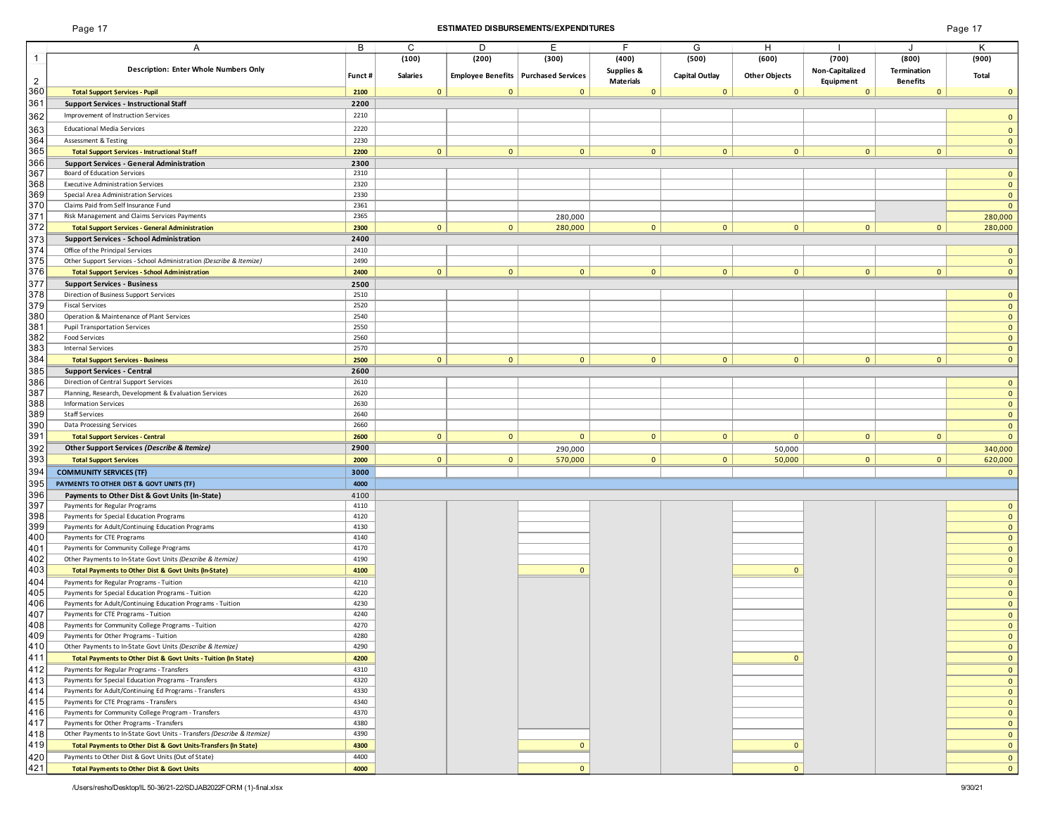## ESTIMATED DISBURSEMENTS/EXPENDITURES

| | A | B | C | D | E | F | G | H | I | J | K |
|---|---|---|---|---|---|---|---|---|---|---|---|
| 1 | | | (100) | (200) | (300) | (400) | (500) | (600) | (700) | (800) | (900) |
| 2 | Description: Enter Whole Numbers Only | Funct # | Salaries | Employee Benefits | Purchased Services | Supplies & Materials | Capital Outlay | Other Objects | Non-Capitalized Equipment | Termination Benefits | Total |
| 360 | **Total Support Services - Pupil** | 2100 | 0 | 0 | 0 | 0 | 0 | 0 | 0 | 0 | 0 |
| 361 | **Support Services - Instructional Staff** | 2200 | | | | | | | | | |
| 362 | Improvement of Instruction Services | 2210 | | | | | | | | | 0 |
| 363 | Educational Media Services | 2220 | | | | | | | | | 0 |
| 364 | Assessment & Testing | 2230 | | | | | | | | | 0 |
| 365 | **Total Support Services - Instructional Staff** | 2200 | 0 | 0 | 0 | 0 | 0 | 0 | 0 | 0 | 0 |
| 366 | **Support Services - General Administration** | 2300 | | | | | | | | | |
| 367 | Board of Education Services | 2310 | | | | | | | | | 0 |
| 368 | Executive Administration Services | 2320 | | | | | | | | | 0 |
| 369 | Special Area Administration Services | 2330 | | | | | | | | | 0 |
| 370 | Claims Paid from Self Insurance Fund | 2361 | | | | | | | | | 0 |
| 371 | Risk Management and Claims Services Payments | 2365 | | | 280,000 | | | | | | 280,000 |
| 372 | **Total Support Services - General Administration** | 2300 | 0 | 0 | 280,000 | 0 | 0 | 0 | 0 | 0 | 280,000 |
| 373 | **Support Services - School Administration** | 2400 | | | | | | | | | |
| 374 | Office of the Principal Services | 2410 | | | | | | | | | 0 |
| 375 | Other Support Services - School Administration *(Describe & Itemize)* | 2490 | | | | | | | | | 0 |
| 376 | **Total Support Services - School Administration** | 2400 | 0 | 0 | 0 | 0 | 0 | 0 | 0 | 0 | 0 |
| 377 | **Support Services - Business** | 2500 | | | | | | | | | |
| 378 | Direction of Business Support Services | 2510 | | | | | | | | | 0 |
| 379 | Fiscal Services | 2520 | | | | | | | | | 0 |
| 380 | Operation & Maintenance of Plant Services | 2540 | | | | | | | | | 0 |
| 381 | Pupil Transportation Services | 2550 | | | | | | | | | 0 |
| 382 | Food Services | 2560 | | | | | | | | | 0 |
| 383 | Internal Services | 2570 | | | | | | | | | 0 |
| 384 | **Total Support Services - Business** | 2500 | 0 | 0 | 0 | 0 | 0 | 0 | 0 | 0 | 0 |
| 385 | **Support Services - Central** | 2600 | | | | | | | | | |
| 386 | Direction of Central Support Services | 2610 | | | | | | | | | 0 |
| 387 | Planning, Research, Development & Evaluation Services | 2620 | | | | | | | | | 0 |
| 388 | Information Services | 2630 | | | | | | | | | 0 |
| 389 | Staff Services | 2640 | | | | | | | | | 0 |
| 390 | Data Processing Services | 2660 | | | | | | | | | 0 |
| 391 | **Total Support Services - Central** | 2600 | 0 | 0 | 0 | 0 | 0 | 0 | 0 | 0 | 0 |
| 392 | **Other Support Services *(Describe & Itemize)*** | 2900 | | | 290,000 | | | 50,000 | | | 340,000 |
| 393 | **Total Support Services** | 2000 | 0 | 0 | 570,000 | 0 | 0 | 50,000 | 0 | 0 | 620,000 |
| 394 | **COMMUNITY SERVICES (TF)** | 3000 | | | | | | | | | 0 |
| 395 | **PAYMENTS TO OTHER DIST & GOVT UNITS (TF)** | 4000 | | | | | | | | | |
| 396 | **Payments to Other Dist & Govt Units (In-State)** | 4100 | | | | | | | | | |
| 397 | Payments for Regular Programs | 4110 | | | | | | | | | 0 |
| 398 | Payments for Special Education Programs | 4120 | | | | | | | | | 0 |
| 399 | Payments for Adult/Continuing Education Programs | 4130 | | | | | | | | | 0 |
| 400 | Payments for CTE Programs | 4140 | | | | | | | | | 0 |
| 401 | Payments for Community College Programs | 4170 | | | | | | | | | 0 |
| 402 | Other Payments to In-State Govt Units *(Describe & Itemize)* | 4190 | | | | | | | | | 0 |
| 403 | **Total Payments to Other Dist & Govt Units (In-State)** | 4100 | | | 0 | | | 0 | | | 0 |
| 404 | Payments for Regular Programs - Tuition | 4210 | | | | | | | | | 0 |
| 405 | Payments for Special Education Programs - Tuition | 4220 | | | | | | | | | 0 |
| 406 | Payments for Adult/Continuing Education Programs - Tuition | 4230 | | | | | | | | | 0 |
| 407 | Payments for CTE Programs - Tuition | 4240 | | | | | | | | | 0 |
| 408 | Payments for Community College Programs - Tuition | 4270 | | | | | | | | | 0 |
| 409 | Payments for Other Programs - Tuition | 4280 | | | | | | | | | 0 |
| 410 | Other Payments to In-State Govt Units *(Describe & Itemize)* | 4290 | | | | | | | | | 0 |
| 411 | **Total Payments to Other Dist & Govt Units - Tuition (In State)** | 4200 | | | | | | 0 | | | 0 |
| 412 | Payments for Regular Programs - Transfers | 4310 | | | | | | | | | 0 |
| 413 | Payments for Special Education Programs - Transfers | 4320 | | | | | | | | | 0 |
| 414 | Payments for Adult/Continuing Ed Programs - Transfers | 4330 | | | | | | | | | 0 |
| 415 | Payments for CTE Programs - Transfers | 4340 | | | | | | | | | 0 |
| 416 | Payments for Community College Program - Transfers | 4370 | | | | | | | | | 0 |
| 417 | Payments for Other Programs - Transfers | 4380 | | | | | | | | | 0 |
| 418 | Other Payments to In-State Govt Units - Transfers *(Describe & Itemize)* | 4390 | | | | | | | | | 0 |
| 419 | **Total Payments to Other Dist & Govt Units-Transfers (In State)** | 4300 | | | 0 | | | 0 | | | 0 |
| 420 | Payments to Other Dist & Govt Units (Out of State) | 4400 | | | | | | | | | 0 |
| 421 | **Total Payments to Other Dist & Govt Units** | 4000 | | | 0 | | | 0 | | | 0 |

/Users/resho/Desktop/IL 50-36/21-22/SDJAB2022FORM (1)-final.xlsx 9/30/21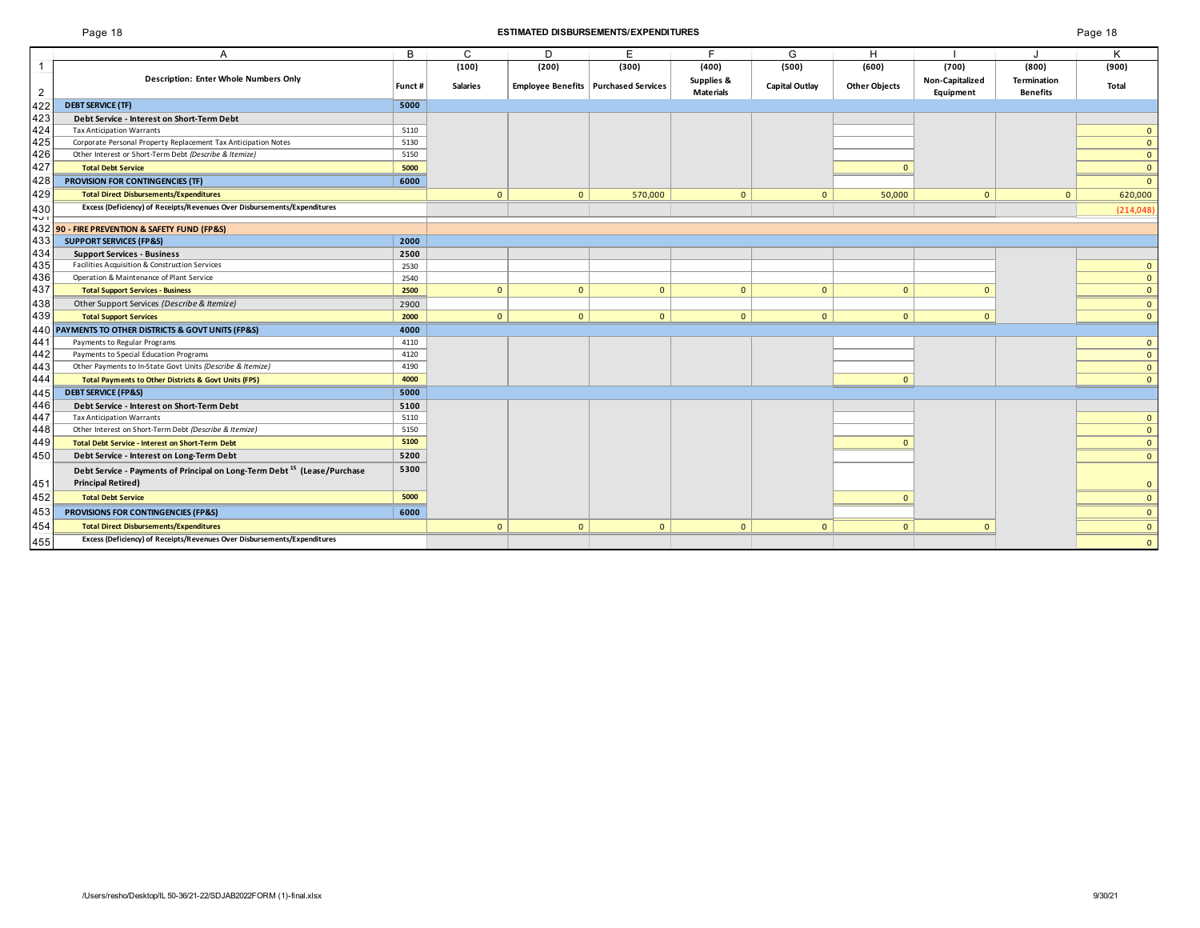## ESTIMATED DISBURSEMENTS/EXPENDITURES

| | A | B | C | D | E | F | G | H | I | J | K |
|---|---|---|---|---|---|---|---|---|---|---|---|
| 1 | | | (100) | (200) | (300) | (400) | (500) | (600) | (700) | (800) | (900) |
| 2 | Description: Enter Whole Numbers Only | Funct # | Salaries | Employee Benefits | Purchased Services | Supplies & Materials | Capital Outlay | Other Objects | Non-Capitalized Equipment | Termination Benefits | Total |
| 422 | **DEBT SERVICE (TF)** | **5000** | | | | | | | | | |
| 423 | **Debt Service - Interest on Short-Term Debt** | | | | | | | | | | |
| 424 | Tax Anticipation Warrants | 5110 | | | | | | | | | 0 |
| 425 | Corporate Personal Property Replacement Tax Anticipation Notes | 5130 | | | | | | | | | 0 |
| 426 | Other Interest or Short-Term Debt *(Describe & Itemize)* | 5150 | | | | | | | | | 0 |
| 427 | **Total Debt Service** | **5000** | | | | | | 0 | | | 0 |
| 428 | **PROVISION FOR CONTINGENCIES (TF)** | **6000** | | | | | | | | | 0 |
| 429 | **Total Direct Disbursements/Expenditures** | | 0 | 0 | 570,000 | 0 | 0 | 50,000 | 0 | 0 | 620,000 |
| 430 | **Excess (Deficiency) of Receipts/Revenues Over Disbursements/Expenditures** | | | | | | | | | | (214,048) |
| 432 | **90 - FIRE PREVENTION & SAFETY FUND (FP&S)** | | | | | | | | | | |
| 433 | **SUPPORT SERVICES (FP&S)** | **2000** | | | | | | | | | |
| 434 | **Support Services - Business** | **2500** | | | | | | | | | |
| 435 | Facilities Acquisition & Construction Services | 2530 | | | | | | | | | 0 |
| 436 | Operation & Maintenance of Plant Service | 2540 | | | | | | | | | 0 |
| 437 | **Total Support Services - Business** | **2500** | 0 | 0 | 0 | 0 | 0 | 0 | 0 | | 0 |
| 438 | Other Support Services *(Describe & Itemize)* | 2900 | | | | | | | | | 0 |
| 439 | **Total Support Services** | **2000** | 0 | 0 | 0 | 0 | 0 | 0 | 0 | | 0 |
| 440 | **PAYMENTS TO OTHER DISTRICTS & GOVT UNITS (FP&S)** | **4000** | | | | | | | | | |
| 441 | Payments to Regular Programs | 4110 | | | | | | | | | 0 |
| 442 | Payments to Special Education Programs | 4120 | | | | | | | | | 0 |
| 443 | Other Payments to In-State Govt Units *(Describe & Itemize)* | 4190 | | | | | | | | | 0 |
| 444 | **Total Payments to Other Districts & Govt Units (FPS)** | **4000** | | | | | | 0 | | | 0 |
| 445 | **DEBT SERVICE (FP&S)** | **5000** | | | | | | | | | |
| 446 | **Debt Service - Interest on Short-Term Debt** | **5100** | | | | | | | | | |
| 447 | Tax Anticipation Warrants | 5110 | | | | | | | | | 0 |
| 448 | Other Interest on Short-Term Debt *(Describe & Itemize)* | 5150 | | | | | | | | | 0 |
| 449 | **Total Debt Service - Interest on Short-Term Debt** | **5100** | | | | | | 0 | | | 0 |
| 450 | **Debt Service - Interest on Long-Term Debt** | **5200** | | | | | | | | | 0 |
| 451 | **Debt Service - Payments of Principal on Long-Term Debt [15] (Lease/Purchase Principal Retired)** | **5300** | | | | | | | | | 0 |
| 452 | **Total Debt Service** | **5000** | | | | | | 0 | | | 0 |
| 453 | **PROVISIONS FOR CONTINGENCIES (FP&S)** | **6000** | | | | | | | | | 0 |
| 454 | **Total Direct Disbursements/Expenditures** | | 0 | 0 | 0 | 0 | 0 | 0 | 0 | | 0 |
| 455 | **Excess (Deficiency) of Receipts/Revenues Over Disbursements/Expenditures** | | | | | | | | | | 0 |

/Users/resho/Desktop/IL 50-36/21-22/SDJAB2022FORM (1)-final.xlsx 9/30/21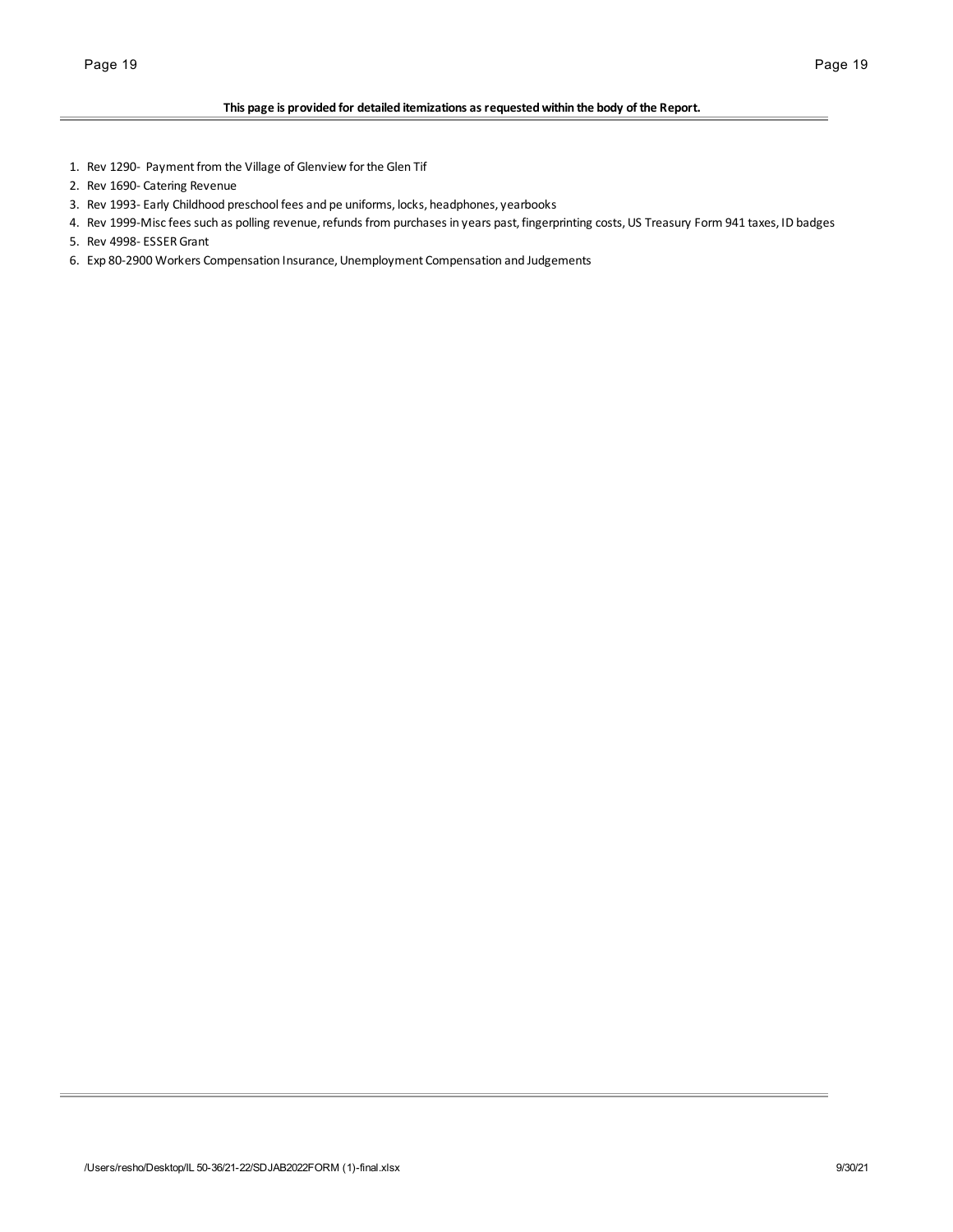**This page is provided for detailed itemizations as requested within the body of the Report.**

1. Rev 1290- Payment from the Village of Glenview for the Glen Tif
2. Rev 1690- Catering Revenue
3. Rev 1993- Early Childhood preschool fees and pe uniforms, locks, headphones, yearbooks
4. Rev 1999-Misc fees such as polling revenue, refunds from purchases in years past, fingerprinting costs, US Treasury Form 941 taxes, ID badges
5. Rev 4998- ESSER Grant
6. Exp 80-2900 Workers Compensation Insurance, Unemployment Compensation and Judgements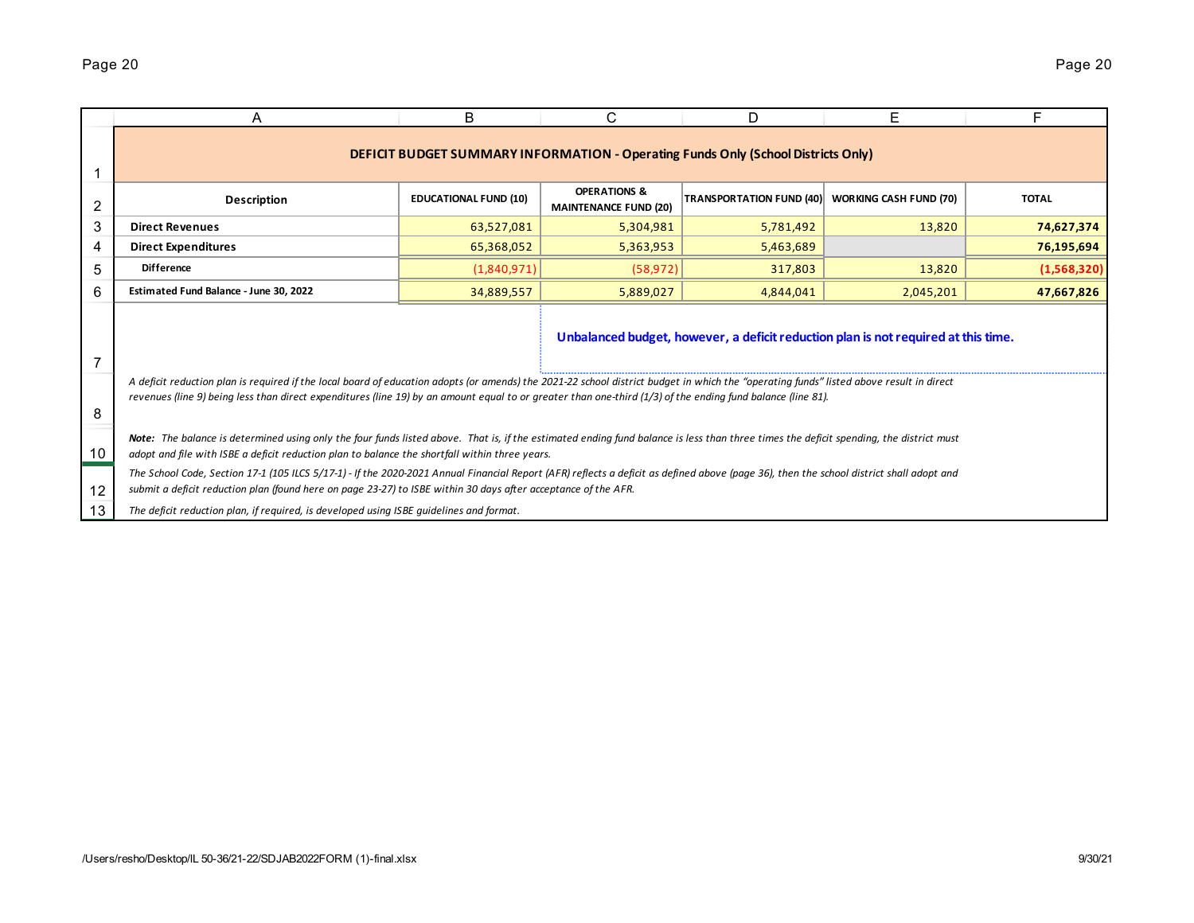## DEFICIT BUDGET SUMMARY INFORMATION - Operating Funds Only (School Districts Only)

| Description | EDUCATIONAL FUND (10) | OPERATIONS & MAINTENANCE FUND (20) | TRANSPORTATION FUND (40) | WORKING CASH FUND (70) | TOTAL |
|---|---|---|---|---|---|
| **Direct Revenues** | 63,527,081 | 5,304,981 | 5,781,492 | 13,820 | **74,627,374** |
| **Direct Expenditures** | 65,368,052 | 5,363,953 | 5,463,689 | | **76,195,694** |
| **Difference** | (1,840,971) | (58,972) | 317,803 | 13,820 | **(1,568,320)** |
| **Estimated Fund Balance - June 30, 2022** | 34,889,557 | 5,889,027 | 4,844,041 | 2,045,201 | **47,667,826** |

**Unbalanced budget, however, a deficit reduction plan is not required at this time.**

*A deficit reduction plan is required if the local board of education adopts (or amends) the 2021-22 school district budget in which the "operating funds" listed above result in direct revenues (line 9) being less than direct expenditures (line 19) by an amount equal to or greater than one-third (1/3) of the ending fund balance (line 81).*

***Note:** The balance is determined using only the four funds listed above. That is, if the estimated ending fund balance is less than three times the deficit spending, the district must adopt and file with ISBE a deficit reduction plan to balance the shortfall within three years.*

*The School Code, Section 17-1 (105 ILCS 5/17-1) - If the 2020-2021 Annual Financial Report (AFR) reflects a deficit as defined above (page 36), then the school district shall adopt and submit a deficit reduction plan (found here on page 23-27) to ISBE within 30 days after acceptance of the AFR.*

*The deficit reduction plan, if required, is developed using ISBE guidelines and format.*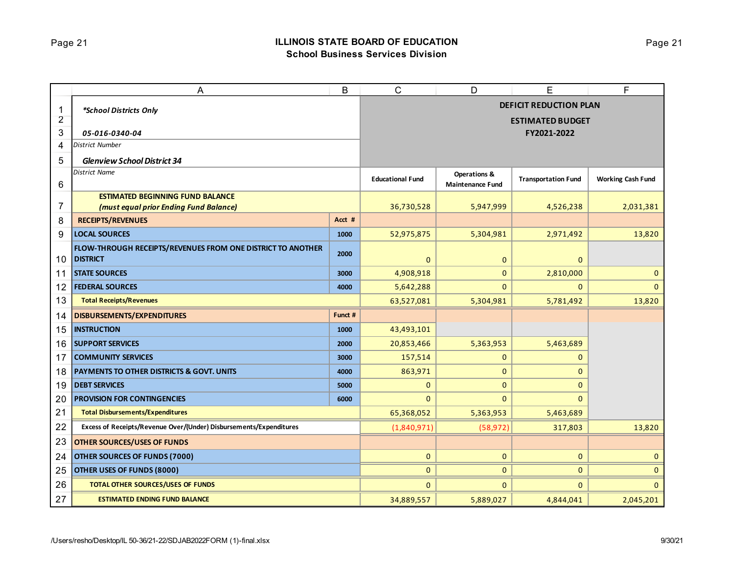# ILLINOIS STATE BOARD OF EDUCATION
## School Business Services Division

| | A | B | C | D | E | F |
|---|---|---|---|---|---|---|
| 1 | *\*School Districts Only* | | **DEFICIT REDUCTION PLAN** | | | |
| 2 | | | **ESTIMATED BUDGET** | | | |
| 3 | ***05-016-0340-04*** | | **FY2021-2022** | | | |
| 4 | *District Number* | | | | | |
| 5 | ***Glenview School District 34*** | | | | | |
| 6 | *District Name* | | **Educational Fund** | **Operations & Maintenance Fund** | **Transportation Fund** | **Working Cash Fund** |
| 7 | **ESTIMATED BEGINNING FUND BALANCE** ***(must equal prior Ending Fund Balance)*** | | 36,730,528 | 5,947,999 | 4,526,238 | 2,031,381 |
| 8 | **RECEIPTS/REVENUES** | **Acct #** | | | | |
| 9 | **LOCAL SOURCES** | **1000** | 52,975,875 | 5,304,981 | 2,971,492 | 13,820 |
| 10 | **FLOW-THROUGH RECEIPTS/REVENUES FROM ONE DISTRICT TO ANOTHER DISTRICT** | **2000** | 0 | 0 | 0 | |
| 11 | **STATE SOURCES** | **3000** | 4,908,918 | 0 | 2,810,000 | 0 |
| 12 | **FEDERAL SOURCES** | **4000** | 5,642,288 | 0 | 0 | 0 |
| 13 | **Total Receipts/Revenues** | | 63,527,081 | 5,304,981 | 5,781,492 | 13,820 |
| 14 | **DISBURSEMENTS/EXPENDITURES** | **Funct #** | | | | |
| 15 | **INSTRUCTION** | **1000** | 43,493,101 | | | |
| 16 | **SUPPORT SERVICES** | **2000** | 20,853,466 | 5,363,953 | 5,463,689 | |
| 17 | **COMMUNITY SERVICES** | **3000** | 157,514 | 0 | 0 | |
| 18 | **PAYMENTS TO OTHER DISTRICTS & GOVT. UNITS** | **4000** | 863,971 | 0 | 0 | |
| 19 | **DEBT SERVICES** | **5000** | 0 | 0 | 0 | |
| 20 | **PROVISION FOR CONTINGENCIES** | **6000** | 0 | 0 | 0 | |
| 21 | **Total Disbursements/Expenditures** | | 65,368,052 | 5,363,953 | 5,463,689 | |
| 22 | **Excess of Receipts/Revenue Over/(Under) Disbursements/Expenditures** | | (1,840,971) | (58,972) | 317,803 | 13,820 |
| 23 | **OTHER SOURCES/USES OF FUNDS** | | | | | |
| 24 | **OTHER SOURCES OF FUNDS (7000)** | | 0 | 0 | 0 | 0 |
| 25 | **OTHER USES OF FUNDS (8000)** | | 0 | 0 | 0 | 0 |
| 26 | **TOTAL OTHER SOURCES/USES OF FUNDS** | | 0 | 0 | 0 | 0 |
| 27 | **ESTIMATED ENDING FUND BALANCE** | | 34,889,557 | 5,889,027 | 4,844,041 | 2,045,201 |

/Users/resho/Desktop/IL 50-36/21-22/SDJAB2022FORM (1)-final.xlsx 9/30/21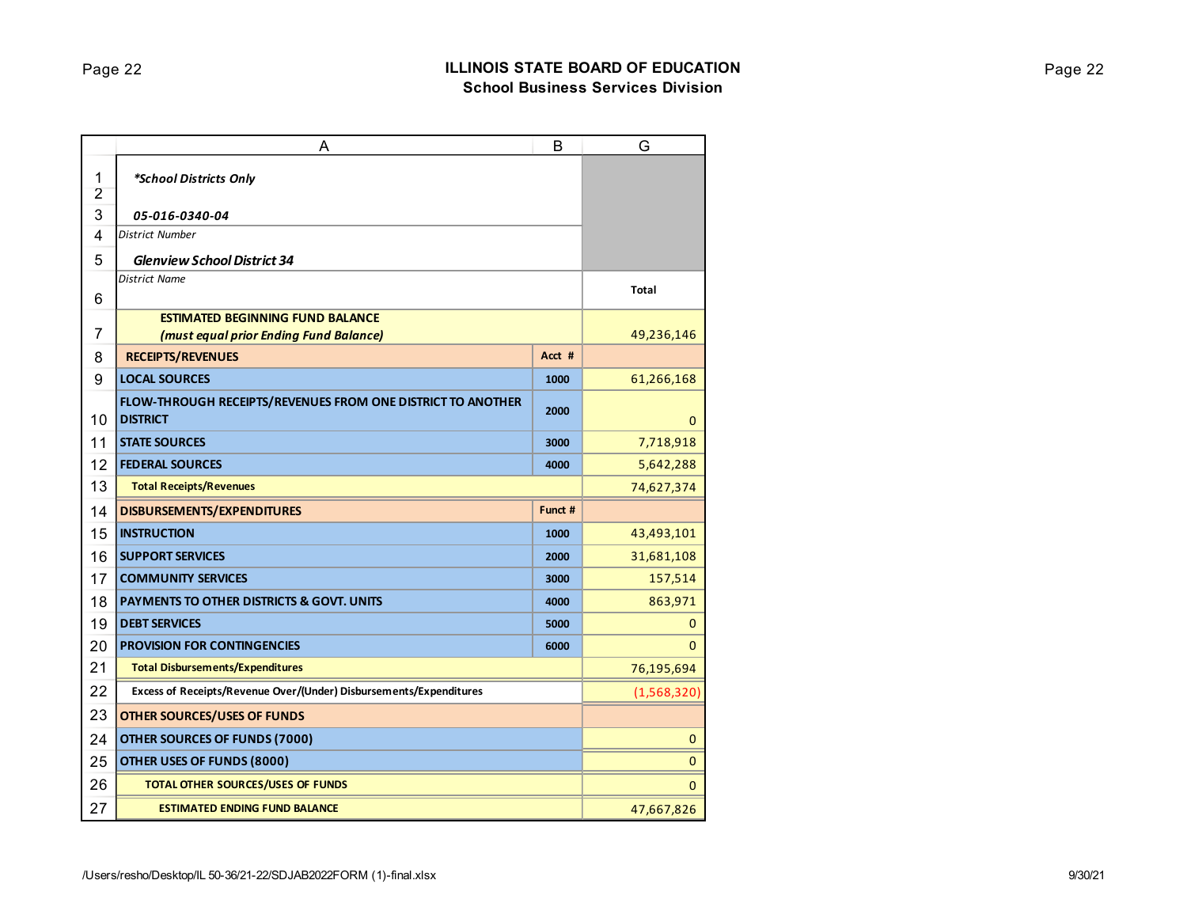# ILLINOIS STATE BOARD OF EDUCATION
## School Business Services Division

| | A | B | G |
|---|---|---|---|
| 1 | ***School Districts Only** | | |
| 2 | | | |
| 3 | ***05-016-0340-04*** | | |
| 4 | *District Number* | | |
| 5 | ***Glenview School District 34*** | | |
| 6 | *District Name* | | **Total** |
| 7 | **ESTIMATED BEGINNING FUND BALANCE** ***(must equal prior Ending Fund Balance)*** | | 49,236,146 |
| 8 | **RECEIPTS/REVENUES** | **Acct #** | |
| 9 | **LOCAL SOURCES** | **1000** | 61,266,168 |
| 10 | **FLOW-THROUGH RECEIPTS/REVENUES FROM ONE DISTRICT TO ANOTHER DISTRICT** | **2000** | 0 |
| 11 | **STATE SOURCES** | **3000** | 7,718,918 |
| 12 | **FEDERAL SOURCES** | **4000** | 5,642,288 |
| 13 | **Total Receipts/Revenues** | | 74,627,374 |
| 14 | **DISBURSEMENTS/EXPENDITURES** | **Funct #** | |
| 15 | **INSTRUCTION** | **1000** | 43,493,101 |
| 16 | **SUPPORT SERVICES** | **2000** | 31,681,108 |
| 17 | **COMMUNITY SERVICES** | **3000** | 157,514 |
| 18 | **PAYMENTS TO OTHER DISTRICTS & GOVT. UNITS** | **4000** | 863,971 |
| 19 | **DEBT SERVICES** | **5000** | 0 |
| 20 | **PROVISION FOR CONTINGENCIES** | **6000** | 0 |
| 21 | **Total Disbursements/Expenditures** | | 76,195,694 |
| 22 | **Excess of Receipts/Revenue Over/(Under) Disbursements/Expenditures** | | (1,568,320) |
| 23 | **OTHER SOURCES/USES OF FUNDS** | | |
| 24 | **OTHER SOURCES OF FUNDS (7000)** | | 0 |
| 25 | **OTHER USES OF FUNDS (8000)** | | 0 |
| 26 | **TOTAL OTHER SOURCES/USES OF FUNDS** | | 0 |
| 27 | **ESTIMATED ENDING FUND BALANCE** | | 47,667,826 |

/Users/resho/Desktop/IL 50-36/21-22/SDJAB2022FORM (1)-final.xlsx 9/30/21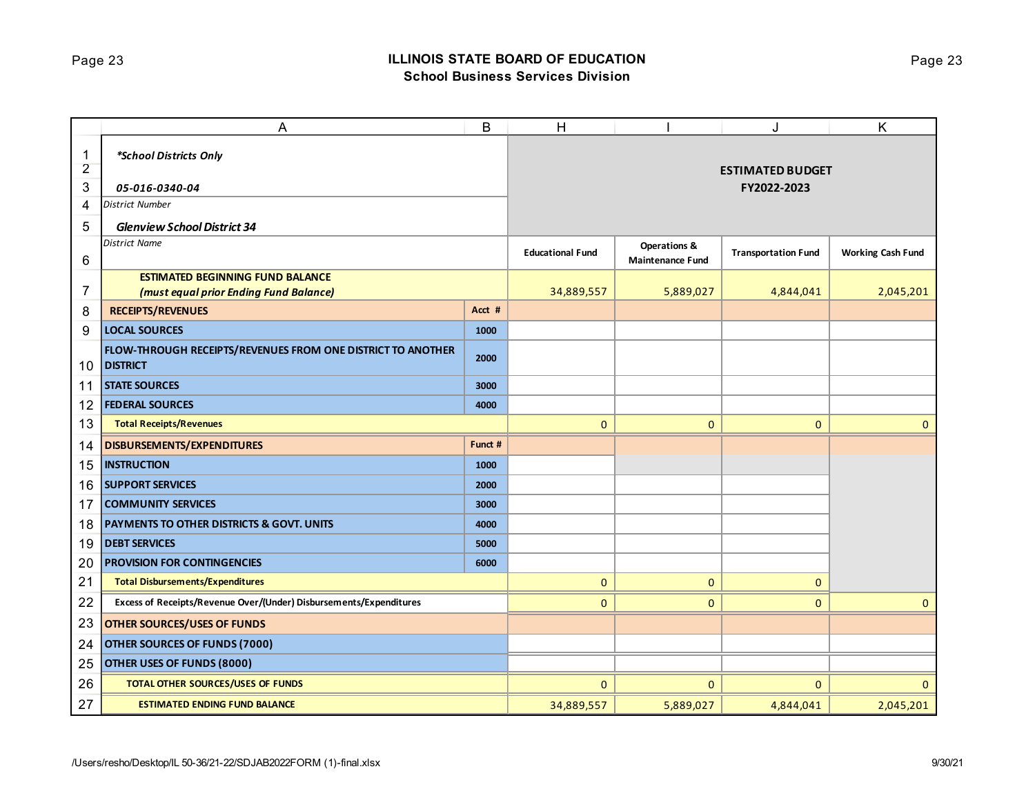## ILLINOIS STATE BOARD OF EDUCATION
### School Business Services Division

| | A | B | H | I | J | K |
|---|---|---|---|---|---|---|
| 1 | *\*School Districts Only* | | **ESTIMATED BUDGET FY2022-2023** | | | |
| 2 | | | | | | |
| 3 | ***05-016-0340-04*** | | | | | |
| 4 | *District Number* | | | | | |
| 5 | ***Glenview School District 34*** | | | | | |
| 6 | *District Name* | | **Educational Fund** | **Operations & Maintenance Fund** | **Transportation Fund** | **Working Cash Fund** |
| 7 | **ESTIMATED BEGINNING FUND BALANCE** ***(must equal prior Ending Fund Balance)*** | | 34,889,557 | 5,889,027 | 4,844,041 | 2,045,201 |
| 8 | **RECEIPTS/REVENUES** | **Acct #** | | | | |
| 9 | **LOCAL SOURCES** | **1000** | | | | |
| 10 | **FLOW-THROUGH RECEIPTS/REVENUES FROM ONE DISTRICT TO ANOTHER DISTRICT** | **2000** | | | | |
| 11 | **STATE SOURCES** | **3000** | | | | |
| 12 | **FEDERAL SOURCES** | **4000** | | | | |
| 13 | **Total Receipts/Revenues** | | 0 | 0 | 0 | 0 |
| 14 | **DISBURSEMENTS/EXPENDITURES** | **Funct #** | | | | |
| 15 | **INSTRUCTION** | **1000** | | | | |
| 16 | **SUPPORT SERVICES** | **2000** | | | | |
| 17 | **COMMUNITY SERVICES** | **3000** | | | | |
| 18 | **PAYMENTS TO OTHER DISTRICTS & GOVT. UNITS** | **4000** | | | | |
| 19 | **DEBT SERVICES** | **5000** | | | | |
| 20 | **PROVISION FOR CONTINGENCIES** | **6000** | | | | |
| 21 | **Total Disbursements/Expenditures** | | 0 | 0 | 0 | |
| 22 | **Excess of Receipts/Revenue Over/(Under) Disbursements/Expenditures** | | 0 | 0 | 0 | 0 |
| 23 | **OTHER SOURCES/USES OF FUNDS** | | | | | |
| 24 | **OTHER SOURCES OF FUNDS (7000)** | | | | | |
| 25 | **OTHER USES OF FUNDS (8000)** | | | | | |
| 26 | **TOTAL OTHER SOURCES/USES OF FUNDS** | | 0 | 0 | 0 | 0 |
| 27 | **ESTIMATED ENDING FUND BALANCE** | | 34,889,557 | 5,889,027 | 4,844,041 | 2,045,201 |

/Users/resho/Desktop/IL 50-36/21-22/SDJAB2022FORM (1)-final.xlsx

9/30/21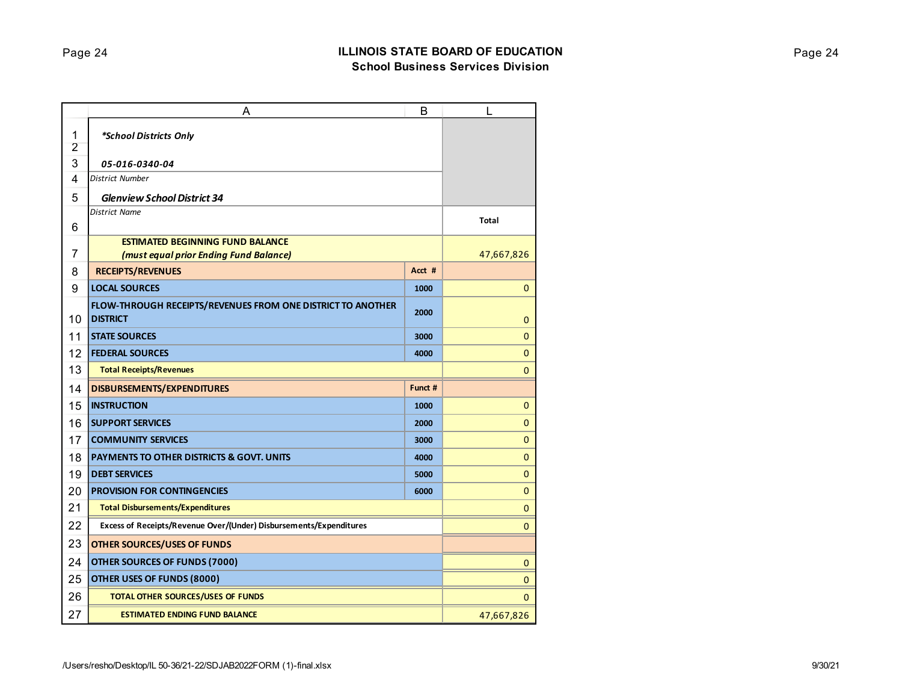# ILLINOIS STATE BOARD OF EDUCATION
## School Business Services Division

| | A | B | L |
|---|---|---|---|
| 1 | *\*School Districts Only* | | |
| 2 | | | |
| 3 | ***05-016-0340-04*** | | |
| 4 | *District Number* | | |
| 5 | ***Glenview School District 34*** | | |
| 6 | *District Name* | | **Total** |
| 7 | **ESTIMATED BEGINNING FUND BALANCE** ***(must equal prior Ending Fund Balance)*** | | 47,667,826 |
| 8 | **RECEIPTS/REVENUES** | **Acct #** | |
| 9 | **LOCAL SOURCES** | **1000** | 0 |
| 10 | **FLOW-THROUGH RECEIPTS/REVENUES FROM ONE DISTRICT TO ANOTHER DISTRICT** | **2000** | 0 |
| 11 | **STATE SOURCES** | **3000** | 0 |
| 12 | **FEDERAL SOURCES** | **4000** | 0 |
| 13 | **Total Receipts/Revenues** | | 0 |
| 14 | **DISBURSEMENTS/EXPENDITURES** | **Funct #** | |
| 15 | **INSTRUCTION** | **1000** | 0 |
| 16 | **SUPPORT SERVICES** | **2000** | 0 |
| 17 | **COMMUNITY SERVICES** | **3000** | 0 |
| 18 | **PAYMENTS TO OTHER DISTRICTS & GOVT. UNITS** | **4000** | 0 |
| 19 | **DEBT SERVICES** | **5000** | 0 |
| 20 | **PROVISION FOR CONTINGENCIES** | **6000** | 0 |
| 21 | **Total Disbursements/Expenditures** | | 0 |
| 22 | **Excess of Receipts/Revenue Over/(Under) Disbursements/Expenditures** | | 0 |
| 23 | **OTHER SOURCES/USES OF FUNDS** | | |
| 24 | **OTHER SOURCES OF FUNDS (7000)** | | 0 |
| 25 | **OTHER USES OF FUNDS (8000)** | | 0 |
| 26 | **TOTAL OTHER SOURCES/USES OF FUNDS** | | 0 |
| 27 | **ESTIMATED ENDING FUND BALANCE** | | 47,667,826 |

/Users/resho/Desktop/IL 50-36/21-22/SDJAB2022FORM (1)-final.xlsx 9/30/21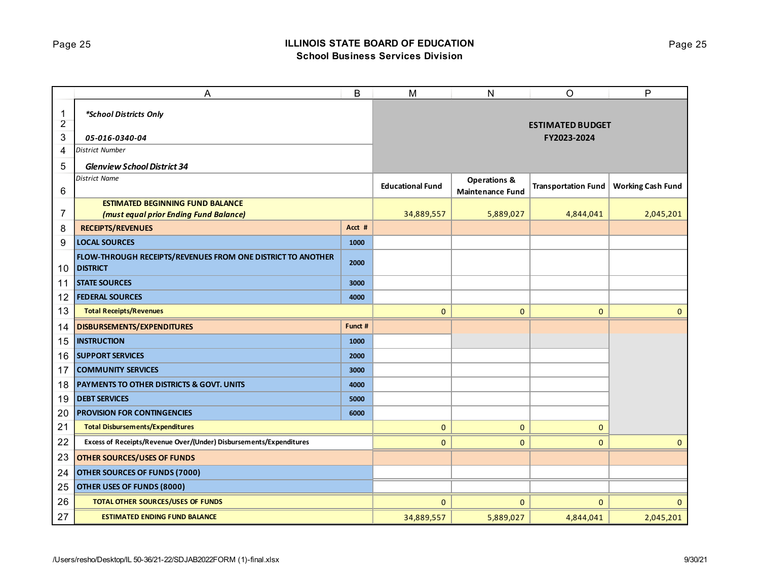# ILLINOIS STATE BOARD OF EDUCATION
## School Business Services Division

| | A | B | M | N | O | P |
|---|---|---|---|---|---|---|
| 1 | *\*School Districts Only* | | | | | |
| 2 | | | ESTIMATED BUDGET FY2023-2024 | | | |
| 3 | *05-016-0340-04* | | | | | |
| 4 | *District Number* | | | | | |
| 5 | *Glenview School District 34* | | | | | |
| 6 | *District Name* | | Educational Fund | Operations & Maintenance Fund | Transportation Fund | Working Cash Fund |
| 7 | **ESTIMATED BEGINNING FUND BALANCE** *(must equal prior Ending Fund Balance)* | | 34,889,557 | 5,889,027 | 4,844,041 | 2,045,201 |
| 8 | **RECEIPTS/REVENUES** | Acct # | | | | |
| 9 | **LOCAL SOURCES** | 1000 | | | | |
| 10 | **FLOW-THROUGH RECEIPTS/REVENUES FROM ONE DISTRICT TO ANOTHER DISTRICT** | 2000 | | | | |
| 11 | **STATE SOURCES** | 3000 | | | | |
| 12 | **FEDERAL SOURCES** | 4000 | | | | |
| 13 | **Total Receipts/Revenues** | | 0 | 0 | 0 | 0 |
| 14 | **DISBURSEMENTS/EXPENDITURES** | Funct # | | | | |
| 15 | **INSTRUCTION** | 1000 | | | | |
| 16 | **SUPPORT SERVICES** | 2000 | | | | |
| 17 | **COMMUNITY SERVICES** | 3000 | | | | |
| 18 | **PAYMENTS TO OTHER DISTRICTS & GOVT. UNITS** | 4000 | | | | |
| 19 | **DEBT SERVICES** | 5000 | | | | |
| 20 | **PROVISION FOR CONTINGENCIES** | 6000 | | | | |
| 21 | **Total Disbursements/Expenditures** | | 0 | 0 | 0 | |
| 22 | Excess of Receipts/Revenue Over/(Under) Disbursements/Expenditures | | 0 | 0 | 0 | 0 |
| 23 | **OTHER SOURCES/USES OF FUNDS** | | | | | |
| 24 | **OTHER SOURCES OF FUNDS (7000)** | | | | | |
| 25 | **OTHER USES OF FUNDS (8000)** | | | | | |
| 26 | **TOTAL OTHER SOURCES/USES OF FUNDS** | | 0 | 0 | 0 | 0 |
| 27 | **ESTIMATED ENDING FUND BALANCE** | | 34,889,557 | 5,889,027 | 4,844,041 | 2,045,201 |

/Users/resho/Desktop/IL 50-36/21-22/SDJAB2022FORM (1)-final.xlsx

9/30/21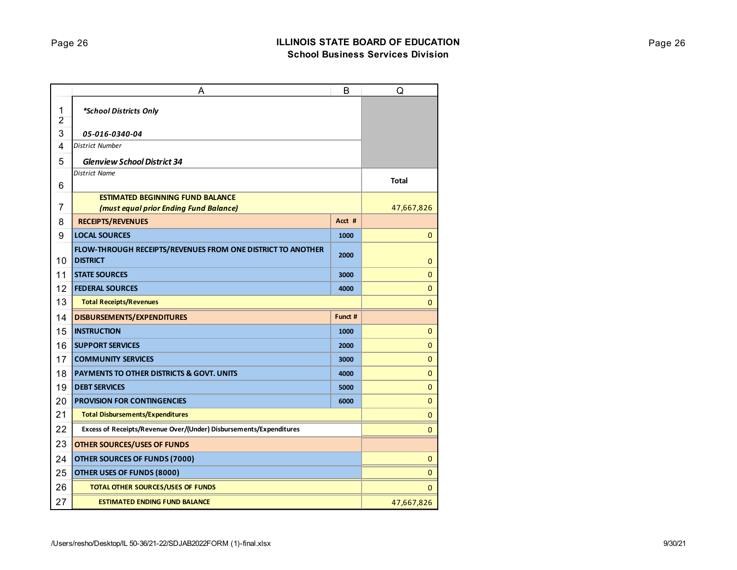# ILLINOIS STATE BOARD OF EDUCATION
## School Business Services Division

*School Districts Only*

*05-016-0340-04*
District Number

*Glenview School District 34*
District Name

| | Acct # / Funct # | Total |
|---|---|---|
| **ESTIMATED BEGINNING FUND BALANCE** ***(must equal prior Ending Fund Balance)*** | | 47,667,826 |
| **RECEIPTS/REVENUES** | **Acct #** | |
| **LOCAL SOURCES** | 1000 | 0 |
| **FLOW-THROUGH RECEIPTS/REVENUES FROM ONE DISTRICT TO ANOTHER DISTRICT** | 2000 | 0 |
| **STATE SOURCES** | 3000 | 0 |
| **FEDERAL SOURCES** | 4000 | 0 |
| **Total Receipts/Revenues** | | 0 |
| **DISBURSEMENTS/EXPENDITURES** | **Funct #** | |
| **INSTRUCTION** | 1000 | 0 |
| **SUPPORT SERVICES** | 2000 | 0 |
| **COMMUNITY SERVICES** | 3000 | 0 |
| **PAYMENTS TO OTHER DISTRICTS & GOVT. UNITS** | 4000 | 0 |
| **DEBT SERVICES** | 5000 | 0 |
| **PROVISION FOR CONTINGENCIES** | 6000 | 0 |
| **Total Disbursements/Expenditures** | | 0 |
| **Excess of Receipts/Revenue Over/(Under) Disbursements/Expenditures** | | 0 |
| **OTHER SOURCES/USES OF FUNDS** | | |
| **OTHER SOURCES OF FUNDS (7000)** | | 0 |
| **OTHER USES OF FUNDS (8000)** | | 0 |
| **TOTAL OTHER SOURCES/USES OF FUNDS** | | 0 |
| **ESTIMATED ENDING FUND BALANCE** | | 47,667,826 |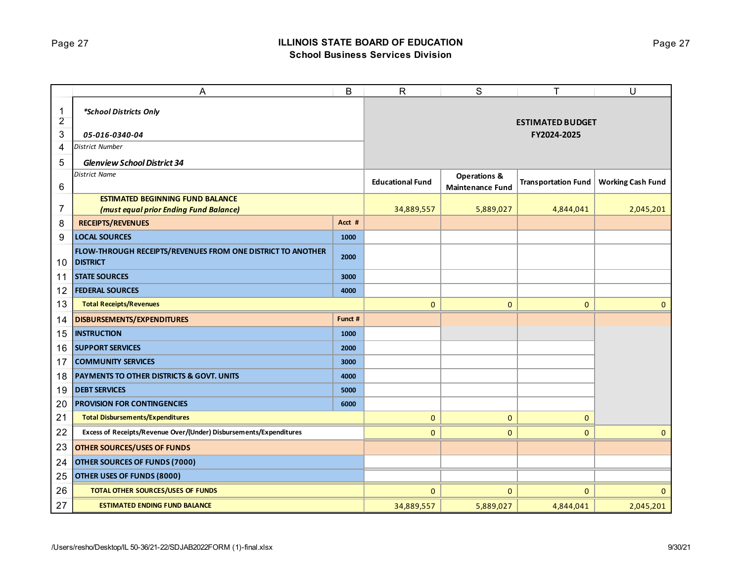## ILLINOIS STATE BOARD OF EDUCATION
### School Business Services Division

| | A | B | R | S | T | U |
|---|---|---|---|---|---|---|
| 1 | *\*School Districts Only* | | | | | |
| 2 | | | **ESTIMATED BUDGET** | | | |
| 3 | *05-016-0340-04* | | **FY2024-2025** | | | |
| 4 | *District Number* | | | | | |
| 5 | *Glenview School District 34* | | | | | |
| 6 | *District Name* | | **Educational Fund** | **Operations & Maintenance Fund** | **Transportation Fund** | **Working Cash Fund** |
| 7 | **ESTIMATED BEGINNING FUND BALANCE** *(must equal prior Ending Fund Balance)* | | 34,889,557 | 5,889,027 | 4,844,041 | 2,045,201 |
| 8 | **RECEIPTS/REVENUES** | **Acct #** | | | | |
| 9 | **LOCAL SOURCES** | **1000** | | | | |
| 10 | **FLOW-THROUGH RECEIPTS/REVENUES FROM ONE DISTRICT TO ANOTHER DISTRICT** | **2000** | | | | |
| 11 | **STATE SOURCES** | **3000** | | | | |
| 12 | **FEDERAL SOURCES** | **4000** | | | | |
| 13 | **Total Receipts/Revenues** | | 0 | 0 | 0 | 0 |
| 14 | **DISBURSEMENTS/EXPENDITURES** | **Funct #** | | | | |
| 15 | **INSTRUCTION** | **1000** | | | | |
| 16 | **SUPPORT SERVICES** | **2000** | | | | |
| 17 | **COMMUNITY SERVICES** | **3000** | | | | |
| 18 | **PAYMENTS TO OTHER DISTRICTS & GOVT. UNITS** | **4000** | | | | |
| 19 | **DEBT SERVICES** | **5000** | | | | |
| 20 | **PROVISION FOR CONTINGENCIES** | **6000** | | | | |
| 21 | **Total Disbursements/Expenditures** | | 0 | 0 | 0 | |
| 22 | **Excess of Receipts/Revenue Over/(Under) Disbursements/Expenditures** | | 0 | 0 | 0 | 0 |
| 23 | **OTHER SOURCES/USES OF FUNDS** | | | | | |
| 24 | **OTHER SOURCES OF FUNDS (7000)** | | | | | |
| 25 | **OTHER USES OF FUNDS (8000)** | | | | | |
| 26 | **TOTAL OTHER SOURCES/USES OF FUNDS** | | 0 | 0 | 0 | 0 |
| 27 | **ESTIMATED ENDING FUND BALANCE** | | 34,889,557 | 5,889,027 | 4,844,041 | 2,045,201 |

/Users/resho/Desktop/IL 50-36/21-22/SDJAB2022FORM (1)-final.xlsx 9/30/21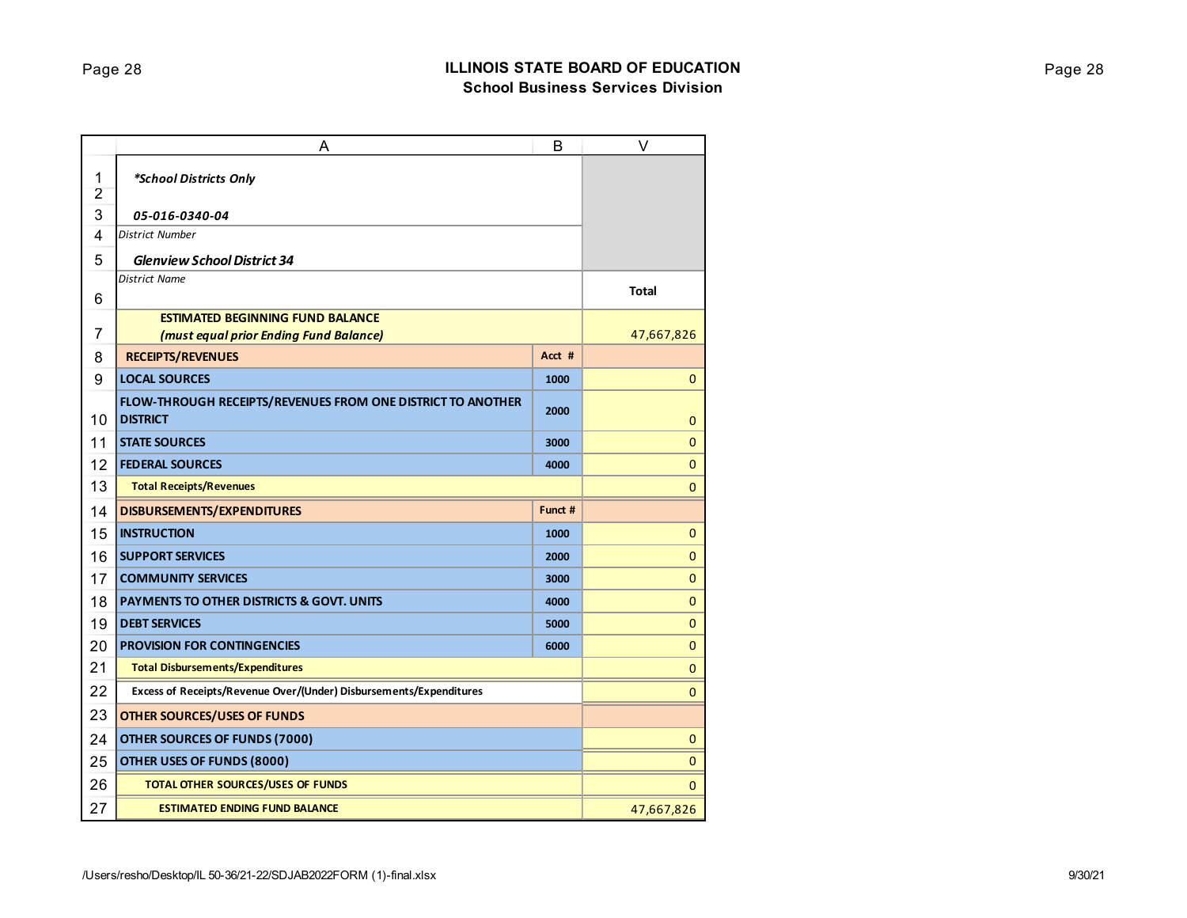## ILLINOIS STATE BOARD OF EDUCATION
### School Business Services Division

| | A | B | V |
|---|---|---|---|
| 1 | ***School Districts Only*** | | |
| 2 | | | |
| 3 | ***05-016-0340-04*** | | |
| 4 | *District Number* | | |
| 5 | ***Glenview School District 34*** | | |
| 6 | *District Name* | | **Total** |
| 7 | **ESTIMATED BEGINNING FUND BALANCE *(must equal prior Ending Fund Balance)*** | | 47,667,826 |
| 8 | **RECEIPTS/REVENUES** | **Acct #** | |
| 9 | **LOCAL SOURCES** | **1000** | 0 |
| 10 | **FLOW-THROUGH RECEIPTS/REVENUES FROM ONE DISTRICT TO ANOTHER DISTRICT** | **2000** | 0 |
| 11 | **STATE SOURCES** | **3000** | 0 |
| 12 | **FEDERAL SOURCES** | **4000** | 0 |
| 13 | **Total Receipts/Revenues** | | 0 |
| 14 | **DISBURSEMENTS/EXPENDITURES** | **Funct #** | |
| 15 | **INSTRUCTION** | **1000** | 0 |
| 16 | **SUPPORT SERVICES** | **2000** | 0 |
| 17 | **COMMUNITY SERVICES** | **3000** | 0 |
| 18 | **PAYMENTS TO OTHER DISTRICTS & GOVT. UNITS** | **4000** | 0 |
| 19 | **DEBT SERVICES** | **5000** | 0 |
| 20 | **PROVISION FOR CONTINGENCIES** | **6000** | 0 |
| 21 | **Total Disbursements/Expenditures** | | 0 |
| 22 | **Excess of Receipts/Revenue Over/(Under) Disbursements/Expenditures** | | 0 |
| 23 | **OTHER SOURCES/USES OF FUNDS** | | |
| 24 | **OTHER SOURCES OF FUNDS (7000)** | | 0 |
| 25 | **OTHER USES OF FUNDS (8000)** | | 0 |
| 26 | **TOTAL OTHER SOURCES/USES OF FUNDS** | | 0 |
| 27 | **ESTIMATED ENDING FUND BALANCE** | | 47,667,826 |

/Users/resho/Desktop/IL 50-36/21-22/SDJAB2022FORM (1)-final.xlsx 9/30/21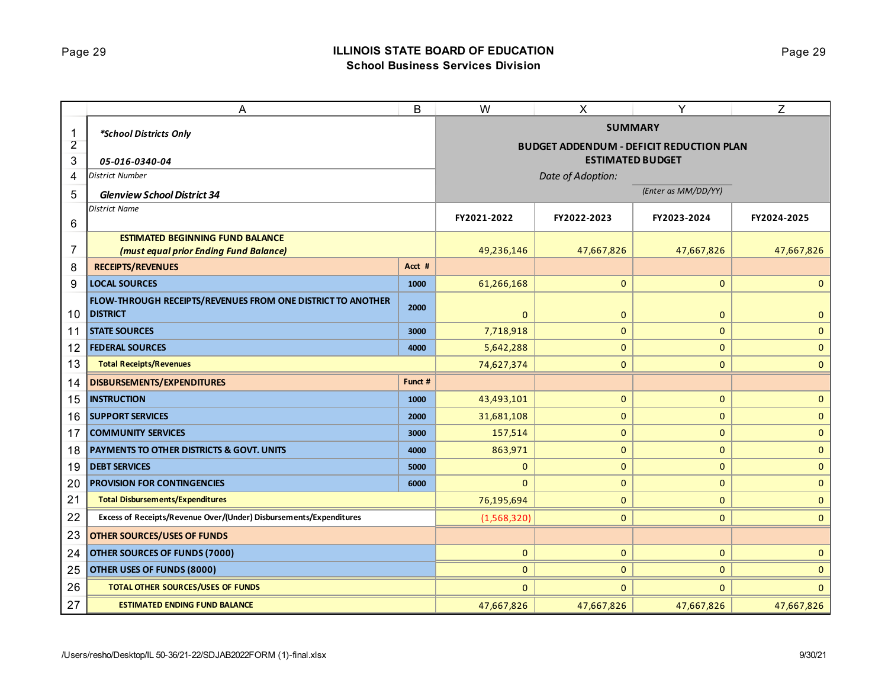## ILLINOIS STATE BOARD OF EDUCATION
### School Business Services Division

| | A | B | W | X | Y | Z |
|---|---|---|---|---|---|---|
| 1 | *\*School Districts Only* | | **SUMMARY** | | | |
| 2 | | | **BUDGET ADDENDUM - DEFICIT REDUCTION PLAN** | | | |
| 3 | ***05-016-0340-04*** | | **ESTIMATED BUDGET** | | | |
| 4 | *District Number* | | *Date of Adoption:* | | | |
| 5 | ***Glenview School District 34*** | | | | *(Enter as MM/DD/YY)* | |
| 6 | *District Name* | | **FY2021-2022** | **FY2022-2023** | **FY2023-2024** | **FY2024-2025** |
| 7 | **ESTIMATED BEGINNING FUND BALANCE** ***(must equal prior Ending Fund Balance)*** | | 49,236,146 | 47,667,826 | 47,667,826 | 47,667,826 |
| 8 | **RECEIPTS/REVENUES** | **Acct #** | | | | |
| 9 | **LOCAL SOURCES** | **1000** | 61,266,168 | 0 | 0 | 0 |
| 10 | **FLOW-THROUGH RECEIPTS/REVENUES FROM ONE DISTRICT TO ANOTHER DISTRICT** | **2000** | 0 | 0 | 0 | 0 |
| 11 | **STATE SOURCES** | **3000** | 7,718,918 | 0 | 0 | 0 |
| 12 | **FEDERAL SOURCES** | **4000** | 5,642,288 | 0 | 0 | 0 |
| 13 | **Total Receipts/Revenues** | | 74,627,374 | 0 | 0 | 0 |
| 14 | **DISBURSEMENTS/EXPENDITURES** | **Funct #** | | | | |
| 15 | **INSTRUCTION** | **1000** | 43,493,101 | 0 | 0 | 0 |
| 16 | **SUPPORT SERVICES** | **2000** | 31,681,108 | 0 | 0 | 0 |
| 17 | **COMMUNITY SERVICES** | **3000** | 157,514 | 0 | 0 | 0 |
| 18 | **PAYMENTS TO OTHER DISTRICTS & GOVT. UNITS** | **4000** | 863,971 | 0 | 0 | 0 |
| 19 | **DEBT SERVICES** | **5000** | 0 | 0 | 0 | 0 |
| 20 | **PROVISION FOR CONTINGENCIES** | **6000** | 0 | 0 | 0 | 0 |
| 21 | **Total Disbursements/Expenditures** | | 76,195,694 | 0 | 0 | 0 |
| 22 | **Excess of Receipts/Revenue Over/(Under) Disbursements/Expenditures** | | (1,568,320) | 0 | 0 | 0 |
| 23 | **OTHER SOURCES/USES OF FUNDS** | | | | | |
| 24 | **OTHER SOURCES OF FUNDS (7000)** | | 0 | 0 | 0 | 0 |
| 25 | **OTHER USES OF FUNDS (8000)** | | 0 | 0 | 0 | 0 |
| 26 | **TOTAL OTHER SOURCES/USES OF FUNDS** | | 0 | 0 | 0 | 0 |
| 27 | **ESTIMATED ENDING FUND BALANCE** | | 47,667,826 | 47,667,826 | 47,667,826 | 47,667,826 |

/Users/resho/Desktop/IL 50-36/21-22/SDJAB2022FORM (1)-final.xlsx 9/30/21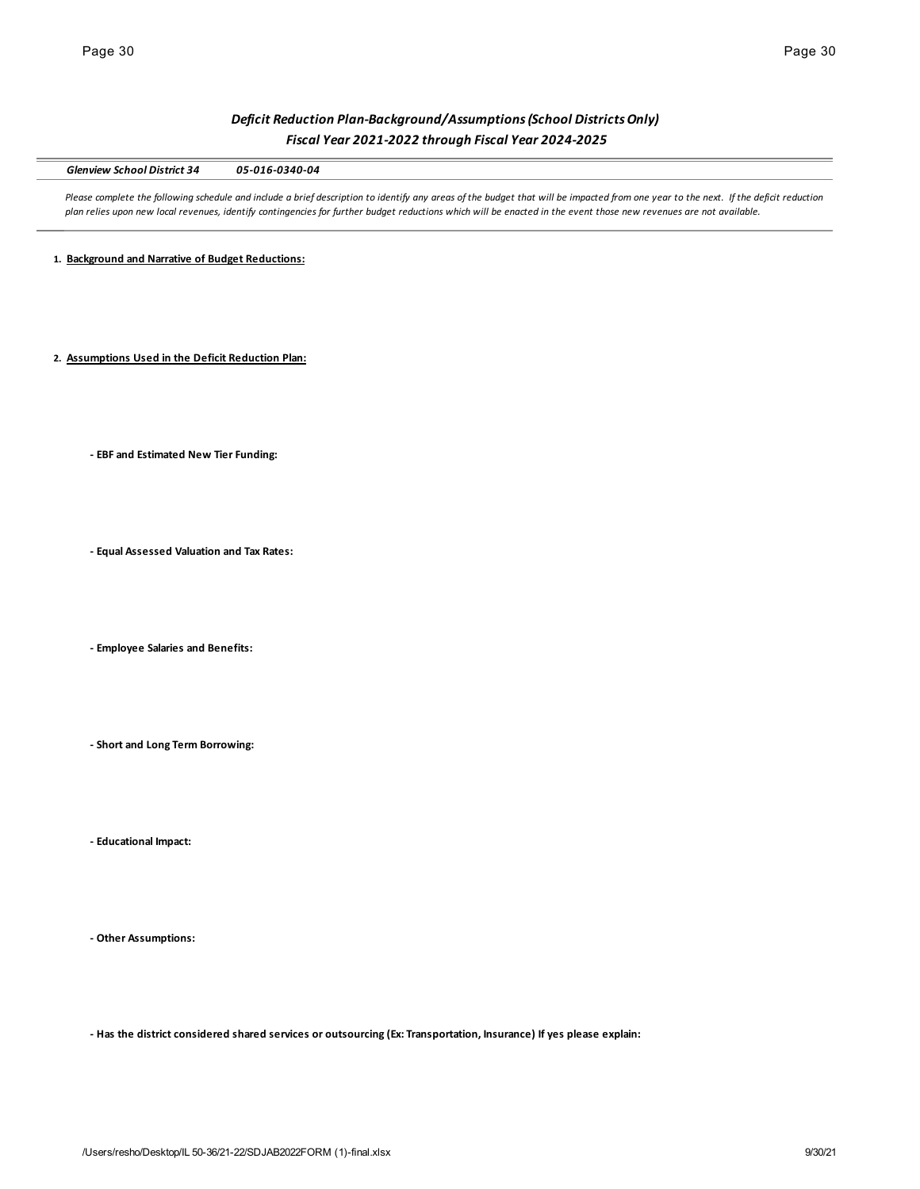## *Deficit Reduction Plan-Background/Assumptions (School Districts Only)*
## *Fiscal Year 2021-2022 through Fiscal Year 2024-2025*

***Glenview School District 34*** ***05-016-0340-04***

*Please complete the following schedule and include a brief description to identify any areas of the budget that will be impacted from one year to the next. If the deficit reduction plan relies upon new local revenues, identify contingencies for further budget reductions which will be enacted in the event those new revenues are not available.*

1. **Background and Narrative of Budget Reductions:**

2. **Assumptions Used in the Deficit Reduction Plan:**

**- EBF and Estimated New Tier Funding:**

**- Equal Assessed Valuation and Tax Rates:**

**- Employee Salaries and Benefits:**

**- Short and Long Term Borrowing:**

**- Educational Impact:**

**- Other Assumptions:**

**- Has the district considered shared services or outsourcing (Ex: Transportation, Insurance) If yes please explain:**

/Users/resho/Desktop/IL 50-36/21-22/SDJAB2022FORM (1)-final.xlsx 9/30/21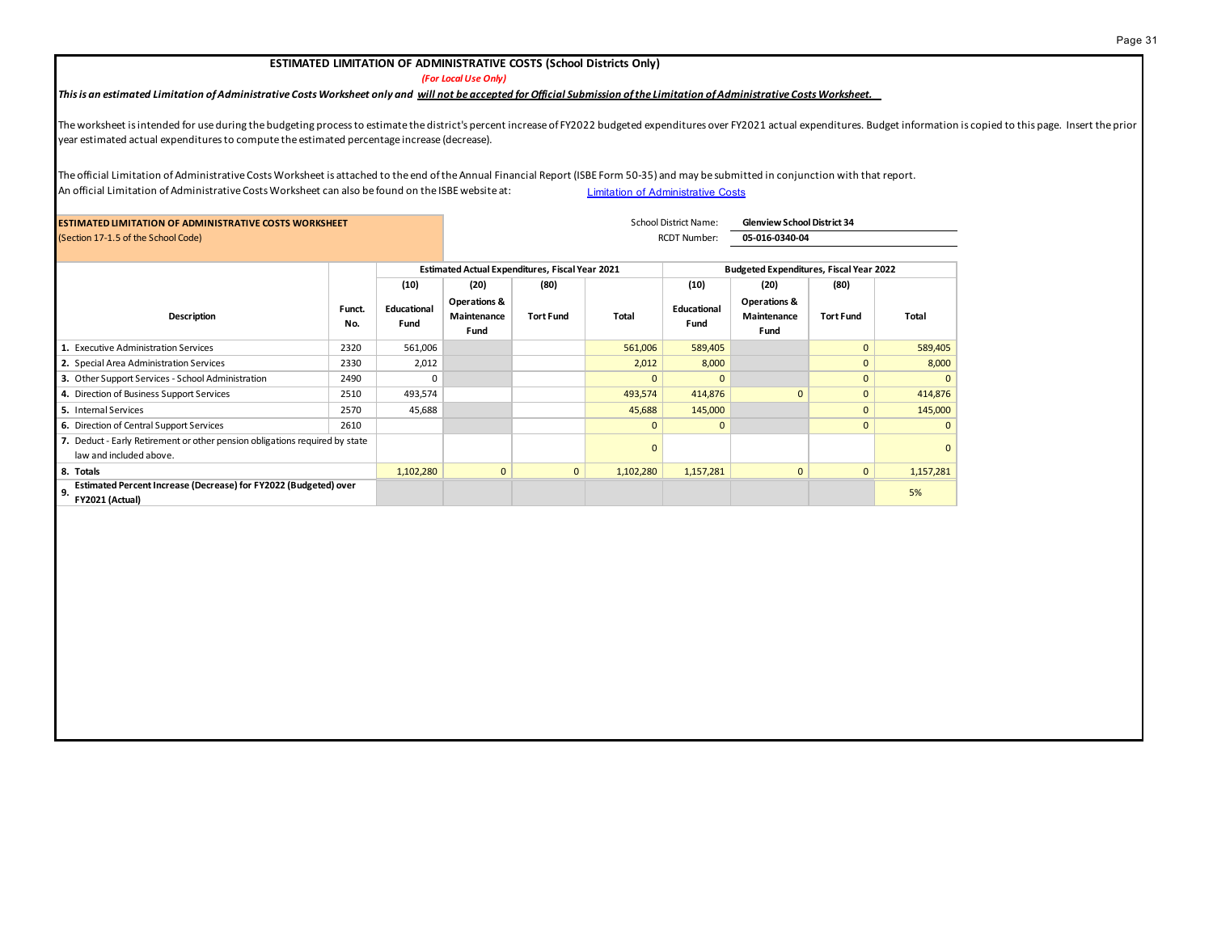## ESTIMATED LIMITATION OF ADMINISTRATIVE COSTS (School Districts Only)

*(For Local Use Only)*

***This is an estimated Limitation of Administrative Costs Worksheet only and will not be accepted for Official Submission of the Limitation of Administrative Costs Worksheet.***

The worksheet is intended for use during the budgeting process to estimate the district's percent increase of FY2022 budgeted expenditures over FY2021 actual expenditures. Budget information is copied to this page. Insert the prior year estimated actual expenditures to compute the estimated percentage increase (decrease).

The official Limitation of Administrative Costs Worksheet is attached to the end of the Annual Financial Report (ISBE Form 50-35) and may be submitted in conjunction with that report.
An official Limitation of Administrative Costs Worksheet can also be found on the ISBE website at: Limitation of Administrative Costs

**ESTIMATED LIMITATION OF ADMINISTRATIVE COSTS WORKSHEET**
(Section 17-1.5 of the School Code)

School District Name: **Glenview School District 34**
RCDT Number: **05-016-0340-04**

| Description | Funct. No. | Estimated Actual Expenditures, Fiscal Year 2021 | | | | Budgeted Expenditures, Fiscal Year 2022 | | | |
|---|---|---|---|---|---|---|---|---|---|
| | | (10) Educational Fund | (20) Operations & Maintenance Fund | (80) Tort Fund | Total | (10) Educational Fund | (20) Operations & Maintenance Fund | (80) Tort Fund | Total |
| 1. Executive Administration Services | 2320 | 561,006 | | | 561,006 | 589,405 | | 0 | 589,405 |
| 2. Special Area Administration Services | 2330 | 2,012 | | | 2,012 | 8,000 | | 0 | 8,000 |
| 3. Other Support Services - School Administration | 2490 | 0 | | | 0 | 0 | | 0 | 0 |
| 4. Direction of Business Support Services | 2510 | 493,574 | | | 493,574 | 414,876 | 0 | 0 | 414,876 |
| 5. Internal Services | 2570 | 45,688 | | | 45,688 | 145,000 | | 0 | 145,000 |
| 6. Direction of Central Support Services | 2610 | | | | 0 | 0 | | 0 | 0 |
| 7. Deduct - Early Retirement or other pension obligations required by state law and included above. | | | | | 0 | | | | 0 |
| 8. Totals | | 1,102,280 | 0 | 0 | 1,102,280 | 1,157,281 | 0 | 0 | 1,157,281 |
| 9. Estimated Percent Increase (Decrease) for FY2022 (Budgeted) over FY2021 (Actual) | | | | | | | | | 5% |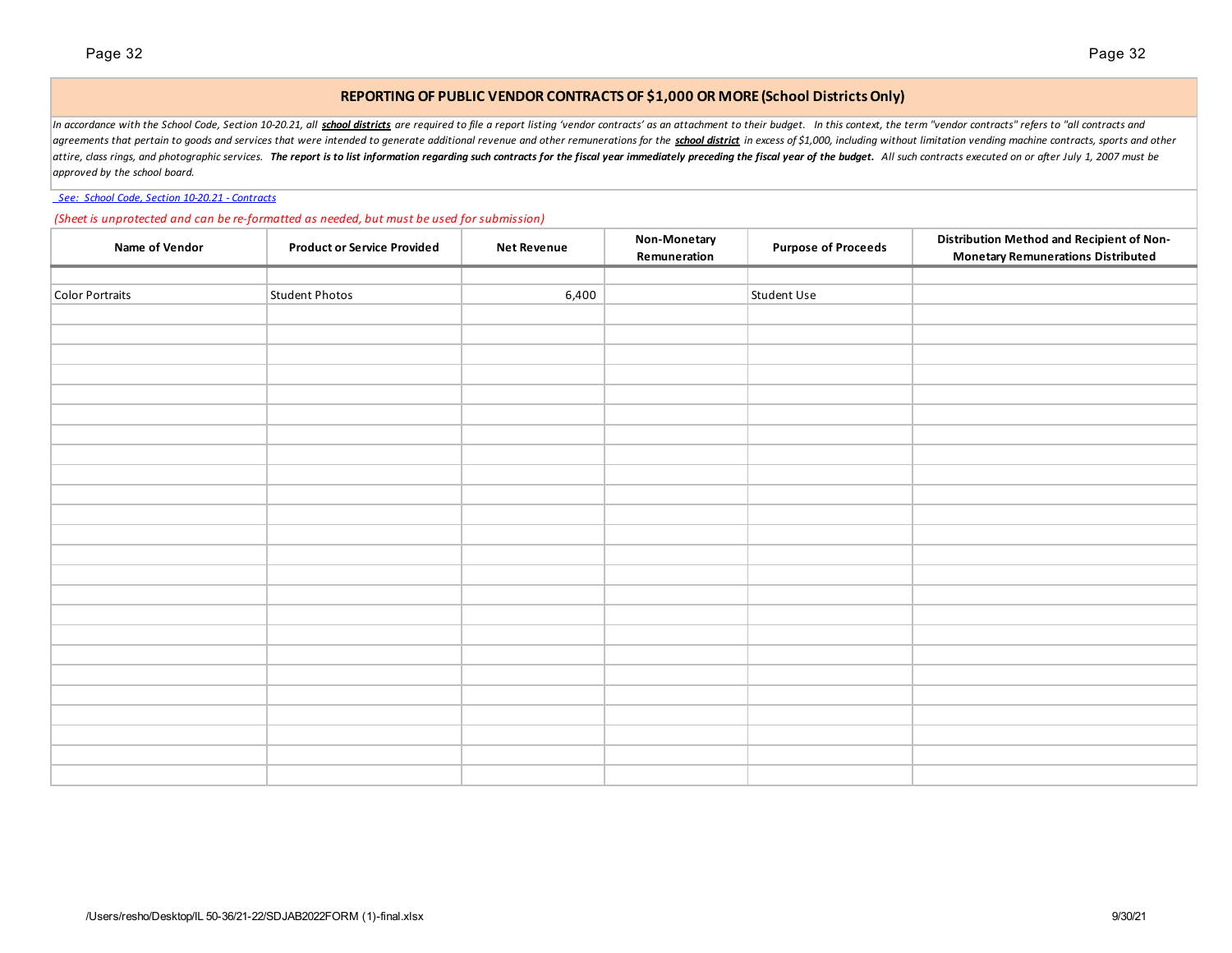## REPORTING OF PUBLIC VENDOR CONTRACTS OF $1,000 OR MORE (School Districts Only)

*In accordance with the School Code, Section 10-20.21, all **school districts** are required to file a report listing 'vendor contracts' as an attachment to their budget. In this context, the term "vendor contracts" refers to "all contracts and agreements that pertain to goods and services that were intended to generate additional revenue and other remunerations for the **school district** in excess of $1,000, including without limitation vending machine contracts, sports and other attire, class rings, and photographic services. **The report is to list information regarding such contracts for the fiscal year immediately preceding the fiscal year of the budget.** All such contracts executed on or after July 1, 2007 must be approved by the school board.*

*See: School Code, Section 10-20.21 - Contracts*

*(Sheet is unprotected and can be re-formatted as needed, but must be used for submission)*

| Name of Vendor | Product or Service Provided | Net Revenue | Non-Monetary Remuneration | Purpose of Proceeds | Distribution Method and Recipient of Non-Monetary Remunerations Distributed |
|---|---|---|---|---|---|
| | | | | | |
| Color Portraits | Student Photos | 6,400 | | Student Use | |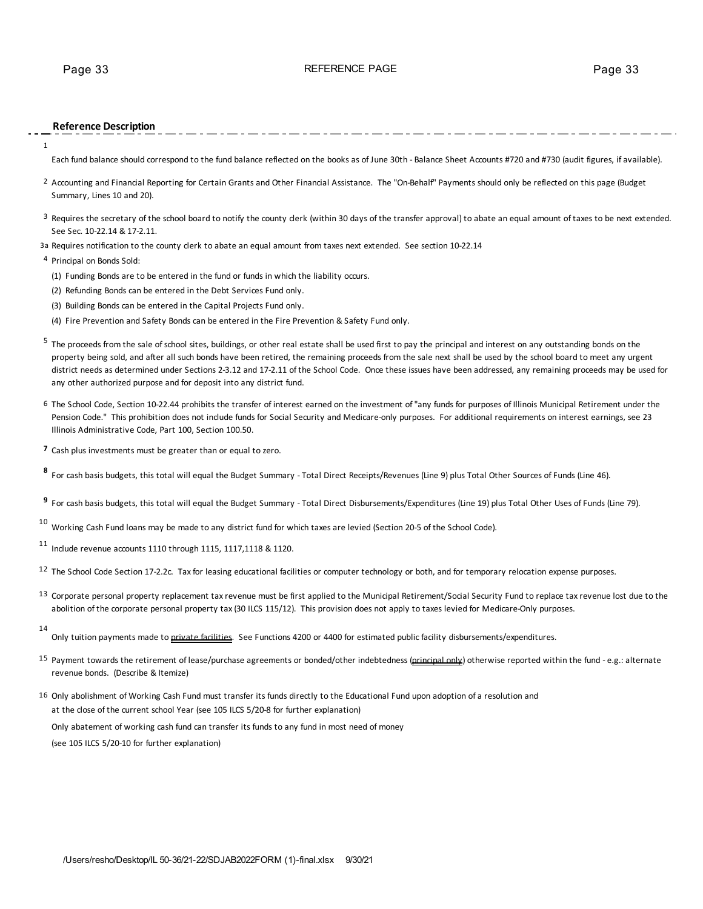# REFERENCE PAGE

**Reference Description**

1 Each fund balance should correspond to the fund balance reflected on the books as of June 30th - Balance Sheet Accounts #720 and #730 (audit figures, if available).

2 Accounting and Financial Reporting for Certain Grants and Other Financial Assistance. The "On-Behalf" Payments should only be reflected on this page (Budget Summary, Lines 10 and 20).

3 Requires the secretary of the school board to notify the county clerk (within 30 days of the transfer approval) to abate an equal amount of taxes to be next extended. See Sec. 10-22.14 & 17-2.11.

3a Requires notification to the county clerk to abate an equal amount from taxes next extended. See section 10-22.14

4 Principal on Bonds Sold:

(1) Funding Bonds are to be entered in the fund or funds in which the liability occurs.

(2) Refunding Bonds can be entered in the Debt Services Fund only.

(3) Building Bonds can be entered in the Capital Projects Fund only.

(4) Fire Prevention and Safety Bonds can be entered in the Fire Prevention & Safety Fund only.

5 The proceeds from the sale of school sites, buildings, or other real estate shall be used first to pay the principal and interest on any outstanding bonds on the property being sold, and after all such bonds have been retired, the remaining proceeds from the sale next shall be used by the school board to meet any urgent district needs as determined under Sections 2-3.12 and 17-2.11 of the School Code. Once these issues have been addressed, any remaining proceeds may be used for any other authorized purpose and for deposit into any district fund.

6 The School Code, Section 10-22.44 prohibits the transfer of interest earned on the investment of "any funds for purposes of Illinois Municipal Retirement under the Pension Code." This prohibition does not include funds for Social Security and Medicare-only purposes. For additional requirements on interest earnings, see 23 Illinois Administrative Code, Part 100, Section 100.50.

**7** Cash plus investments must be greater than or equal to zero.

**8** For cash basis budgets, this total will equal the Budget Summary - Total Direct Receipts/Revenues (Line 9) plus Total Other Sources of Funds (Line 46).

**9** For cash basis budgets, this total will equal the Budget Summary - Total Direct Disbursements/Expenditures (Line 19) plus Total Other Uses of Funds (Line 79).

10 Working Cash Fund loans may be made to any district fund for which taxes are levied (Section 20-5 of the School Code).

11 Include revenue accounts 1110 through 1115, 1117,1118 & 1120.

12 The School Code Section 17-2.2c. Tax for leasing educational facilities or computer technology or both, and for temporary relocation expense purposes.

13 Corporate personal property replacement tax revenue must be first applied to the Municipal Retirement/Social Security Fund to replace tax revenue lost due to the abolition of the corporate personal property tax (30 ILCS 115/12). This provision does not apply to taxes levied for Medicare-Only purposes.

14 Only tuition payments made to <u>private facilities</u>. See Functions 4200 or 4400 for estimated public facility disbursements/expenditures.

15 Payment towards the retirement of lease/purchase agreements or bonded/other indebtedness (<u>principal only</u>) otherwise reported within the fund - e.g.: alternate revenue bonds. (Describe & Itemize)

16 Only abolishment of Working Cash Fund must transfer its funds directly to the Educational Fund upon adoption of a resolution and at the close of the current school Year (see 105 ILCS 5/20-8 for further explanation)

Only abatement of working cash fund can transfer its funds to any fund in most need of money (see 105 ILCS 5/20-10 for further explanation)

/Users/resho/Desktop/IL 50-36/21-22/SDJAB2022FORM (1)-final.xlsx 9/30/21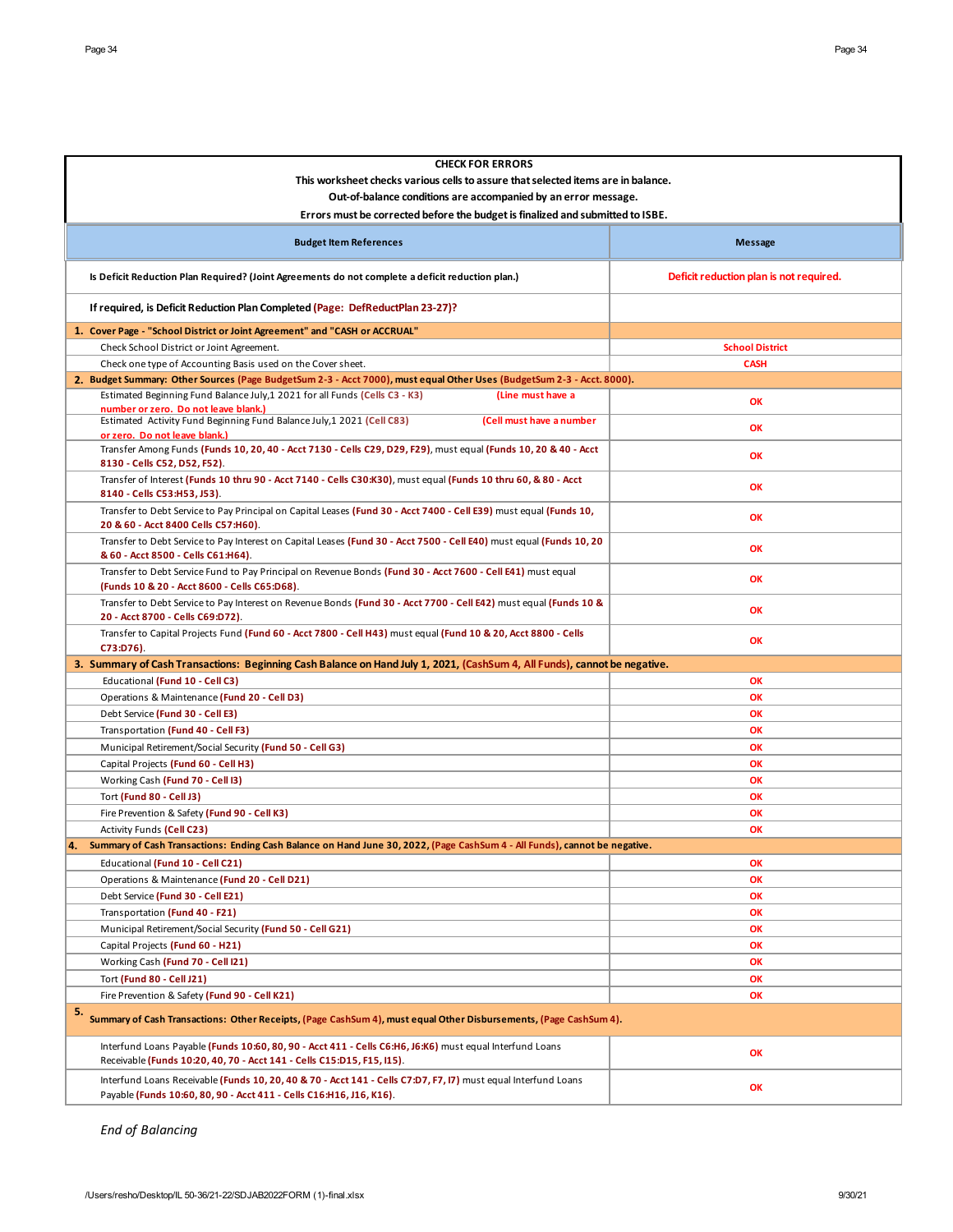**CHECK FOR ERRORS**

**This worksheet checks various cells to assure that selected items are in balance.**

**Out-of-balance conditions are accompanied by an error message.**

**Errors must be corrected before the budget is finalized and submitted to ISBE.**

| Budget Item References | Message |
|---|---|
| **Is Deficit Reduction Plan Required? (Joint Agreements do not complete a deficit reduction plan.)** | Deficit reduction plan is not required. |
| **If required, is Deficit Reduction Plan Completed (Page: DefReductPlan 23-27)?** | |
| **1. Cover Page - "School District or Joint Agreement" and "CASH or ACCRUAL"** | |
| Check School District or Joint Agreement. | School District |
| Check one type of Accounting Basis used on the Cover sheet. | CASH |
| **2. Budget Summary: Other Sources (Page BudgetSum 2-3 - Acct 7000), must equal Other Uses (BudgetSum 2-3 - Acct. 8000).** | |
| Estimated Beginning Fund Balance July,1 2021 for all Funds **(Cells C3 - K3)** **(Line must have a number or zero. Do not leave blank.)** | OK |
| Estimated Activity Fund Beginning Fund Balance July,1 2021 **(Cell C83)** **(Cell must have a number or zero. Do not leave blank.)** | OK |
| Transfer Among Funds **(Funds 10, 20, 40 - Acct 7130 - Cells C29, D29, F29)**, must equal **(Funds 10, 20 & 40 - Acct 8130 - Cells C52, D52, F52)**. | OK |
| Transfer of Interest **(Funds 10 thru 90 - Acct 7140 - Cells C30:K30)**, must equal **(Funds 10 thru 60, & 80 - Acct 8140 - Cells C53:H53, J53)**. | OK |
| Transfer to Debt Service to Pay Principal on Capital Leases **(Fund 30 - Acct 7400 - Cell E39)** must equal **(Funds 10, 20 & 60 - Acct 8400 Cells C57:H60)**. | OK |
| Transfer to Debt Service to Pay Interest on Capital Leases **(Fund 30 - Acct 7500 - Cell E40)** must equal **(Funds 10, 20 & 60 - Acct 8500 - Cells C61:H64)**. | OK |
| Transfer to Debt Service Fund to Pay Principal on Revenue Bonds **(Fund 30 - Acct 7600 - Cell E41)** must equal **(Funds 10 & 20 - Acct 8600 - Cells C65:D68)**. | OK |
| Transfer to Debt Service to Pay Interest on Revenue Bonds **(Fund 30 - Acct 7700 - Cell E42)** must equal **(Funds 10 & 20 - Acct 8700 - Cells C69:D72)**. | OK |
| Transfer to Capital Projects Fund **(Fund 60 - Acct 7800 - Cell H43)** must equal **(Fund 10 & 20, Acct 8800 - Cells C73:D76)**. | OK |
| **3. Summary of Cash Transactions: Beginning Cash Balance on Hand July 1, 2021, (CashSum 4, All Funds), cannot be negative.** | |
| Educational **(Fund 10 - Cell C3)** | OK |
| Operations & Maintenance **(Fund 20 - Cell D3)** | OK |
| Debt Service **(Fund 30 - Cell E3)** | OK |
| Transportation **(Fund 40 - Cell F3)** | OK |
| Municipal Retirement/Social Security **(Fund 50 - Cell G3)** | OK |
| Capital Projects **(Fund 60 - Cell H3)** | OK |
| Working Cash **(Fund 70 - Cell I3)** | OK |
| Tort **(Fund 80 - Cell J3)** | OK |
| Fire Prevention & Safety **(Fund 90 - Cell K3)** | OK |
| Activity Funds **(Cell C23)** | OK |
| **4. Summary of Cash Transactions: Ending Cash Balance on Hand June 30, 2022, (Page CashSum 4 - All Funds), cannot be negative.** | |
| Educational **(Fund 10 - Cell C21)** | OK |
| Operations & Maintenance **(Fund 20 - Cell D21)** | OK |
| Debt Service **(Fund 30 - Cell E21)** | OK |
| Transportation **(Fund 40 - F21)** | OK |
| Municipal Retirement/Social Security **(Fund 50 - Cell G21)** | OK |
| Capital Projects **(Fund 60 - H21)** | OK |
| Working Cash **(Fund 70 - Cell I21)** | OK |
| Tort **(Fund 80 - Cell J21)** | OK |
| Fire Prevention & Safety **(Fund 90 - Cell K21)** | OK |
| **5. Summary of Cash Transactions: Other Receipts, (Page CashSum 4), must equal Other Disbursements, (Page CashSum 4).** | |
| Interfund Loans Payable **(Funds 10:60, 80, 90 - Acct 411 - Cells C6:H6, J6:K6)** must equal Interfund Loans Receivable **(Funds 10:20, 40, 70 - Acct 141 - Cells C15:D15, F15, I15)**. | OK |
| Interfund Loans Receivable **(Funds 10, 20, 40 & 70 - Acct 141 - Cells C7:D7, F7, I7)** must equal Interfund Loans Payable **(Funds 10:60, 80, 90 - Acct 411 - Cells C16:H16, J16, K16)**. | OK |

*End of Balancing*